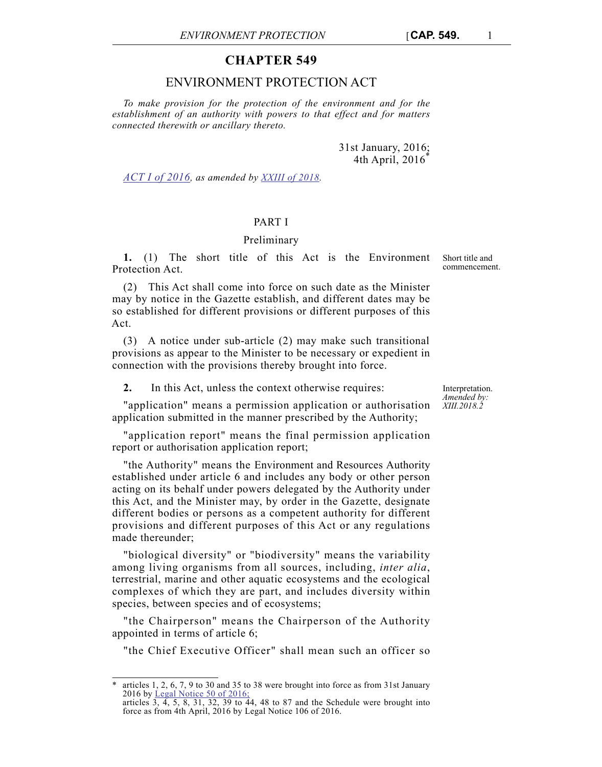# CHAPTER 549

## ENVIRONMENT PROTECTION ACT

*To make provision for the protection of the environment and for the establishment of an authority with powers to that effect and for matters connected therewith or ancillary thereto.*

31st January, 2016;
4th April, 2016*

*ACT I of 2016, as amended by XXIII of 2018.*

### PART I

### Preliminary

Short title and commencement.

**1.** (1) The short title of this Act is the Environment Protection Act.

(2) This Act shall come into force on such date as the Minister may by notice in the Gazette establish, and different dates may be so established for different provisions or different purposes of this Act.

(3) A notice under sub-article (2) may make such transitional provisions as appear to the Minister to be necessary or expedient in connection with the provisions thereby brought into force.

Interpretation. *Amended by: XIII.2018.2*

**2.** In this Act, unless the context otherwise requires:

"application" means a permission application or authorisation application submitted in the manner prescribed by the Authority;

"application report" means the final permission application report or authorisation application report;

"the Authority" means the Environment and Resources Authority established under article 6 and includes any body or other person acting on its behalf under powers delegated by the Authority under this Act, and the Minister may, by order in the Gazette, designate different bodies or persons as a competent authority for different provisions and different purposes of this Act or any regulations made thereunder;

"biological diversity" or "biodiversity" means the variability among living organisms from all sources, including, *inter alia*, terrestrial, marine and other aquatic ecosystems and the ecological complexes of which they are part, and includes diversity within species, between species and of ecosystems;

"the Chairperson" means the Chairperson of the Authority appointed in terms of article 6;

"the Chief Executive Officer" shall mean such an officer so

---

\* articles 1, 2, 6, 7, 9 to 30 and 35 to 38 were brought into force as from 31st January 2016 by Legal Notice 50 of 2016;
articles 3, 4, 5, 8, 31, 32, 39 to 44, 48 to 87 and the Schedule were brought into force as from 4th April, 2016 by Legal Notice 106 of 2016.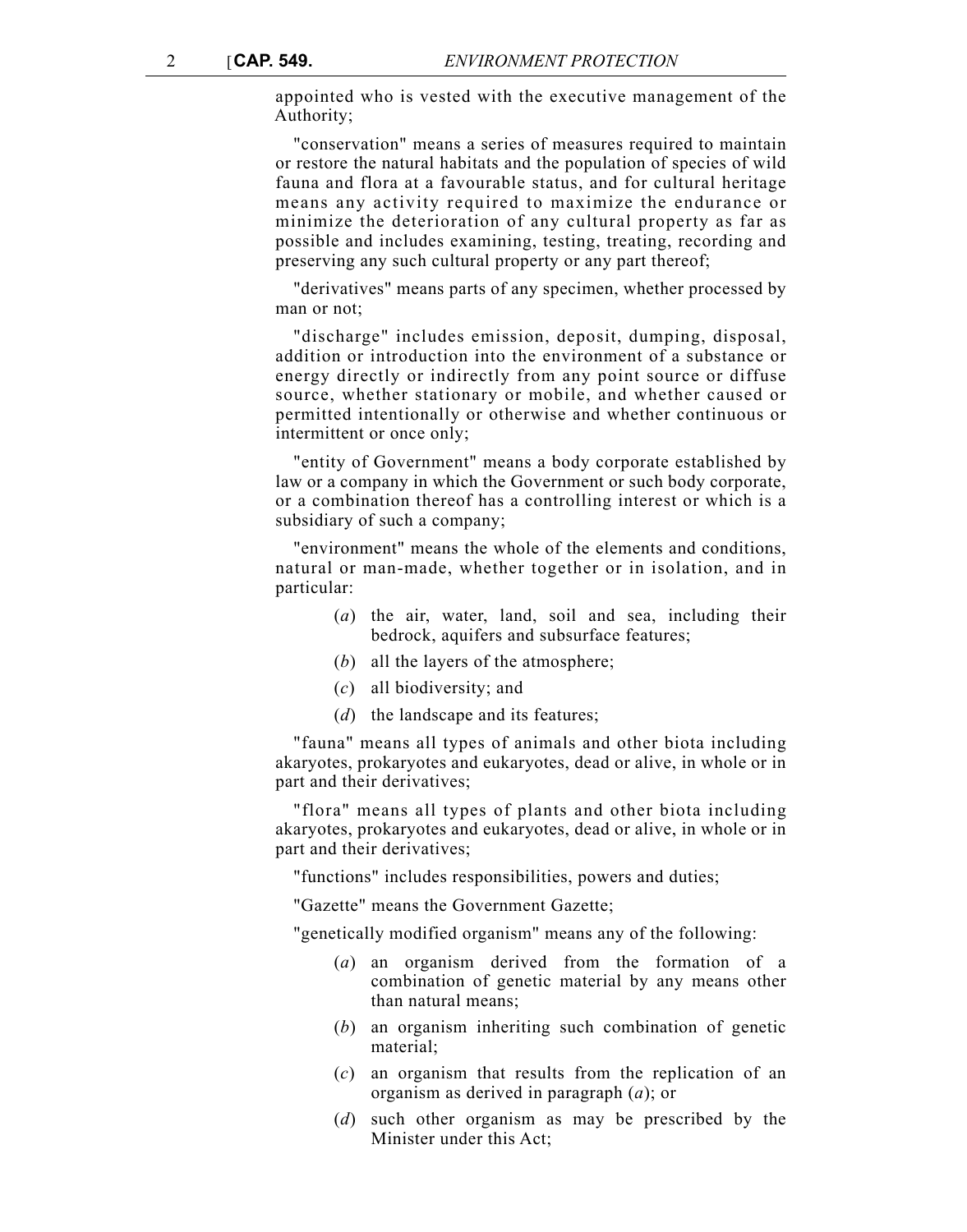appointed who is vested with the executive management of the Authority;

"conservation" means a series of measures required to maintain or restore the natural habitats and the population of species of wild fauna and flora at a favourable status, and for cultural heritage means any activity required to maximize the endurance or minimize the deterioration of any cultural property as far as possible and includes examining, testing, treating, recording and preserving any such cultural property or any part thereof;

"derivatives" means parts of any specimen, whether processed by man or not;

"discharge" includes emission, deposit, dumping, disposal, addition or introduction into the environment of a substance or energy directly or indirectly from any point source or diffuse source, whether stationary or mobile, and whether caused or permitted intentionally or otherwise and whether continuous or intermittent or once only;

"entity of Government" means a body corporate established by law or a company in which the Government or such body corporate, or a combination thereof has a controlling interest or which is a subsidiary of such a company;

"environment" means the whole of the elements and conditions, natural or man-made, whether together or in isolation, and in particular:

- (*a*) the air, water, land, soil and sea, including their bedrock, aquifers and subsurface features;
- (*b*) all the layers of the atmosphere;
- (*c*) all biodiversity; and
- (*d*) the landscape and its features;

"fauna" means all types of animals and other biota including akaryotes, prokaryotes and eukaryotes, dead or alive, in whole or in part and their derivatives;

"flora" means all types of plants and other biota including akaryotes, prokaryotes and eukaryotes, dead or alive, in whole or in part and their derivatives;

"functions" includes responsibilities, powers and duties;

"Gazette" means the Government Gazette;

"genetically modified organism" means any of the following:

- (*a*) an organism derived from the formation of a combination of genetic material by any means other than natural means;
- (*b*) an organism inheriting such combination of genetic material;
- (*c*) an organism that results from the replication of an organism as derived in paragraph (*a*); or
- (*d*) such other organism as may be prescribed by the Minister under this Act;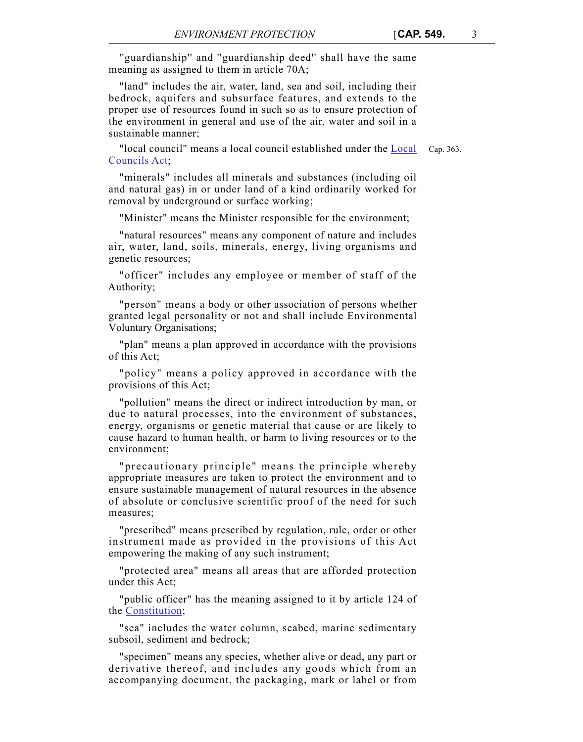''guardianship'' and ''guardianship deed'' shall have the same meaning as assigned to them in article 70A;

"land" includes the air, water, land, sea and soil, including their bedrock, aquifers and subsurface features, and extends to the proper use of resources found in such so as to ensure protection of the environment in general and use of the air, water and soil in a sustainable manner;

"local council" means a local council established under the Local Councils Act; Cap. 363.

"minerals" includes all minerals and substances (including oil and natural gas) in or under land of a kind ordinarily worked for removal by underground or surface working;

"Minister" means the Minister responsible for the environment;

"natural resources" means any component of nature and includes air, water, land, soils, minerals, energy, living organisms and genetic resources;

"officer" includes any employee or member of staff of the Authority;

"person" means a body or other association of persons whether granted legal personality or not and shall include Environmental Voluntary Organisations;

"plan" means a plan approved in accordance with the provisions of this Act;

"policy" means a policy approved in accordance with the provisions of this Act;

"pollution" means the direct or indirect introduction by man, or due to natural processes, into the environment of substances, energy, organisms or genetic material that cause or are likely to cause hazard to human health, or harm to living resources or to the environment;

"precautionary principle" means the principle whereby appropriate measures are taken to protect the environment and to ensure sustainable management of natural resources in the absence of absolute or conclusive scientific proof of the need for such measures;

"prescribed" means prescribed by regulation, rule, order or other instrument made as provided in the provisions of this Act empowering the making of any such instrument;

"protected area" means all areas that are afforded protection under this Act;

"public officer" has the meaning assigned to it by article 124 of the Constitution;

"sea" includes the water column, seabed, marine sedimentary subsoil, sediment and bedrock;

"specimen" means any species, whether alive or dead, any part or derivative thereof, and includes any goods which from an accompanying document, the packaging, mark or label or from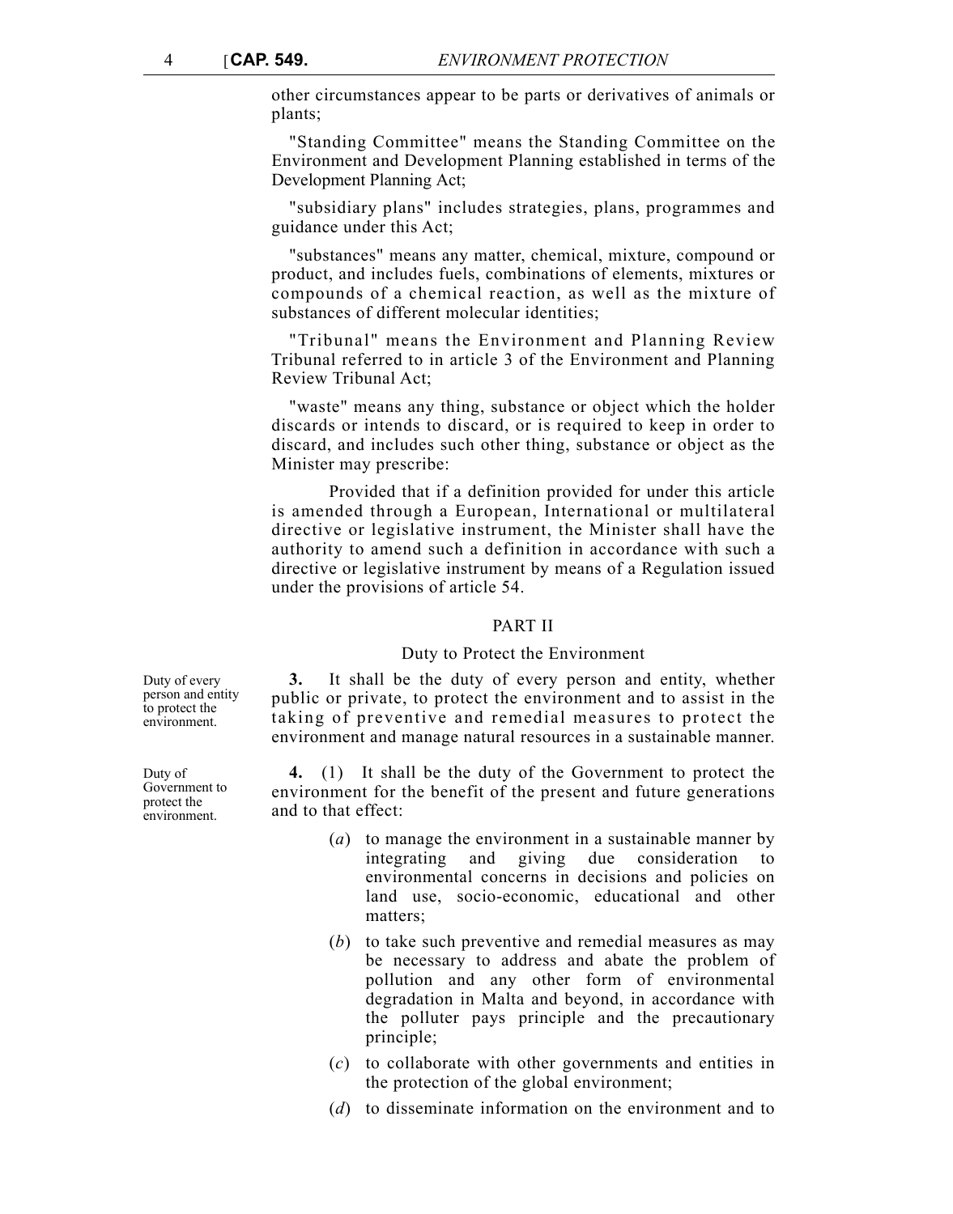other circumstances appear to be parts or derivatives of animals or plants;

"Standing Committee" means the Standing Committee on the Environment and Development Planning established in terms of the Development Planning Act;

"subsidiary plans" includes strategies, plans, programmes and guidance under this Act;

"substances" means any matter, chemical, mixture, compound or product, and includes fuels, combinations of elements, mixtures or compounds of a chemical reaction, as well as the mixture of substances of different molecular identities;

"Tribunal" means the Environment and Planning Review Tribunal referred to in article 3 of the Environment and Planning Review Tribunal Act;

"waste" means any thing, substance or object which the holder discards or intends to discard, or is required to keep in order to discard, and includes such other thing, substance or object as the Minister may prescribe:

Provided that if a definition provided for under this article is amended through a European, International or multilateral directive or legislative instrument, the Minister shall have the authority to amend such a definition in accordance with such a directive or legislative instrument by means of a Regulation issued under the provisions of article 54.

## PART II

### Duty to Protect the Environment

*Duty of every person and entity to protect the environment.*

**3.** It shall be the duty of every person and entity, whether public or private, to protect the environment and to assist in the taking of preventive and remedial measures to protect the environment and manage natural resources in a sustainable manner.

*Duty of Government to protect the environment.*

**4.** (1) It shall be the duty of the Government to protect the environment for the benefit of the present and future generations and to that effect:

(*a*) to manage the environment in a sustainable manner by integrating and giving due consideration to environmental concerns in decisions and policies on land use, socio-economic, educational and other matters;

(*b*) to take such preventive and remedial measures as may be necessary to address and abate the problem of pollution and any other form of environmental degradation in Malta and beyond, in accordance with the polluter pays principle and the precautionary principle;

(*c*) to collaborate with other governments and entities in the protection of the global environment;

(*d*) to disseminate information on the environment and to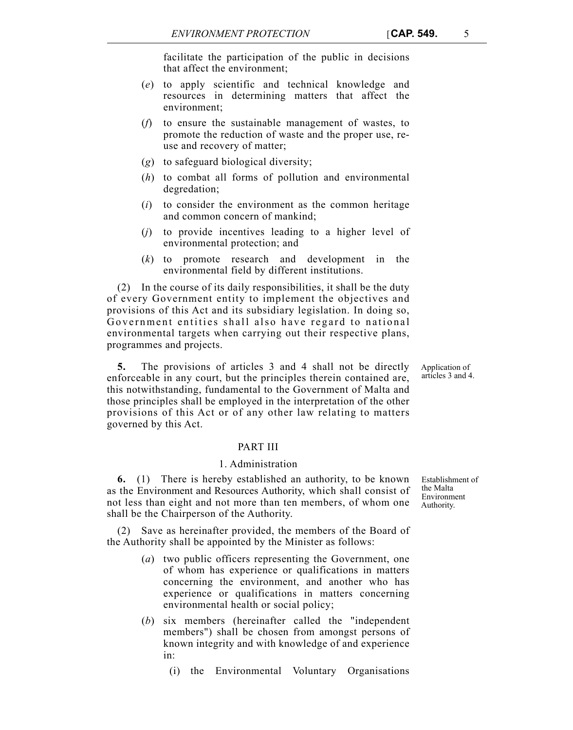facilitate the participation of the public in decisions that affect the environment;

(*e*) to apply scientific and technical knowledge and resources in determining matters that affect the environment;

(*f*) to ensure the sustainable management of wastes, to promote the reduction of waste and the proper use, re-use and recovery of matter;

(*g*) to safeguard biological diversity;

(*h*) to combat all forms of pollution and environmental degredation;

(*i*) to consider the environment as the common heritage and common concern of mankind;

(*j*) to provide incentives leading to a higher level of environmental protection; and

(*k*) to promote research and development in the environmental field by different institutions.

(2) In the course of its daily responsibilities, it shall be the duty of every Government entity to implement the objectives and provisions of this Act and its subsidiary legislation. In doing so, Government entities shall also have regard to national environmental targets when carrying out their respective plans, programmes and projects.

*Application of articles 3 and 4.*

**5.** The provisions of articles 3 and 4 shall not be directly enforceable in any court, but the principles therein contained are, this notwithstanding, fundamental to the Government of Malta and those principles shall be employed in the interpretation of the other provisions of this Act or of any other law relating to matters governed by this Act.

## PART III

### 1. Administration

*Establishment of the Malta Environment Authority.*

**6.** (1) There is hereby established an authority, to be known as the Environment and Resources Authority, which shall consist of not less than eight and not more than ten members, of whom one shall be the Chairperson of the Authority.

(2) Save as hereinafter provided, the members of the Board of the Authority shall be appointed by the Minister as follows:

(*a*) two public officers representing the Government, one of whom has experience or qualifications in matters concerning the environment, and another who has experience or qualifications in matters concerning environmental health or social policy;

(*b*) six members (hereinafter called the "independent members") shall be chosen from amongst persons of known integrity and with knowledge of and experience in:

(i) the Environmental Voluntary Organisations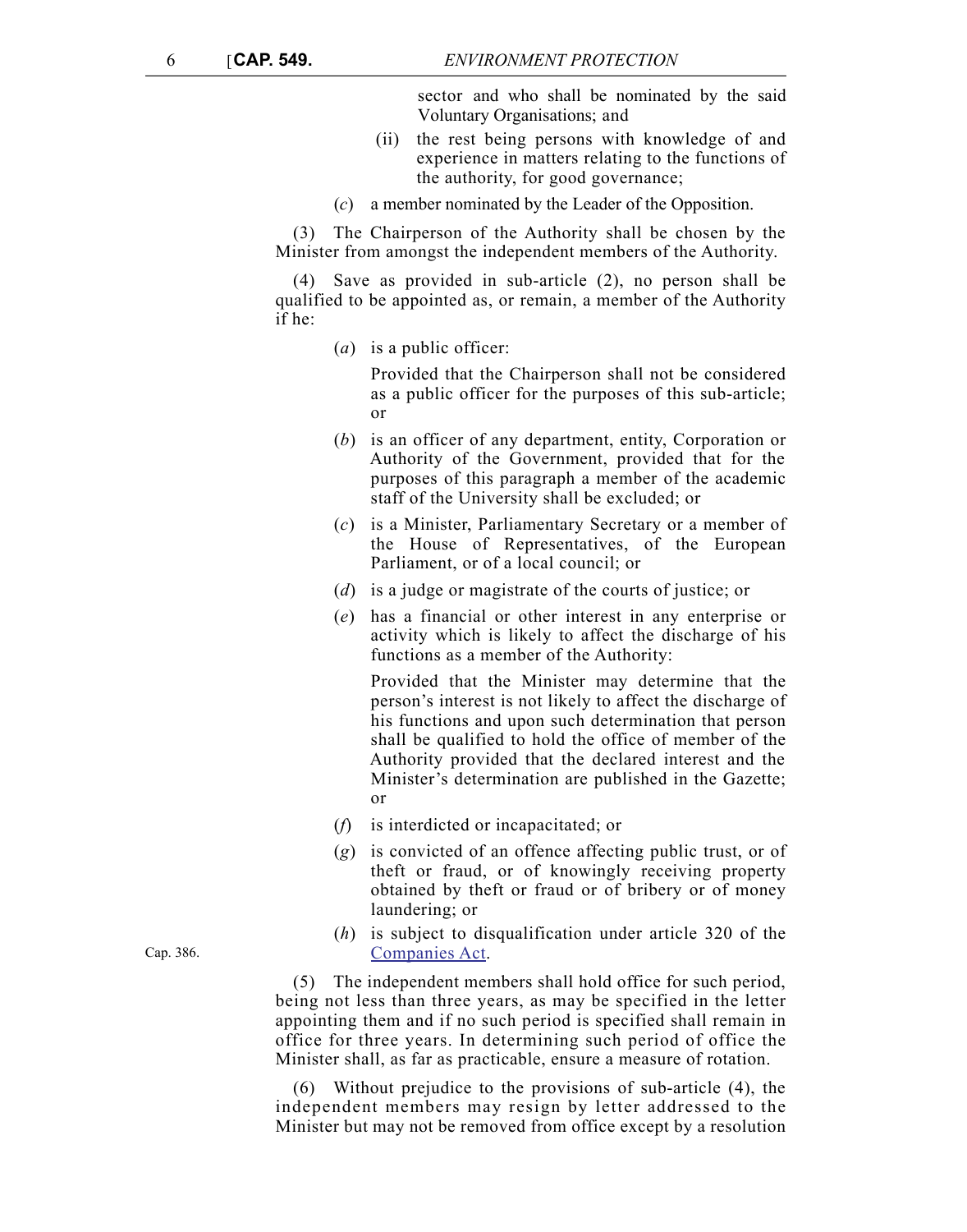sector and who shall be nominated by the said Voluntary Organisations; and

(ii) the rest being persons with knowledge of and experience in matters relating to the functions of the authority, for good governance;

(*c*) a member nominated by the Leader of the Opposition.

(3) The Chairperson of the Authority shall be chosen by the Minister from amongst the independent members of the Authority.

(4) Save as provided in sub-article (2), no person shall be qualified to be appointed as, or remain, a member of the Authority if he:

(*a*) is a public officer:

Provided that the Chairperson shall not be considered as a public officer for the purposes of this sub-article; or

(*b*) is an officer of any department, entity, Corporation or Authority of the Government, provided that for the purposes of this paragraph a member of the academic staff of the University shall be excluded; or

(*c*) is a Minister, Parliamentary Secretary or a member of the House of Representatives, of the European Parliament, or of a local council; or

(*d*) is a judge or magistrate of the courts of justice; or

(*e*) has a financial or other interest in any enterprise or activity which is likely to affect the discharge of his functions as a member of the Authority:

Provided that the Minister may determine that the person's interest is not likely to affect the discharge of his functions and upon such determination that person shall be qualified to hold the office of member of the Authority provided that the declared interest and the Minister's determination are published in the Gazette; or

(*f*) is interdicted or incapacitated; or

(*g*) is convicted of an offence affecting public trust, or of theft or fraud, or of knowingly receiving property obtained by theft or fraud or of bribery or of money laundering; or

Cap. 386.

(*h*) is subject to disqualification under article 320 of the Companies Act.

(5) The independent members shall hold office for such period, being not less than three years, as may be specified in the letter appointing them and if no such period is specified shall remain in office for three years. In determining such period of office the Minister shall, as far as practicable, ensure a measure of rotation.

(6) Without prejudice to the provisions of sub-article (4), the independent members may resign by letter addressed to the Minister but may not be removed from office except by a resolution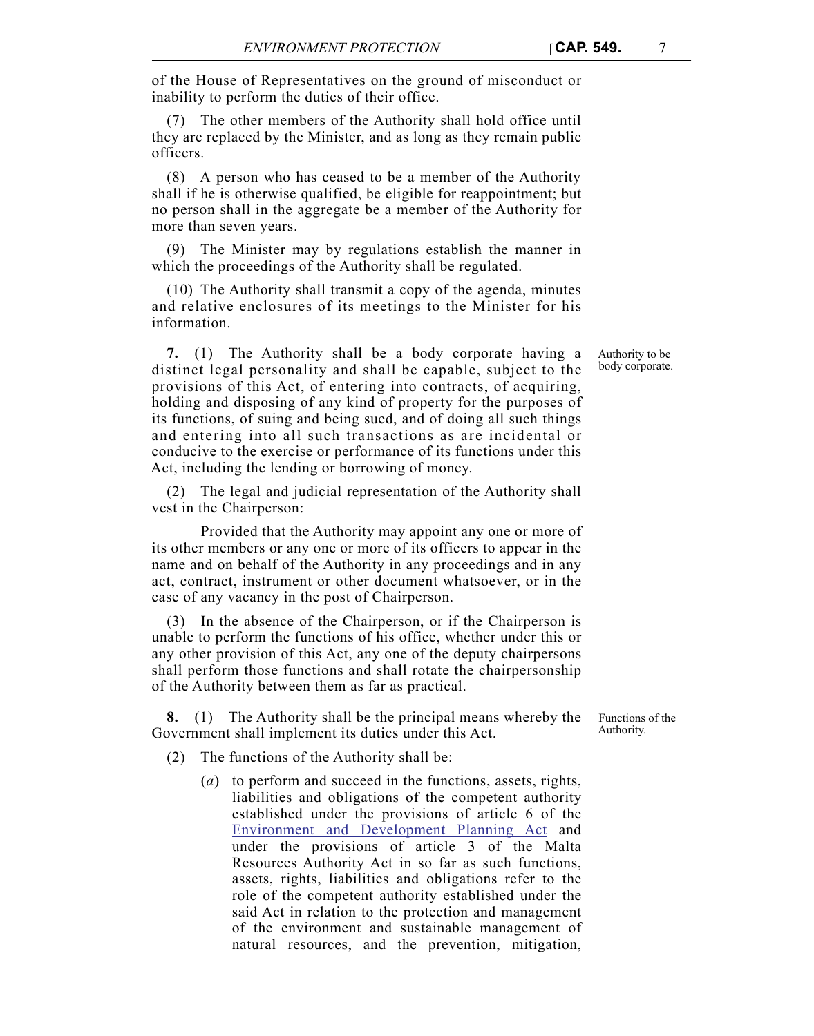of the House of Representatives on the ground of misconduct or inability to perform the duties of their office.

(7) The other members of the Authority shall hold office until they are replaced by the Minister, and as long as they remain public officers.

(8) A person who has ceased to be a member of the Authority shall if he is otherwise qualified, be eligible for reappointment; but no person shall in the aggregate be a member of the Authority for more than seven years.

(9) The Minister may by regulations establish the manner in which the proceedings of the Authority shall be regulated.

(10) The Authority shall transmit a copy of the agenda, minutes and relative enclosures of its meetings to the Minister for his information.

Authority to be body corporate.

**7.** (1) The Authority shall be a body corporate having a distinct legal personality and shall be capable, subject to the provisions of this Act, of entering into contracts, of acquiring, holding and disposing of any kind of property for the purposes of its functions, of suing and being sued, and of doing all such things and entering into all such transactions as are incidental or conducive to the exercise or performance of its functions under this Act, including the lending or borrowing of money.

(2) The legal and judicial representation of the Authority shall vest in the Chairperson:

Provided that the Authority may appoint any one or more of its other members or any one or more of its officers to appear in the name and on behalf of the Authority in any proceedings and in any act, contract, instrument or other document whatsoever, or in the case of any vacancy in the post of Chairperson.

(3) In the absence of the Chairperson, or if the Chairperson is unable to perform the functions of his office, whether under this or any other provision of this Act, any one of the deputy chairpersons shall perform those functions and shall rotate the chairpersonship of the Authority between them as far as practical.

Functions of the Authority.

**8.** (1) The Authority shall be the principal means whereby the Government shall implement its duties under this Act.

(2) The functions of the Authority shall be:

(*a*) to perform and succeed in the functions, assets, rights, liabilities and obligations of the competent authority established under the provisions of article 6 of the Environment and Development Planning Act and under the provisions of article 3 of the Malta Resources Authority Act in so far as such functions, assets, rights, liabilities and obligations refer to the role of the competent authority established under the said Act in relation to the protection and management of the environment and sustainable management of natural resources, and the prevention, mitigation,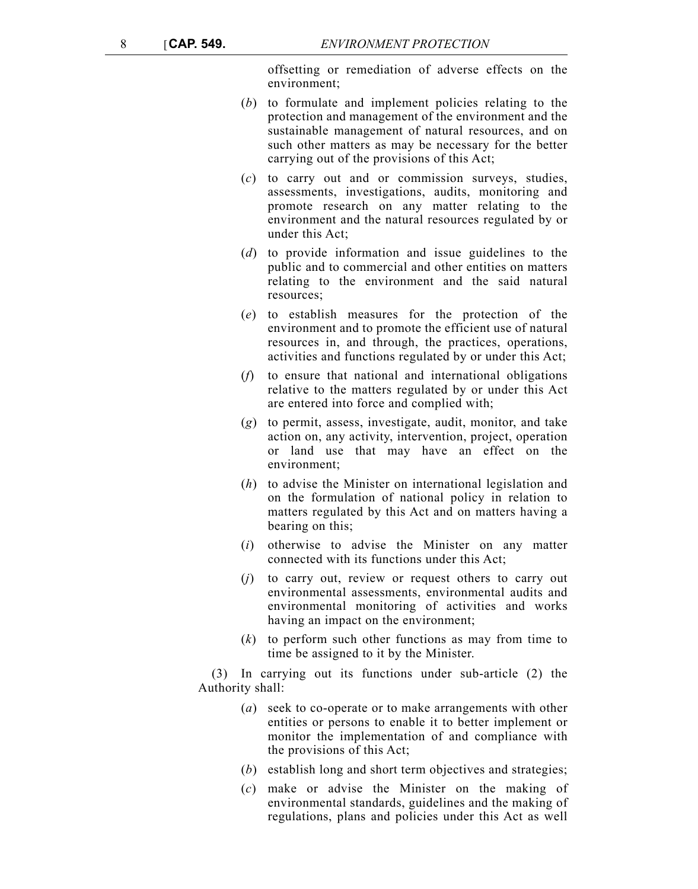offsetting or remediation of adverse effects on the environment;

(*b*) to formulate and implement policies relating to the protection and management of the environment and the sustainable management of natural resources, and on such other matters as may be necessary for the better carrying out of the provisions of this Act;

(*c*) to carry out and or commission surveys, studies, assessments, investigations, audits, monitoring and promote research on any matter relating to the environment and the natural resources regulated by or under this Act;

(*d*) to provide information and issue guidelines to the public and to commercial and other entities on matters relating to the environment and the said natural resources;

(*e*) to establish measures for the protection of the environment and to promote the efficient use of natural resources in, and through, the practices, operations, activities and functions regulated by or under this Act;

(*f*) to ensure that national and international obligations relative to the matters regulated by or under this Act are entered into force and complied with;

(*g*) to permit, assess, investigate, audit, monitor, and take action on, any activity, intervention, project, operation or land use that may have an effect on the environment;

(*h*) to advise the Minister on international legislation and on the formulation of national policy in relation to matters regulated by this Act and on matters having a bearing on this;

(*i*) otherwise to advise the Minister on any matter connected with its functions under this Act;

(*j*) to carry out, review or request others to carry out environmental assessments, environmental audits and environmental monitoring of activities and works having an impact on the environment;

(*k*) to perform such other functions as may from time to time be assigned to it by the Minister.

(3) In carrying out its functions under sub-article (2) the Authority shall:

(*a*) seek to co-operate or to make arrangements with other entities or persons to enable it to better implement or monitor the implementation of and compliance with the provisions of this Act;

(*b*) establish long and short term objectives and strategies;

(*c*) make or advise the Minister on the making of environmental standards, guidelines and the making of regulations, plans and policies under this Act as well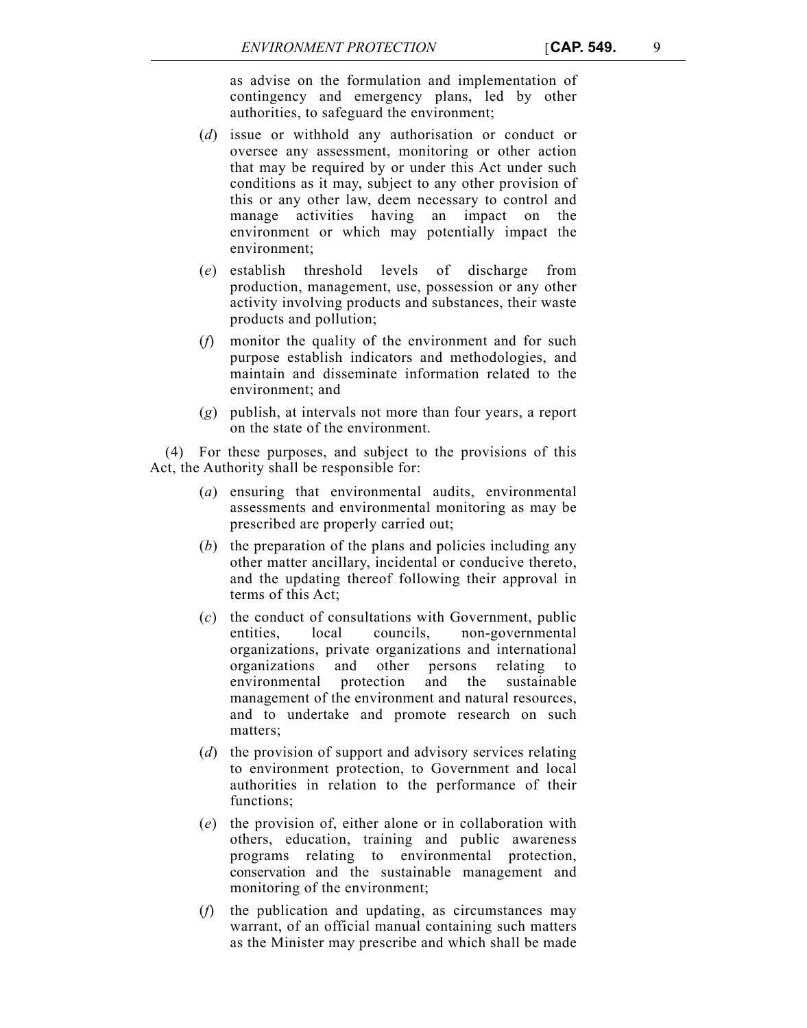as advise on the formulation and implementation of contingency and emergency plans, led by other authorities, to safeguard the environment;

(*d*) issue or withhold any authorisation or conduct or oversee any assessment, monitoring or other action that may be required by or under this Act under such conditions as it may, subject to any other provision of this or any other law, deem necessary to control and manage activities having an impact on the environment or which may potentially impact the environment;

(*e*) establish threshold levels of discharge from production, management, use, possession or any other activity involving products and substances, their waste products and pollution;

(*f*) monitor the quality of the environment and for such purpose establish indicators and methodologies, and maintain and disseminate information related to the environment; and

(*g*) publish, at intervals not more than four years, a report on the state of the environment.

(4) For these purposes, and subject to the provisions of this Act, the Authority shall be responsible for:

(*a*) ensuring that environmental audits, environmental assessments and environmental monitoring as may be prescribed are properly carried out;

(*b*) the preparation of the plans and policies including any other matter ancillary, incidental or conducive thereto, and the updating thereof following their approval in terms of this Act;

(*c*) the conduct of consultations with Government, public entities, local councils, non-governmental organizations, private organizations and international organizations and other persons relating to environmental protection and the sustainable management of the environment and natural resources, and to undertake and promote research on such matters;

(*d*) the provision of support and advisory services relating to environment protection, to Government and local authorities in relation to the performance of their functions;

(*e*) the provision of, either alone or in collaboration with others, education, training and public awareness programs relating to environmental protection, conservation and the sustainable management and monitoring of the environment;

(*f*) the publication and updating, as circumstances may warrant, of an official manual containing such matters as the Minister may prescribe and which shall be made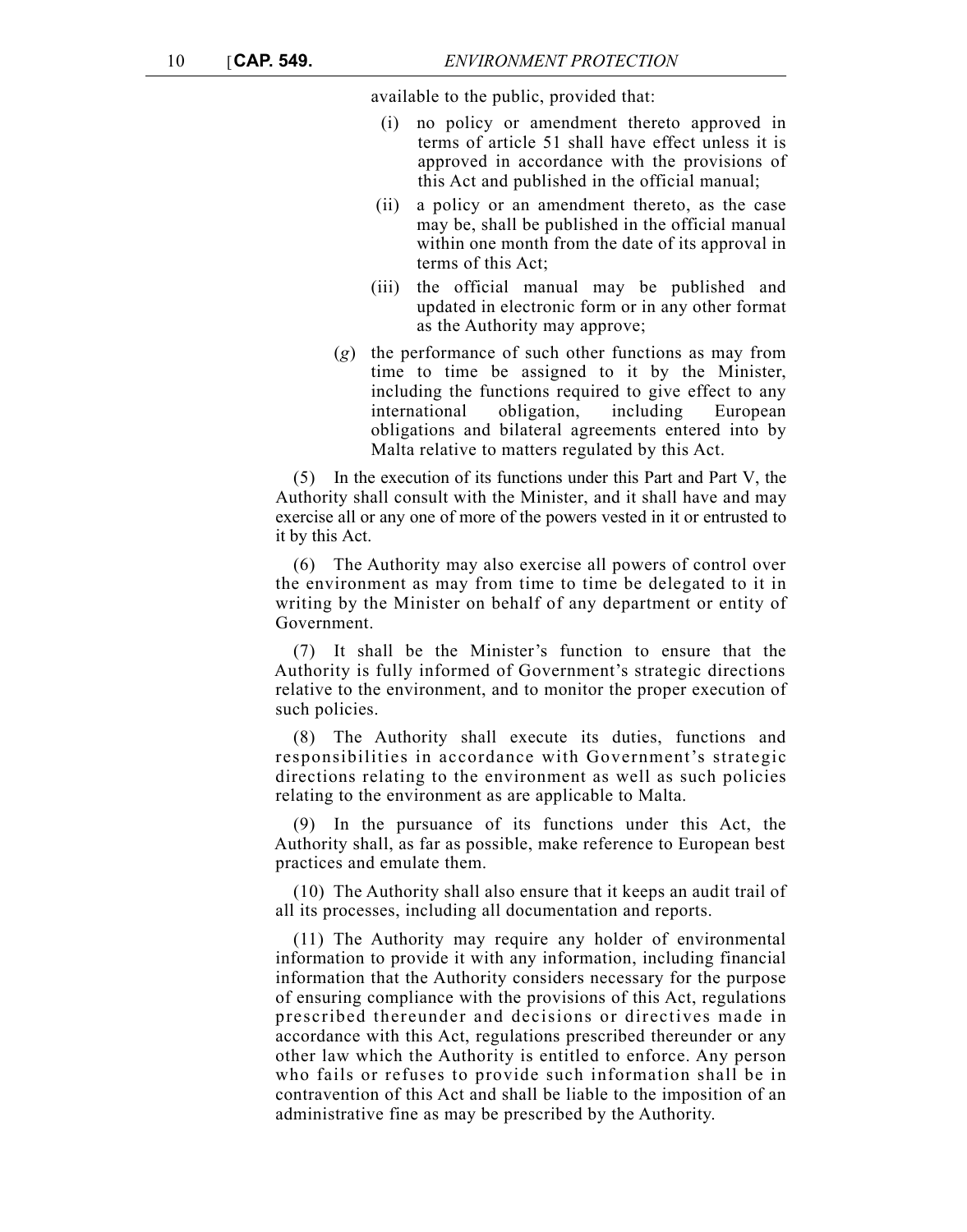available to the public, provided that:

(i) no policy or amendment thereto approved in terms of article 51 shall have effect unless it is approved in accordance with the provisions of this Act and published in the official manual;

(ii) a policy or an amendment thereto, as the case may be, shall be published in the official manual within one month from the date of its approval in terms of this Act;

(iii) the official manual may be published and updated in electronic form or in any other format as the Authority may approve;

(*g*) the performance of such other functions as may from time to time be assigned to it by the Minister, including the functions required to give effect to any international obligation, including European obligations and bilateral agreements entered into by Malta relative to matters regulated by this Act.

(5) In the execution of its functions under this Part and Part V, the Authority shall consult with the Minister, and it shall have and may exercise all or any one of more of the powers vested in it or entrusted to it by this Act.

(6) The Authority may also exercise all powers of control over the environment as may from time to time be delegated to it in writing by the Minister on behalf of any department or entity of Government.

(7) It shall be the Minister's function to ensure that the Authority is fully informed of Government's strategic directions relative to the environment, and to monitor the proper execution of such policies.

(8) The Authority shall execute its duties, functions and responsibilities in accordance with Government's strategic directions relating to the environment as well as such policies relating to the environment as are applicable to Malta.

(9) In the pursuance of its functions under this Act, the Authority shall, as far as possible, make reference to European best practices and emulate them.

(10) The Authority shall also ensure that it keeps an audit trail of all its processes, including all documentation and reports.

(11) The Authority may require any holder of environmental information to provide it with any information, including financial information that the Authority considers necessary for the purpose of ensuring compliance with the provisions of this Act, regulations prescribed thereunder and decisions or directives made in accordance with this Act, regulations prescribed thereunder or any other law which the Authority is entitled to enforce. Any person who fails or refuses to provide such information shall be in contravention of this Act and shall be liable to the imposition of an administrative fine as may be prescribed by the Authority.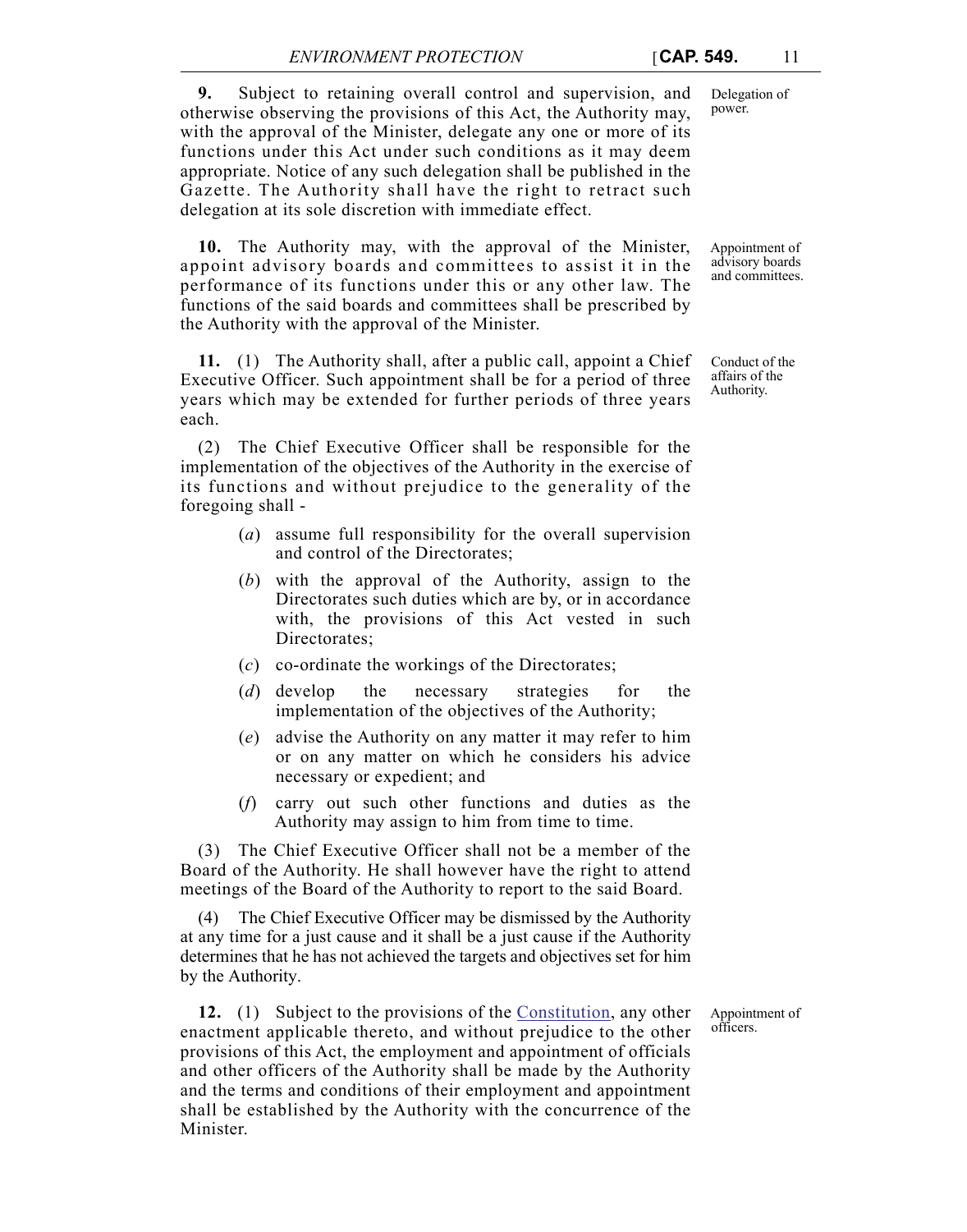**9.** Subject to retaining overall control and supervision, and otherwise observing the provisions of this Act, the Authority may, with the approval of the Minister, delegate any one or more of its functions under this Act under such conditions as it may deem appropriate. Notice of any such delegation shall be published in the Gazette. The Authority shall have the right to retract such delegation at its sole discretion with immediate effect.

Delegation of power.

**10.** The Authority may, with the approval of the Minister, appoint advisory boards and committees to assist it in the performance of its functions under this or any other law. The functions of the said boards and committees shall be prescribed by the Authority with the approval of the Minister.

Appointment of advisory boards and committees.

**11.** (1) The Authority shall, after a public call, appoint a Chief Executive Officer. Such appointment shall be for a period of three years which may be extended for further periods of three years each.

Conduct of the affairs of the Authority.

(2) The Chief Executive Officer shall be responsible for the implementation of the objectives of the Authority in the exercise of its functions and without prejudice to the generality of the foregoing shall -

(*a*) assume full responsibility for the overall supervision and control of the Directorates;

(*b*) with the approval of the Authority, assign to the Directorates such duties which are by, or in accordance with, the provisions of this Act vested in such Directorates;

(*c*) co-ordinate the workings of the Directorates;

(*d*) develop the necessary strategies for the implementation of the objectives of the Authority;

(*e*) advise the Authority on any matter it may refer to him or on any matter on which he considers his advice necessary or expedient; and

(*f*) carry out such other functions and duties as the Authority may assign to him from time to time.

(3) The Chief Executive Officer shall not be a member of the Board of the Authority. He shall however have the right to attend meetings of the Board of the Authority to report to the said Board.

(4) The Chief Executive Officer may be dismissed by the Authority at any time for a just cause and it shall be a just cause if the Authority determines that he has not achieved the targets and objectives set for him by the Authority.

**12.** (1) Subject to the provisions of the Constitution, any other enactment applicable thereto, and without prejudice to the other provisions of this Act, the employment and appointment of officials and other officers of the Authority shall be made by the Authority and the terms and conditions of their employment and appointment shall be established by the Authority with the concurrence of the Minister.

Appointment of officers.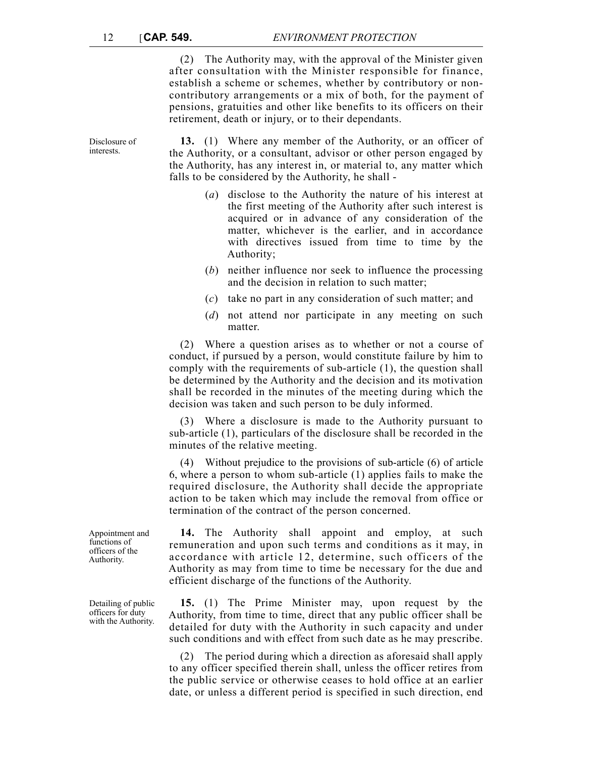(2) The Authority may, with the approval of the Minister given after consultation with the Minister responsible for finance, establish a scheme or schemes, whether by contributory or non-contributory arrangements or a mix of both, for the payment of pensions, gratuities and other like benefits to its officers on their retirement, death or injury, or to their dependants.

*Disclosure of interests.*

**13.** (1) Where any member of the Authority, or an officer of the Authority, or a consultant, advisor or other person engaged by the Authority, has any interest in, or material to, any matter which falls to be considered by the Authority, he shall -

(*a*) disclose to the Authority the nature of his interest at the first meeting of the Authority after such interest is acquired or in advance of any consideration of the matter, whichever is the earlier, and in accordance with directives issued from time to time by the Authority;

(*b*) neither influence nor seek to influence the processing and the decision in relation to such matter;

(*c*) take no part in any consideration of such matter; and

(*d*) not attend nor participate in any meeting on such matter.

(2) Where a question arises as to whether or not a course of conduct, if pursued by a person, would constitute failure by him to comply with the requirements of sub-article (1), the question shall be determined by the Authority and the decision and its motivation shall be recorded in the minutes of the meeting during which the decision was taken and such person to be duly informed.

(3) Where a disclosure is made to the Authority pursuant to sub-article (1), particulars of the disclosure shall be recorded in the minutes of the relative meeting.

(4) Without prejudice to the provisions of sub-article (6) of article 6, where a person to whom sub-article (1) applies fails to make the required disclosure, the Authority shall decide the appropriate action to be taken which may include the removal from office or termination of the contract of the person concerned.

*Appointment and functions of officers of the Authority.*

**14.** The Authority shall appoint and employ, at such remuneration and upon such terms and conditions as it may, in accordance with article 12, determine, such officers of the Authority as may from time to time be necessary for the due and efficient discharge of the functions of the Authority.

*Detailing of public officers for duty with the Authority.*

**15.** (1) The Prime Minister may, upon request by the Authority, from time to time, direct that any public officer shall be detailed for duty with the Authority in such capacity and under such conditions and with effect from such date as he may prescribe.

(2) The period during which a direction as aforesaid shall apply to any officer specified therein shall, unless the officer retires from the public service or otherwise ceases to hold office at an earlier date, or unless a different period is specified in such direction, end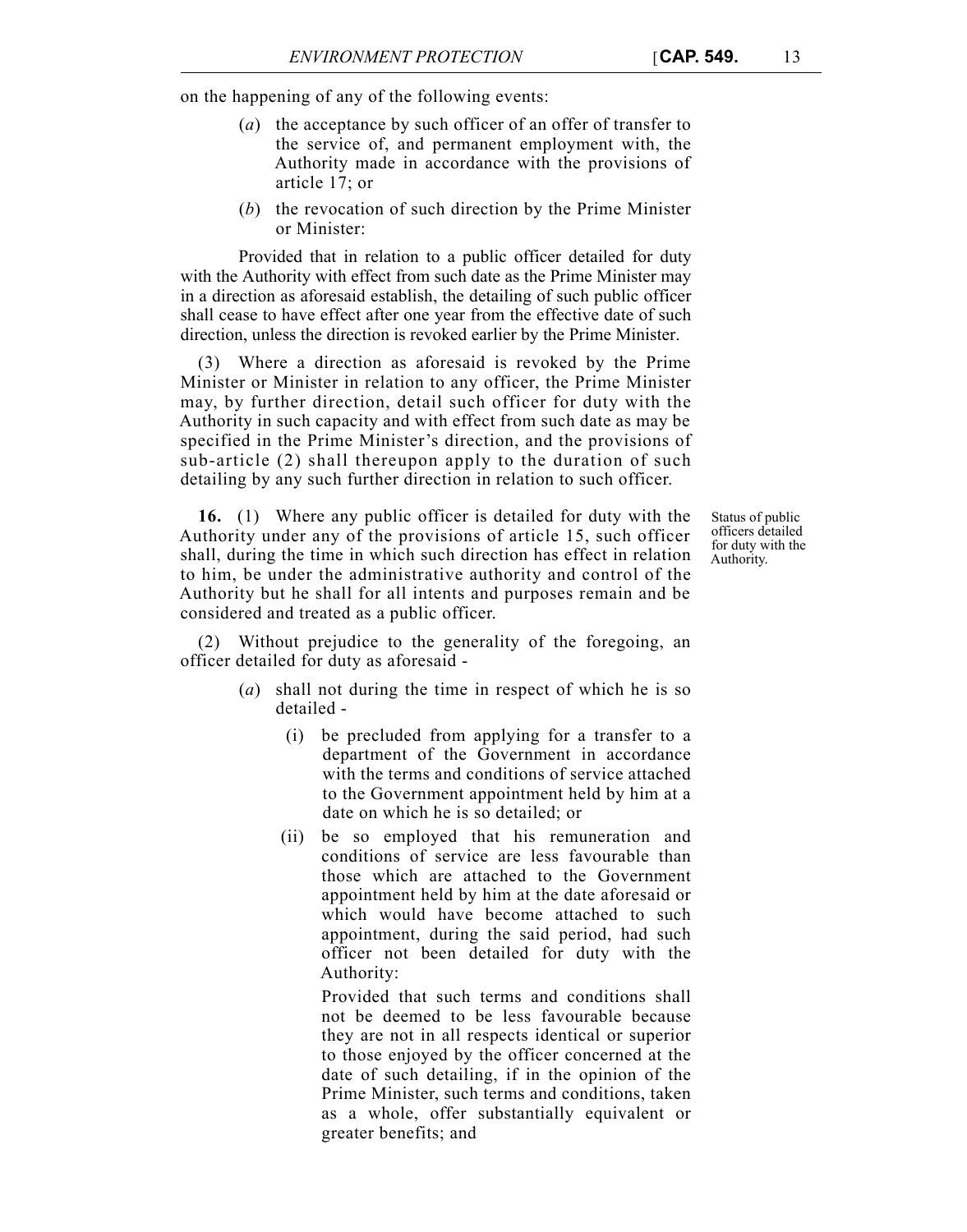on the happening of any of the following events:

(*a*) the acceptance by such officer of an offer of transfer to the service of, and permanent employment with, the Authority made in accordance with the provisions of article 17; or

(*b*) the revocation of such direction by the Prime Minister or Minister:

Provided that in relation to a public officer detailed for duty with the Authority with effect from such date as the Prime Minister may in a direction as aforesaid establish, the detailing of such public officer shall cease to have effect after one year from the effective date of such direction, unless the direction is revoked earlier by the Prime Minister.

(3) Where a direction as aforesaid is revoked by the Prime Minister or Minister in relation to any officer, the Prime Minister may, by further direction, detail such officer for duty with the Authority in such capacity and with effect from such date as may be specified in the Prime Minister's direction, and the provisions of sub-article (2) shall thereupon apply to the duration of such detailing by any such further direction in relation to such officer.

Status of public officers detailed for duty with the Authority.

**16.** (1) Where any public officer is detailed for duty with the Authority under any of the provisions of article 15, such officer shall, during the time in which such direction has effect in relation to him, be under the administrative authority and control of the Authority but he shall for all intents and purposes remain and be considered and treated as a public officer.

(2) Without prejudice to the generality of the foregoing, an officer detailed for duty as aforesaid -

(*a*) shall not during the time in respect of which he is so detailed -

(i) be precluded from applying for a transfer to a department of the Government in accordance with the terms and conditions of service attached to the Government appointment held by him at a date on which he is so detailed; or

(ii) be so employed that his remuneration and conditions of service are less favourable than those which are attached to the Government appointment held by him at the date aforesaid or which would have become attached to such appointment, during the said period, had such officer not been detailed for duty with the Authority:

Provided that such terms and conditions shall not be deemed to be less favourable because they are not in all respects identical or superior to those enjoyed by the officer concerned at the date of such detailing, if in the opinion of the Prime Minister, such terms and conditions, taken as a whole, offer substantially equivalent or greater benefits; and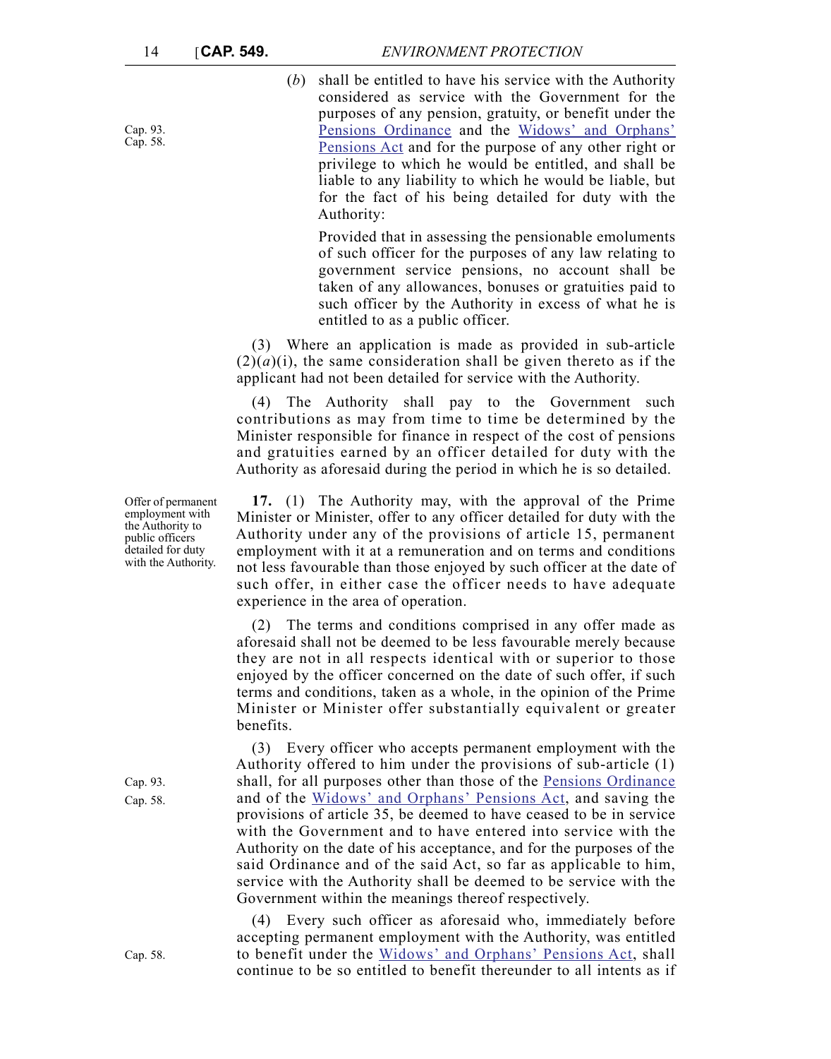(*b*) shall be entitled to have his service with the Authority considered as service with the Government for the purposes of any pension, gratuity, or benefit under the Pensions Ordinance and the Widows' and Orphans' Pensions Act and for the purpose of any other right or privilege to which he would be entitled, and shall be liable to any liability to which he would be liable, but for the fact of his being detailed for duty with the Authority:

Cap. 93.
Cap. 58.

Provided that in assessing the pensionable emoluments of such officer for the purposes of any law relating to government service pensions, no account shall be taken of any allowances, bonuses or gratuities paid to such officer by the Authority in excess of what he is entitled to as a public officer.

(3) Where an application is made as provided in sub-article (2)(*a*)(i), the same consideration shall be given thereto as if the applicant had not been detailed for service with the Authority.

(4) The Authority shall pay to the Government such contributions as may from time to time be determined by the Minister responsible for finance in respect of the cost of pensions and gratuities earned by an officer detailed for duty with the Authority as aforesaid during the period in which he is so detailed.

Offer of permanent employment with the Authority to public officers detailed for duty with the Authority.

**17.** (1) The Authority may, with the approval of the Prime Minister or Minister, offer to any officer detailed for duty with the Authority under any of the provisions of article 15, permanent employment with it at a remuneration and on terms and conditions not less favourable than those enjoyed by such officer at the date of such offer, in either case the officer needs to have adequate experience in the area of operation.

(2) The terms and conditions comprised in any offer made as aforesaid shall not be deemed to be less favourable merely because they are not in all respects identical with or superior to those enjoyed by the officer concerned on the date of such offer, if such terms and conditions, taken as a whole, in the opinion of the Prime Minister or Minister offer substantially equivalent or greater benefits.

Cap. 93.
Cap. 58.

(3) Every officer who accepts permanent employment with the Authority offered to him under the provisions of sub-article (1) shall, for all purposes other than those of the Pensions Ordinance and of the Widows' and Orphans' Pensions Act, and saving the provisions of article 35, be deemed to have ceased to be in service with the Government and to have entered into service with the Authority on the date of his acceptance, and for the purposes of the said Ordinance and of the said Act, so far as applicable to him, service with the Authority shall be deemed to be service with the Government within the meanings thereof respectively.

Cap. 58.

(4) Every such officer as aforesaid who, immediately before accepting permanent employment with the Authority, was entitled to benefit under the Widows' and Orphans' Pensions Act, shall continue to be so entitled to benefit thereunder to all intents as if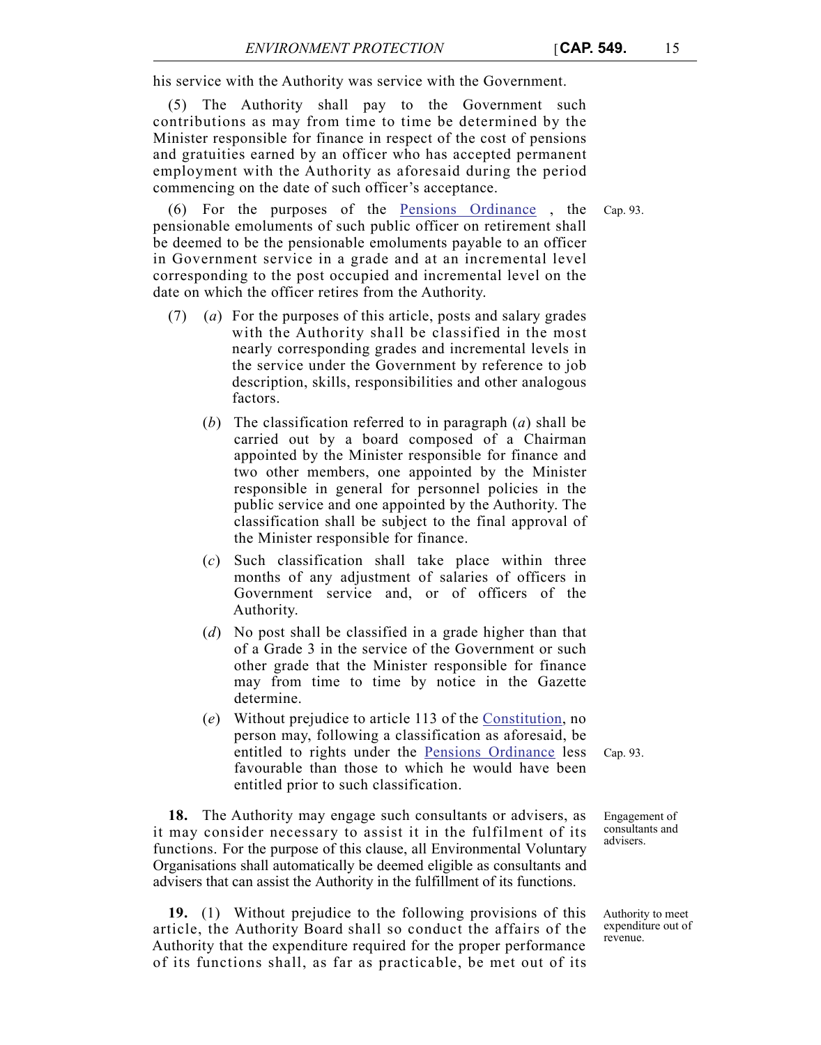his service with the Authority was service with the Government.

(5) The Authority shall pay to the Government such contributions as may from time to time be determined by the Minister responsible for finance in respect of the cost of pensions and gratuities earned by an officer who has accepted permanent employment with the Authority as aforesaid during the period commencing on the date of such officer's acceptance.

(6) For the purposes of the Pensions Ordinance , the pensionable emoluments of such public officer on retirement shall be deemed to be the pensionable emoluments payable to an officer in Government service in a grade and at an incremental level corresponding to the post occupied and incremental level on the date on which the officer retires from the Authority.

Cap. 93.

(7) (*a*) For the purposes of this article, posts and salary grades with the Authority shall be classified in the most nearly corresponding grades and incremental levels in the service under the Government by reference to job description, skills, responsibilities and other analogous factors.

(*b*) The classification referred to in paragraph (*a*) shall be carried out by a board composed of a Chairman appointed by the Minister responsible for finance and two other members, one appointed by the Minister responsible in general for personnel policies in the public service and one appointed by the Authority. The classification shall be subject to the final approval of the Minister responsible for finance.

(*c*) Such classification shall take place within three months of any adjustment of salaries of officers in Government service and, or of officers of the Authority.

(*d*) No post shall be classified in a grade higher than that of a Grade 3 in the service of the Government or such other grade that the Minister responsible for finance may from time to time by notice in the Gazette determine.

(*e*) Without prejudice to article 113 of the Constitution, no person may, following a classification as aforesaid, be entitled to rights under the Pensions Ordinance less favourable than those to which he would have been entitled prior to such classification.

Cap. 93.

Engagement of consultants and advisers.

**18.** The Authority may engage such consultants or advisers, as it may consider necessary to assist it in the fulfilment of its functions. For the purpose of this clause, all Environmental Voluntary Organisations shall automatically be deemed eligible as consultants and advisers that can assist the Authority in the fulfillment of its functions.

Authority to meet expenditure out of revenue.

**19.** (1) Without prejudice to the following provisions of this article, the Authority Board shall so conduct the affairs of the Authority that the expenditure required for the proper performance of its functions shall, as far as practicable, be met out of its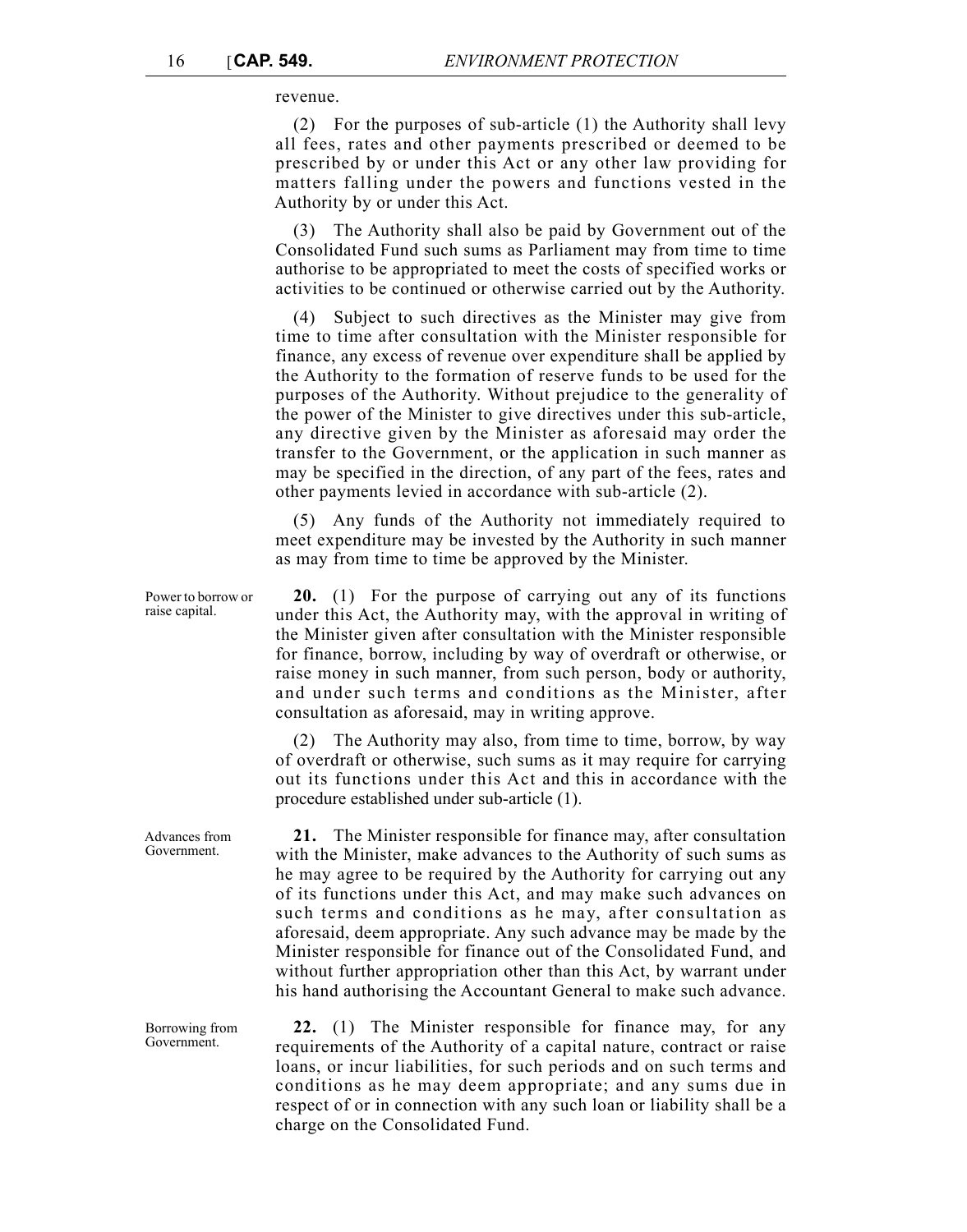revenue.

(2) For the purposes of sub-article (1) the Authority shall levy all fees, rates and other payments prescribed or deemed to be prescribed by or under this Act or any other law providing for matters falling under the powers and functions vested in the Authority by or under this Act.

(3) The Authority shall also be paid by Government out of the Consolidated Fund such sums as Parliament may from time to time authorise to be appropriated to meet the costs of specified works or activities to be continued or otherwise carried out by the Authority.

(4) Subject to such directives as the Minister may give from time to time after consultation with the Minister responsible for finance, any excess of revenue over expenditure shall be applied by the Authority to the formation of reserve funds to be used for the purposes of the Authority. Without prejudice to the generality of the power of the Minister to give directives under this sub-article, any directive given by the Minister as aforesaid may order the transfer to the Government, or the application in such manner as may be specified in the direction, of any part of the fees, rates and other payments levied in accordance with sub-article (2).

(5) Any funds of the Authority not immediately required to meet expenditure may be invested by the Authority in such manner as may from time to time be approved by the Minister.

Power to borrow or raise capital.

**20.** (1) For the purpose of carrying out any of its functions under this Act, the Authority may, with the approval in writing of the Minister given after consultation with the Minister responsible for finance, borrow, including by way of overdraft or otherwise, or raise money in such manner, from such person, body or authority, and under such terms and conditions as the Minister, after consultation as aforesaid, may in writing approve.

(2) The Authority may also, from time to time, borrow, by way of overdraft or otherwise, such sums as it may require for carrying out its functions under this Act and this in accordance with the procedure established under sub-article (1).

Advances from Government.

**21.** The Minister responsible for finance may, after consultation with the Minister, make advances to the Authority of such sums as he may agree to be required by the Authority for carrying out any of its functions under this Act, and may make such advances on such terms and conditions as he may, after consultation as aforesaid, deem appropriate. Any such advance may be made by the Minister responsible for finance out of the Consolidated Fund, and without further appropriation other than this Act, by warrant under his hand authorising the Accountant General to make such advance.

Borrowing from Government.

**22.** (1) The Minister responsible for finance may, for any requirements of the Authority of a capital nature, contract or raise loans, or incur liabilities, for such periods and on such terms and conditions as he may deem appropriate; and any sums due in respect of or in connection with any such loan or liability shall be a charge on the Consolidated Fund.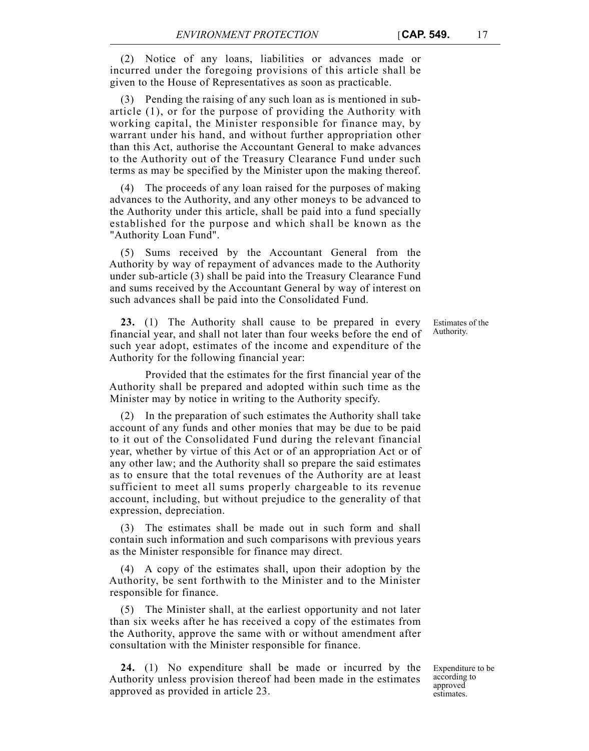(2) Notice of any loans, liabilities or advances made or incurred under the foregoing provisions of this article shall be given to the House of Representatives as soon as practicable.

(3) Pending the raising of any such loan as is mentioned in sub-article (1), or for the purpose of providing the Authority with working capital, the Minister responsible for finance may, by warrant under his hand, and without further appropriation other than this Act, authorise the Accountant General to make advances to the Authority out of the Treasury Clearance Fund under such terms as may be specified by the Minister upon the making thereof.

(4) The proceeds of any loan raised for the purposes of making advances to the Authority, and any other moneys to be advanced to the Authority under this article, shall be paid into a fund specially established for the purpose and which shall be known as the "Authority Loan Fund".

(5) Sums received by the Accountant General from the Authority by way of repayment of advances made to the Authority under sub-article (3) shall be paid into the Treasury Clearance Fund and sums received by the Accountant General by way of interest on such advances shall be paid into the Consolidated Fund.

Estimates of the Authority.

**23.** (1) The Authority shall cause to be prepared in every financial year, and shall not later than four weeks before the end of such year adopt, estimates of the income and expenditure of the Authority for the following financial year:

Provided that the estimates for the first financial year of the Authority shall be prepared and adopted within such time as the Minister may by notice in writing to the Authority specify.

(2) In the preparation of such estimates the Authority shall take account of any funds and other monies that may be due to be paid to it out of the Consolidated Fund during the relevant financial year, whether by virtue of this Act or of an appropriation Act or of any other law; and the Authority shall so prepare the said estimates as to ensure that the total revenues of the Authority are at least sufficient to meet all sums properly chargeable to its revenue account, including, but without prejudice to the generality of that expression, depreciation.

(3) The estimates shall be made out in such form and shall contain such information and such comparisons with previous years as the Minister responsible for finance may direct.

(4) A copy of the estimates shall, upon their adoption by the Authority, be sent forthwith to the Minister and to the Minister responsible for finance.

(5) The Minister shall, at the earliest opportunity and not later than six weeks after he has received a copy of the estimates from the Authority, approve the same with or without amendment after consultation with the Minister responsible for finance.

Expenditure to be according to approved estimates.

**24.** (1) No expenditure shall be made or incurred by the Authority unless provision thereof had been made in the estimates approved as provided in article 23.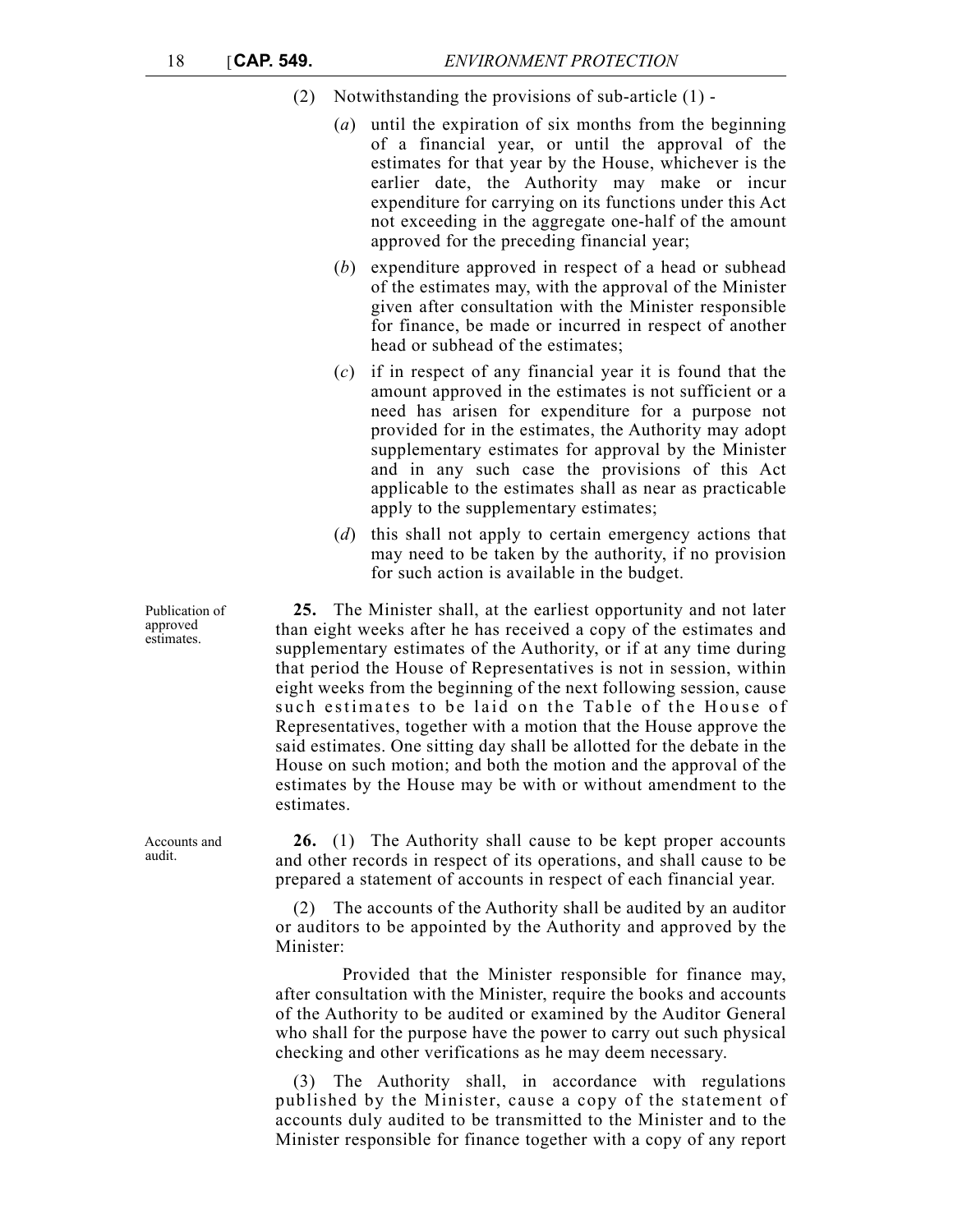(2) Notwithstanding the provisions of sub-article (1) -

(*a*) until the expiration of six months from the beginning of a financial year, or until the approval of the estimates for that year by the House, whichever is the earlier date, the Authority may make or incur expenditure for carrying on its functions under this Act not exceeding in the aggregate one-half of the amount approved for the preceding financial year;

(*b*) expenditure approved in respect of a head or subhead of the estimates may, with the approval of the Minister given after consultation with the Minister responsible for finance, be made or incurred in respect of another head or subhead of the estimates;

(*c*) if in respect of any financial year it is found that the amount approved in the estimates is not sufficient or a need has arisen for expenditure for a purpose not provided for in the estimates, the Authority may adopt supplementary estimates for approval by the Minister and in any such case the provisions of this Act applicable to the estimates shall as near as practicable apply to the supplementary estimates;

(*d*) this shall not apply to certain emergency actions that may need to be taken by the authority, if no provision for such action is available in the budget.

*Publication of approved estimates.*

**25.** The Minister shall, at the earliest opportunity and not later than eight weeks after he has received a copy of the estimates and supplementary estimates of the Authority, or if at any time during that period the House of Representatives is not in session, within eight weeks from the beginning of the next following session, cause such estimates to be laid on the Table of the House of Representatives, together with a motion that the House approve the said estimates. One sitting day shall be allotted for the debate in the House on such motion; and both the motion and the approval of the estimates by the House may be with or without amendment to the estimates.

*Accounts and audit.*

**26.** (1) The Authority shall cause to be kept proper accounts and other records in respect of its operations, and shall cause to be prepared a statement of accounts in respect of each financial year.

(2) The accounts of the Authority shall be audited by an auditor or auditors to be appointed by the Authority and approved by the Minister:

Provided that the Minister responsible for finance may, after consultation with the Minister, require the books and accounts of the Authority to be audited or examined by the Auditor General who shall for the purpose have the power to carry out such physical checking and other verifications as he may deem necessary.

(3) The Authority shall, in accordance with regulations published by the Minister, cause a copy of the statement of accounts duly audited to be transmitted to the Minister and to the Minister responsible for finance together with a copy of any report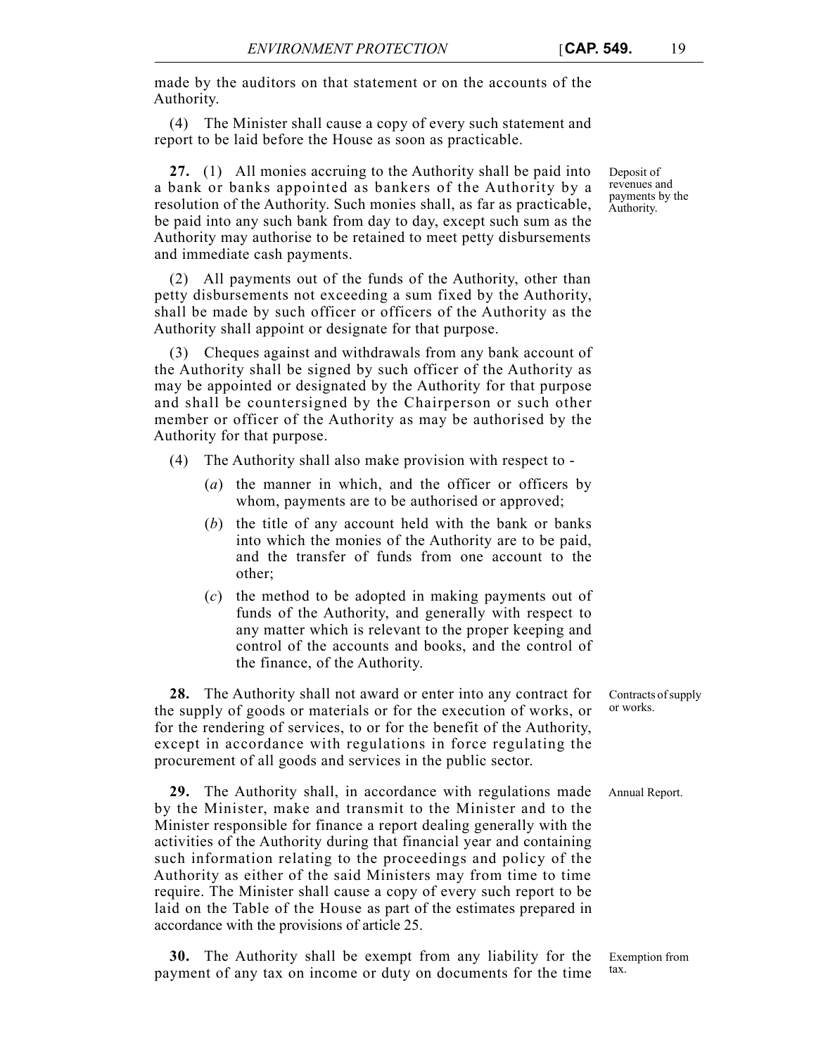made by the auditors on that statement or on the accounts of the Authority.

(4) The Minister shall cause a copy of every such statement and report to be laid before the House as soon as practicable.

Deposit of revenues and payments by the Authority.

**27.** (1) All monies accruing to the Authority shall be paid into a bank or banks appointed as bankers of the Authority by a resolution of the Authority. Such monies shall, as far as practicable, be paid into any such bank from day to day, except such sum as the Authority may authorise to be retained to meet petty disbursements and immediate cash payments.

(2) All payments out of the funds of the Authority, other than petty disbursements not exceeding a sum fixed by the Authority, shall be made by such officer or officers of the Authority as the Authority shall appoint or designate for that purpose.

(3) Cheques against and withdrawals from any bank account of the Authority shall be signed by such officer of the Authority as may be appointed or designated by the Authority for that purpose and shall be countersigned by the Chairperson or such other member or officer of the Authority as may be authorised by the Authority for that purpose.

(4) The Authority shall also make provision with respect to -

(*a*) the manner in which, and the officer or officers by whom, payments are to be authorised or approved;

(*b*) the title of any account held with the bank or banks into which the monies of the Authority are to be paid, and the transfer of funds from one account to the other;

(*c*) the method to be adopted in making payments out of funds of the Authority, and generally with respect to any matter which is relevant to the proper keeping and control of the accounts and books, and the control of the finance, of the Authority.

Contracts of supply or works.

**28.** The Authority shall not award or enter into any contract for the supply of goods or materials or for the execution of works, or for the rendering of services, to or for the benefit of the Authority, except in accordance with regulations in force regulating the procurement of all goods and services in the public sector.

Annual Report.

**29.** The Authority shall, in accordance with regulations made by the Minister, make and transmit to the Minister and to the Minister responsible for finance a report dealing generally with the activities of the Authority during that financial year and containing such information relating to the proceedings and policy of the Authority as either of the said Ministers may from time to time require. The Minister shall cause a copy of every such report to be laid on the Table of the House as part of the estimates prepared in accordance with the provisions of article 25.

Exemption from tax.

**30.** The Authority shall be exempt from any liability for the payment of any tax on income or duty on documents for the time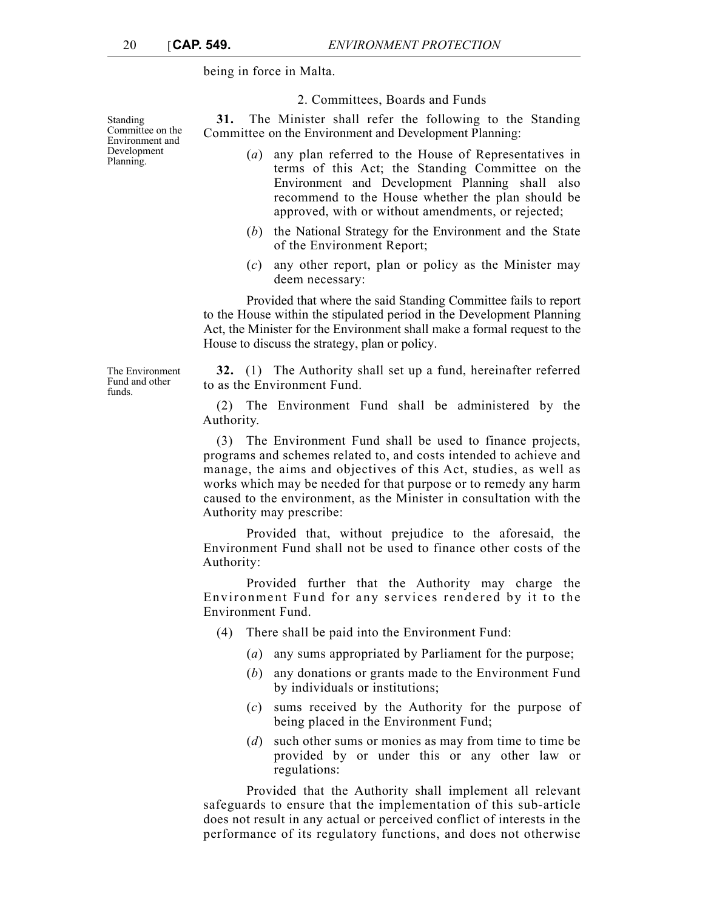being in force in Malta.

### 2. Committees, Boards and Funds

*Standing Committee on the Environment and Development Planning.*

**31.** The Minister shall refer the following to the Standing Committee on the Environment and Development Planning:

(*a*) any plan referred to the House of Representatives in terms of this Act; the Standing Committee on the Environment and Development Planning shall also recommend to the House whether the plan should be approved, with or without amendments, or rejected;

(*b*) the National Strategy for the Environment and the State of the Environment Report;

(*c*) any other report, plan or policy as the Minister may deem necessary:

Provided that where the said Standing Committee fails to report to the House within the stipulated period in the Development Planning Act, the Minister for the Environment shall make a formal request to the House to discuss the strategy, plan or policy.

*The Environment Fund and other funds.*

**32.** (1) The Authority shall set up a fund, hereinafter referred to as the Environment Fund.

(2) The Environment Fund shall be administered by the Authority.

(3) The Environment Fund shall be used to finance projects, programs and schemes related to, and costs intended to achieve and manage, the aims and objectives of this Act, studies, as well as works which may be needed for that purpose or to remedy any harm caused to the environment, as the Minister in consultation with the Authority may prescribe:

Provided that, without prejudice to the aforesaid, the Environment Fund shall not be used to finance other costs of the Authority:

Provided further that the Authority may charge the Environment Fund for any services rendered by it to the Environment Fund.

(4) There shall be paid into the Environment Fund:

(*a*) any sums appropriated by Parliament for the purpose;

(*b*) any donations or grants made to the Environment Fund by individuals or institutions;

(*c*) sums received by the Authority for the purpose of being placed in the Environment Fund;

(*d*) such other sums or monies as may from time to time be provided by or under this or any other law or regulations:

Provided that the Authority shall implement all relevant safeguards to ensure that the implementation of this sub-article does not result in any actual or perceived conflict of interests in the performance of its regulatory functions, and does not otherwise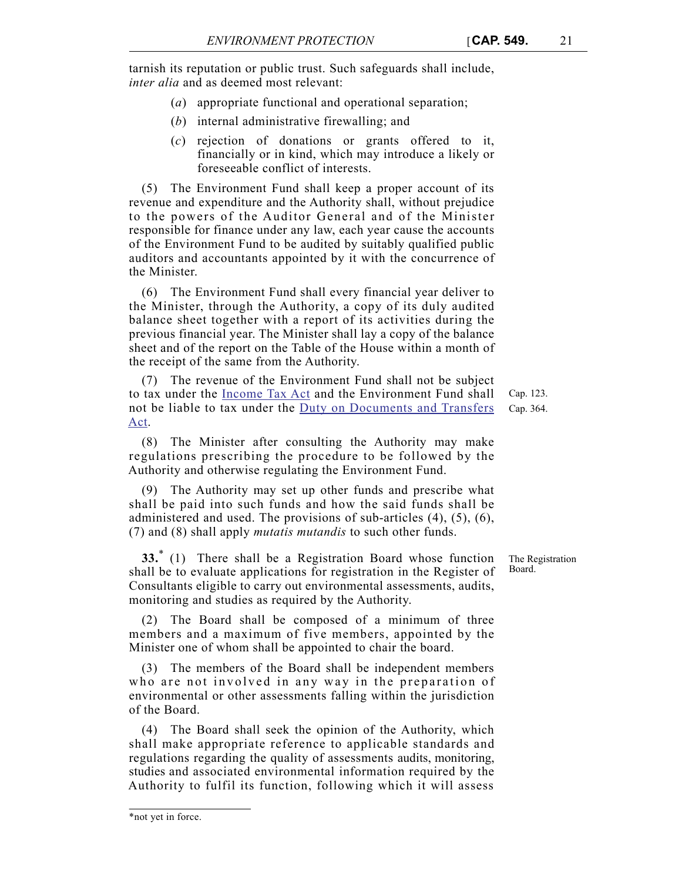tarnish its reputation or public trust. Such safeguards shall include, *inter alia* and as deemed most relevant:

(*a*) appropriate functional and operational separation;

(*b*) internal administrative firewalling; and

(*c*) rejection of donations or grants offered to it, financially or in kind, which may introduce a likely or foreseeable conflict of interests.

(5) The Environment Fund shall keep a proper account of its revenue and expenditure and the Authority shall, without prejudice to the powers of the Auditor General and of the Minister responsible for finance under any law, each year cause the accounts of the Environment Fund to be audited by suitably qualified public auditors and accountants appointed by it with the concurrence of the Minister.

(6) The Environment Fund shall every financial year deliver to the Minister, through the Authority, a copy of its duly audited balance sheet together with a report of its activities during the previous financial year. The Minister shall lay a copy of the balance sheet and of the report on the Table of the House within a month of the receipt of the same from the Authority.

(7) The revenue of the Environment Fund shall not be subject to tax under the Income Tax Act and the Environment Fund shall not be liable to tax under the Duty on Documents and Transfers Act.

Cap. 123.
Cap. 364.

(8) The Minister after consulting the Authority may make regulations prescribing the procedure to be followed by the Authority and otherwise regulating the Environment Fund.

(9) The Authority may set up other funds and prescribe what shall be paid into such funds and how the said funds shall be administered and used. The provisions of sub-articles (4), (5), (6), (7) and (8) shall apply *mutatis mutandis* to such other funds.

The Registration Board.

**33.**[*] (1) There shall be a Registration Board whose function shall be to evaluate applications for registration in the Register of Consultants eligible to carry out environmental assessments, audits, monitoring and studies as required by the Authority.

(2) The Board shall be composed of a minimum of three members and a maximum of five members, appointed by the Minister one of whom shall be appointed to chair the board.

(3) The members of the Board shall be independent members who are not involved in any way in the preparation of environmental or other assessments falling within the jurisdiction of the Board.

(4) The Board shall seek the opinion of the Authority, which shall make appropriate reference to applicable standards and regulations regarding the quality of assessments audits, monitoring, studies and associated environmental information required by the Authority to fulfil its function, following which it will assess

*not yet in force.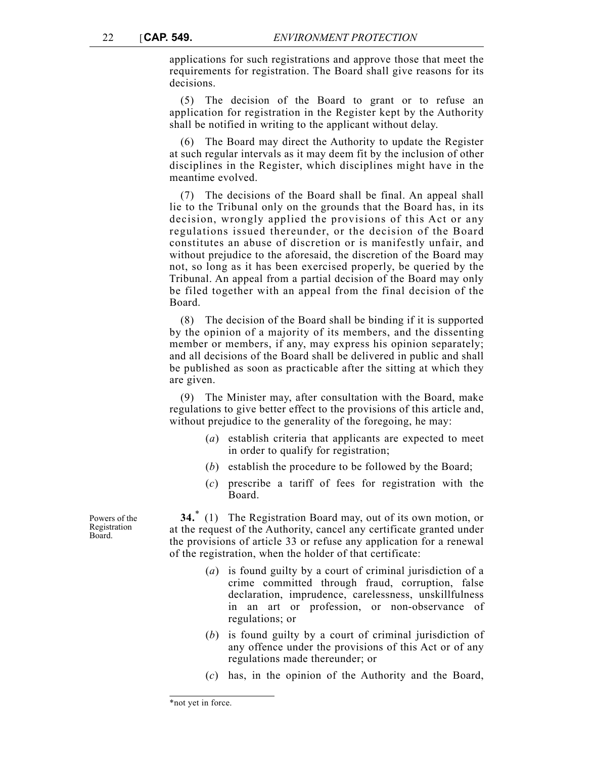applications for such registrations and approve those that meet the requirements for registration. The Board shall give reasons for its decisions.

(5) The decision of the Board to grant or to refuse an application for registration in the Register kept by the Authority shall be notified in writing to the applicant without delay.

(6) The Board may direct the Authority to update the Register at such regular intervals as it may deem fit by the inclusion of other disciplines in the Register, which disciplines might have in the meantime evolved.

(7) The decisions of the Board shall be final. An appeal shall lie to the Tribunal only on the grounds that the Board has, in its decision, wrongly applied the provisions of this Act or any regulations issued thereunder, or the decision of the Board constitutes an abuse of discretion or is manifestly unfair, and without prejudice to the aforesaid, the discretion of the Board may not, so long as it has been exercised properly, be queried by the Tribunal. An appeal from a partial decision of the Board may only be filed together with an appeal from the final decision of the Board.

(8) The decision of the Board shall be binding if it is supported by the opinion of a majority of its members, and the dissenting member or members, if any, may express his opinion separately; and all decisions of the Board shall be delivered in public and shall be published as soon as practicable after the sitting at which they are given.

(9) The Minister may, after consultation with the Board, make regulations to give better effect to the provisions of this article and, without prejudice to the generality of the foregoing, he may:

(*a*) establish criteria that applicants are expected to meet in order to qualify for registration;

(*b*) establish the procedure to be followed by the Board;

(*c*) prescribe a tariff of fees for registration with the Board.

Powers of the Registration Board.

**34.**[*] (1) The Registration Board may, out of its own motion, or at the request of the Authority, cancel any certificate granted under the provisions of article 33 or refuse any application for a renewal of the registration, when the holder of that certificate:

(*a*) is found guilty by a court of criminal jurisdiction of a crime committed through fraud, corruption, false declaration, imprudence, carelessness, unskillfulness in an art or profession, or non-observance of regulations; or

(*b*) is found guilty by a court of criminal jurisdiction of any offence under the provisions of this Act or of any regulations made thereunder; or

(*c*) has, in the opinion of the Authority and the Board,

*not yet in force.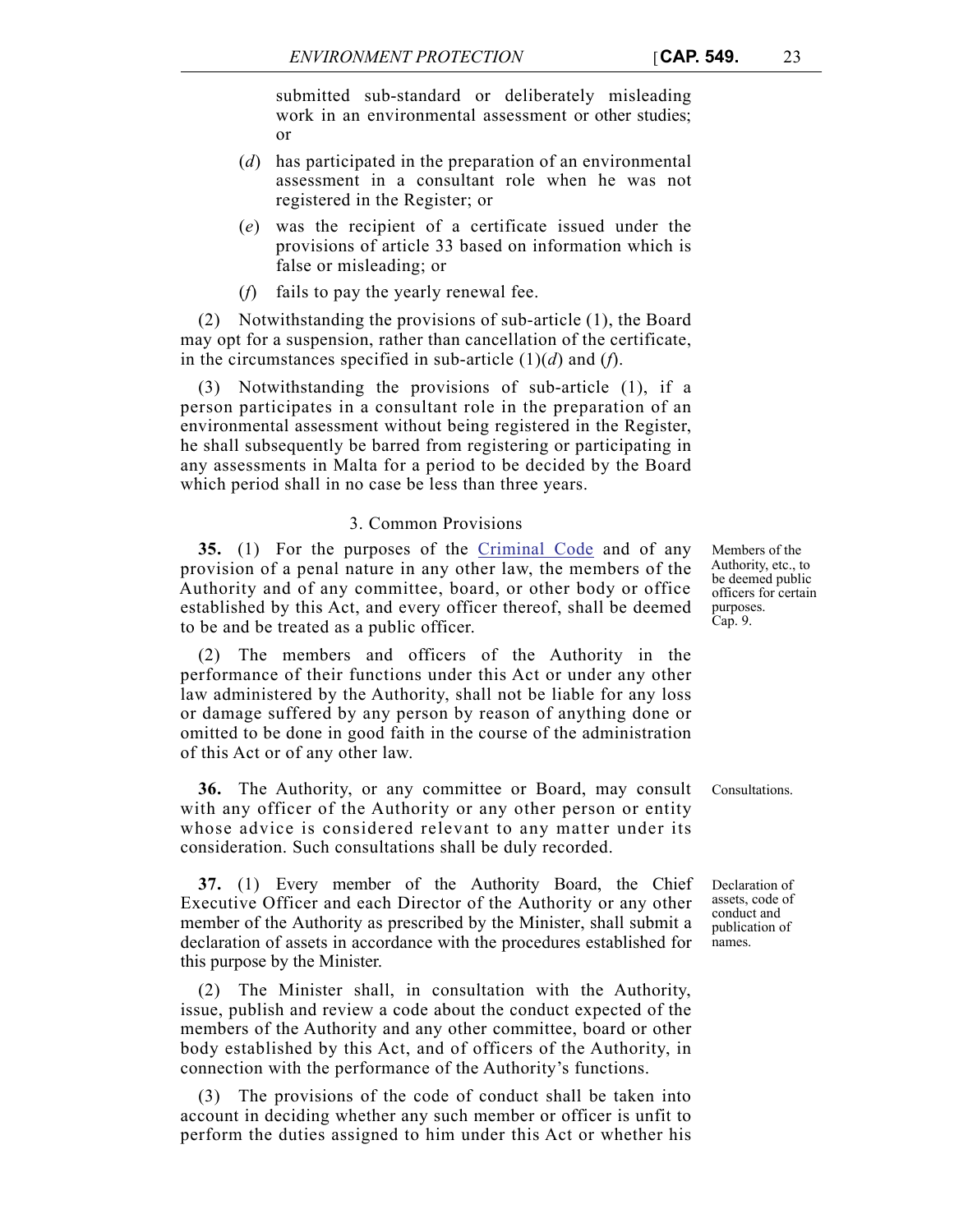submitted sub-standard or deliberately misleading work in an environmental assessment or other studies; or

(*d*) has participated in the preparation of an environmental assessment in a consultant role when he was not registered in the Register; or

(*e*) was the recipient of a certificate issued under the provisions of article 33 based on information which is false or misleading; or

(*f*) fails to pay the yearly renewal fee.

(2) Notwithstanding the provisions of sub-article (1), the Board may opt for a suspension, rather than cancellation of the certificate, in the circumstances specified in sub-article (1)(*d*) and (*f*).

(3) Notwithstanding the provisions of sub-article (1), if a person participates in a consultant role in the preparation of an environmental assessment without being registered in the Register, he shall subsequently be barred from registering or participating in any assessments in Malta for a period to be decided by the Board which period shall in no case be less than three years.

### 3. Common Provisions

*Members of the Authority, etc., to be deemed public officers for certain purposes. Cap. 9.*

**35.** (1) For the purposes of the Criminal Code and of any provision of a penal nature in any other law, the members of the Authority and of any committee, board, or other body or office established by this Act, and every officer thereof, shall be deemed to be and be treated as a public officer.

(2) The members and officers of the Authority in the performance of their functions under this Act or under any other law administered by the Authority, shall not be liable for any loss or damage suffered by any person by reason of anything done or omitted to be done in good faith in the course of the administration of this Act or of any other law.

*Consultations.*

**36.** The Authority, or any committee or Board, may consult with any officer of the Authority or any other person or entity whose advice is considered relevant to any matter under its consideration. Such consultations shall be duly recorded.

*Declaration of assets, code of conduct and publication of names.*

**37.** (1) Every member of the Authority Board, the Chief Executive Officer and each Director of the Authority or any other member of the Authority as prescribed by the Minister, shall submit a declaration of assets in accordance with the procedures established for this purpose by the Minister.

(2) The Minister shall, in consultation with the Authority, issue, publish and review a code about the conduct expected of the members of the Authority and any other committee, board or other body established by this Act, and of officers of the Authority, in connection with the performance of the Authority's functions.

(3) The provisions of the code of conduct shall be taken into account in deciding whether any such member or officer is unfit to perform the duties assigned to him under this Act or whether his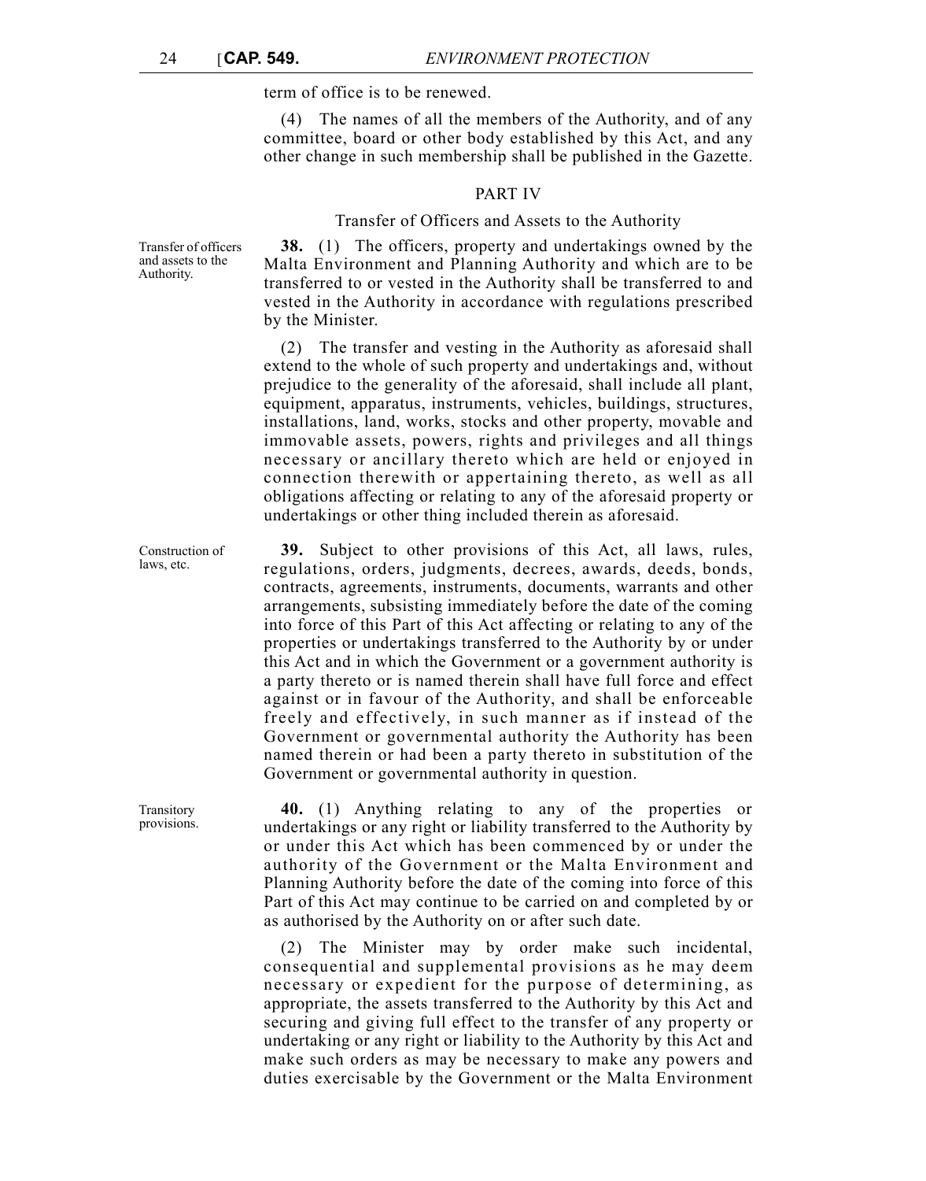term of office is to be renewed.

(4) The names of all the members of the Authority, and of any committee, board or other body established by this Act, and any other change in such membership shall be published in the Gazette.

## PART IV

### Transfer of Officers and Assets to the Authority

Transfer of officers and assets to the Authority.

**38.** (1) The officers, property and undertakings owned by the Malta Environment and Planning Authority and which are to be transferred to or vested in the Authority shall be transferred to and vested in the Authority in accordance with regulations prescribed by the Minister.

(2) The transfer and vesting in the Authority as aforesaid shall extend to the whole of such property and undertakings and, without prejudice to the generality of the aforesaid, shall include all plant, equipment, apparatus, instruments, vehicles, buildings, structures, installations, land, works, stocks and other property, movable and immovable assets, powers, rights and privileges and all things necessary or ancillary thereto which are held or enjoyed in connection therewith or appertaining thereto, as well as all obligations affecting or relating to any of the aforesaid property or undertakings or other thing included therein as aforesaid.

Construction of laws, etc.

**39.** Subject to other provisions of this Act, all laws, rules, regulations, orders, judgments, decrees, awards, deeds, bonds, contracts, agreements, instruments, documents, warrants and other arrangements, subsisting immediately before the date of the coming into force of this Part of this Act affecting or relating to any of the properties or undertakings transferred to the Authority by or under this Act and in which the Government or a government authority is a party thereto or is named therein shall have full force and effect against or in favour of the Authority, and shall be enforceable freely and effectively, in such manner as if instead of the Government or governmental authority the Authority has been named therein or had been a party thereto in substitution of the Government or governmental authority in question.

Transitory provisions.

**40.** (1) Anything relating to any of the properties or undertakings or any right or liability transferred to the Authority by or under this Act which has been commenced by or under the authority of the Government or the Malta Environment and Planning Authority before the date of the coming into force of this Part of this Act may continue to be carried on and completed by or as authorised by the Authority on or after such date.

(2) The Minister may by order make such incidental, consequential and supplemental provisions as he may deem necessary or expedient for the purpose of determining, as appropriate, the assets transferred to the Authority by this Act and securing and giving full effect to the transfer of any property or undertaking or any right or liability to the Authority by this Act and make such orders as may be necessary to make any powers and duties exercisable by the Government or the Malta Environment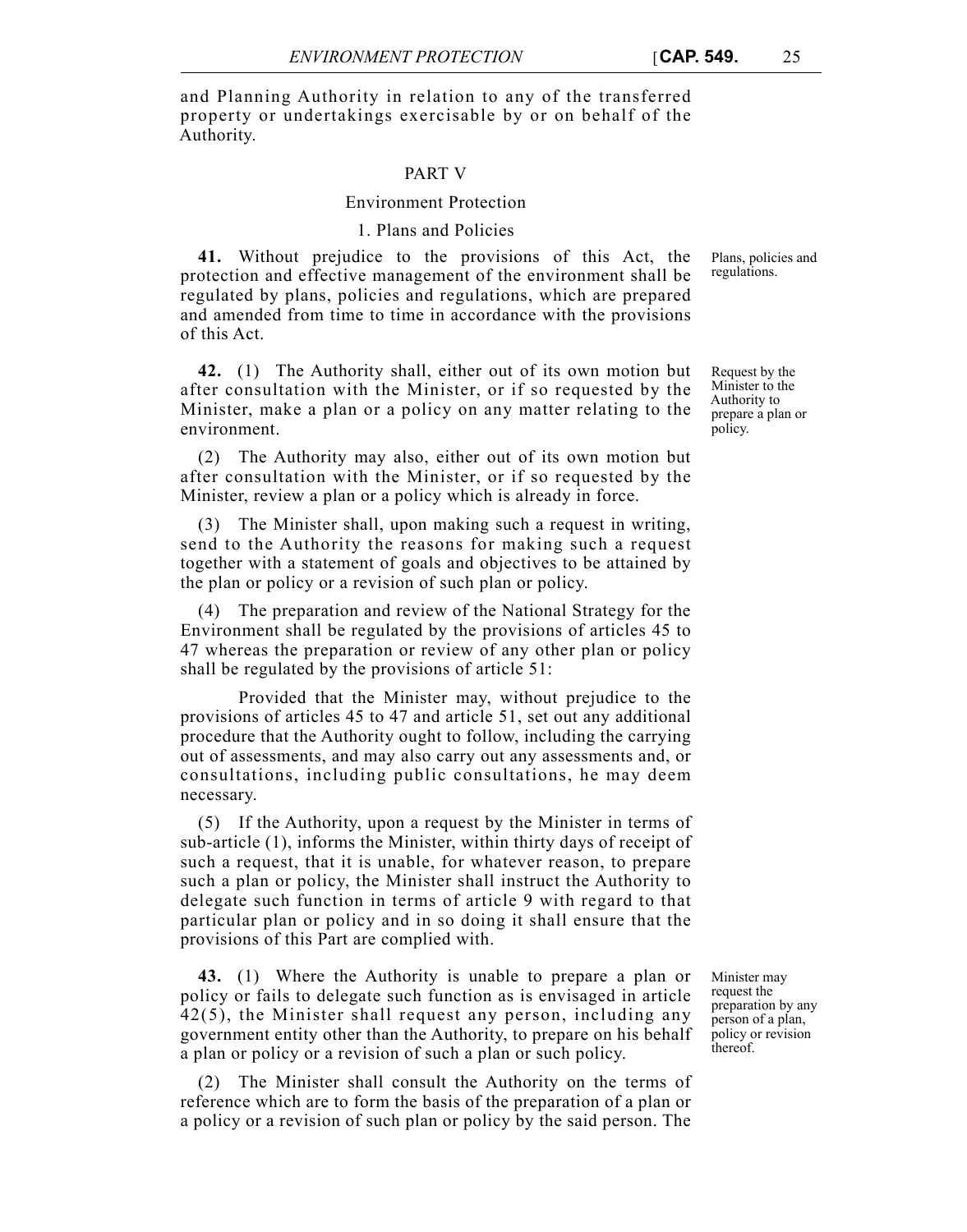and Planning Authority in relation to any of the transferred property or undertakings exercisable by or on behalf of the Authority.

## PART V

### Environment Protection

#### 1. Plans and Policies

Plans, policies and regulations.

**41.** Without prejudice to the provisions of this Act, the protection and effective management of the environment shall be regulated by plans, policies and regulations, which are prepared and amended from time to time in accordance with the provisions of this Act.

Request by the Minister to the Authority to prepare a plan or policy.

**42.** (1) The Authority shall, either out of its own motion but after consultation with the Minister, or if so requested by the Minister, make a plan or a policy on any matter relating to the environment.

(2) The Authority may also, either out of its own motion but after consultation with the Minister, or if so requested by the Minister, review a plan or a policy which is already in force.

(3) The Minister shall, upon making such a request in writing, send to the Authority the reasons for making such a request together with a statement of goals and objectives to be attained by the plan or policy or a revision of such plan or policy.

(4) The preparation and review of the National Strategy for the Environment shall be regulated by the provisions of articles 45 to 47 whereas the preparation or review of any other plan or policy shall be regulated by the provisions of article 51:

Provided that the Minister may, without prejudice to the provisions of articles 45 to 47 and article 51, set out any additional procedure that the Authority ought to follow, including the carrying out of assessments, and may also carry out any assessments and, or consultations, including public consultations, he may deem necessary.

(5) If the Authority, upon a request by the Minister in terms of sub-article (1), informs the Minister, within thirty days of receipt of such a request, that it is unable, for whatever reason, to prepare such a plan or policy, the Minister shall instruct the Authority to delegate such function in terms of article 9 with regard to that particular plan or policy and in so doing it shall ensure that the provisions of this Part are complied with.

Minister may request the preparation by any person of a plan, policy or revision thereof.

**43.** (1) Where the Authority is unable to prepare a plan or policy or fails to delegate such function as is envisaged in article 42(5), the Minister shall request any person, including any government entity other than the Authority, to prepare on his behalf a plan or policy or a revision of such a plan or such policy.

(2) The Minister shall consult the Authority on the terms of reference which are to form the basis of the preparation of a plan or a policy or a revision of such plan or policy by the said person. The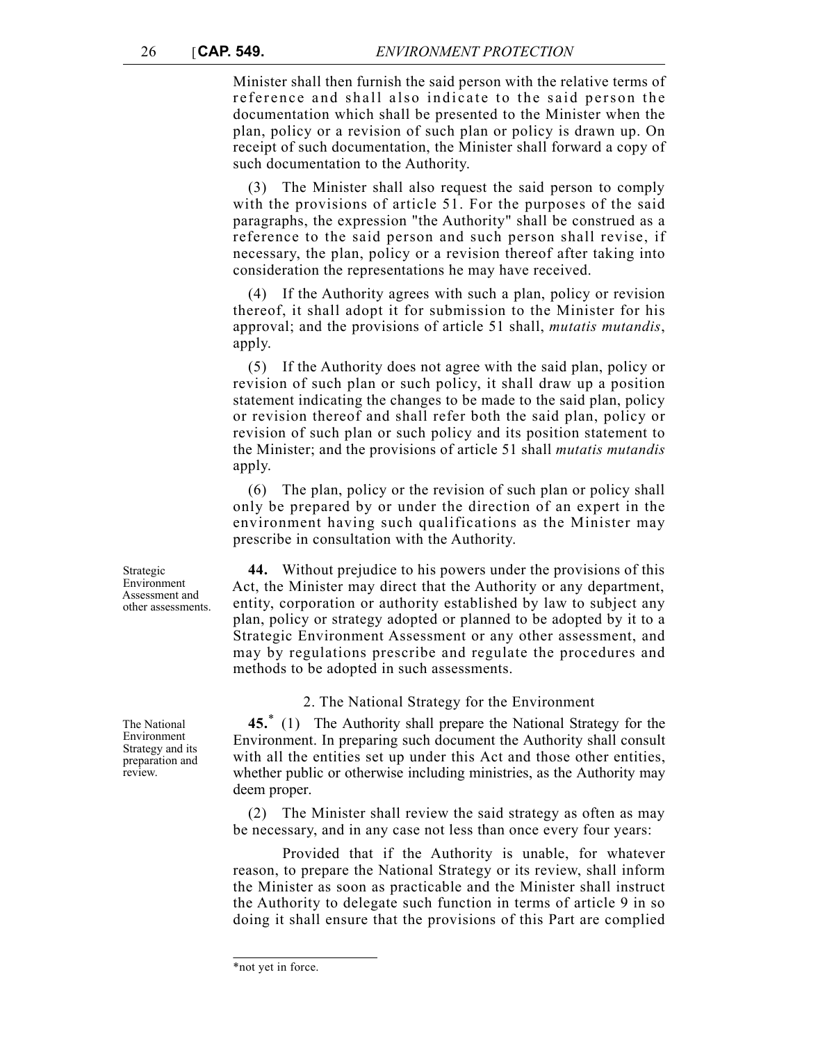Minister shall then furnish the said person with the relative terms of reference and shall also indicate to the said person the documentation which shall be presented to the Minister when the plan, policy or a revision of such plan or policy is drawn up. On receipt of such documentation, the Minister shall forward a copy of such documentation to the Authority.

(3) The Minister shall also request the said person to comply with the provisions of article 51. For the purposes of the said paragraphs, the expression "the Authority" shall be construed as a reference to the said person and such person shall revise, if necessary, the plan, policy or a revision thereof after taking into consideration the representations he may have received.

(4) If the Authority agrees with such a plan, policy or revision thereof, it shall adopt it for submission to the Minister for his approval; and the provisions of article 51 shall, *mutatis mutandis*, apply.

(5) If the Authority does not agree with the said plan, policy or revision of such plan or such policy, it shall draw up a position statement indicating the changes to be made to the said plan, policy or revision thereof and shall refer both the said plan, policy or revision of such plan or such policy and its position statement to the Minister; and the provisions of article 51 shall *mutatis mutandis* apply.

(6) The plan, policy or the revision of such plan or policy shall only be prepared by or under the direction of an expert in the environment having such qualifications as the Minister may prescribe in consultation with the Authority.

Strategic Environment Assessment and other assessments.

**44.** Without prejudice to his powers under the provisions of this Act, the Minister may direct that the Authority or any department, entity, corporation or authority established by law to subject any plan, policy or strategy adopted or planned to be adopted by it to a Strategic Environment Assessment or any other assessment, and may by regulations prescribe and regulate the procedures and methods to be adopted in such assessments.

2. The National Strategy for the Environment

The National Environment Strategy and its preparation and review.

**45.**[*] (1) The Authority shall prepare the National Strategy for the Environment. In preparing such document the Authority shall consult with all the entities set up under this Act and those other entities, whether public or otherwise including ministries, as the Authority may deem proper.

(2) The Minister shall review the said strategy as often as may be necessary, and in any case not less than once every four years:

Provided that if the Authority is unable, for whatever reason, to prepare the National Strategy or its review, shall inform the Minister as soon as practicable and the Minister shall instruct the Authority to delegate such function in terms of article 9 in so doing it shall ensure that the provisions of this Part are complied

*not yet in force.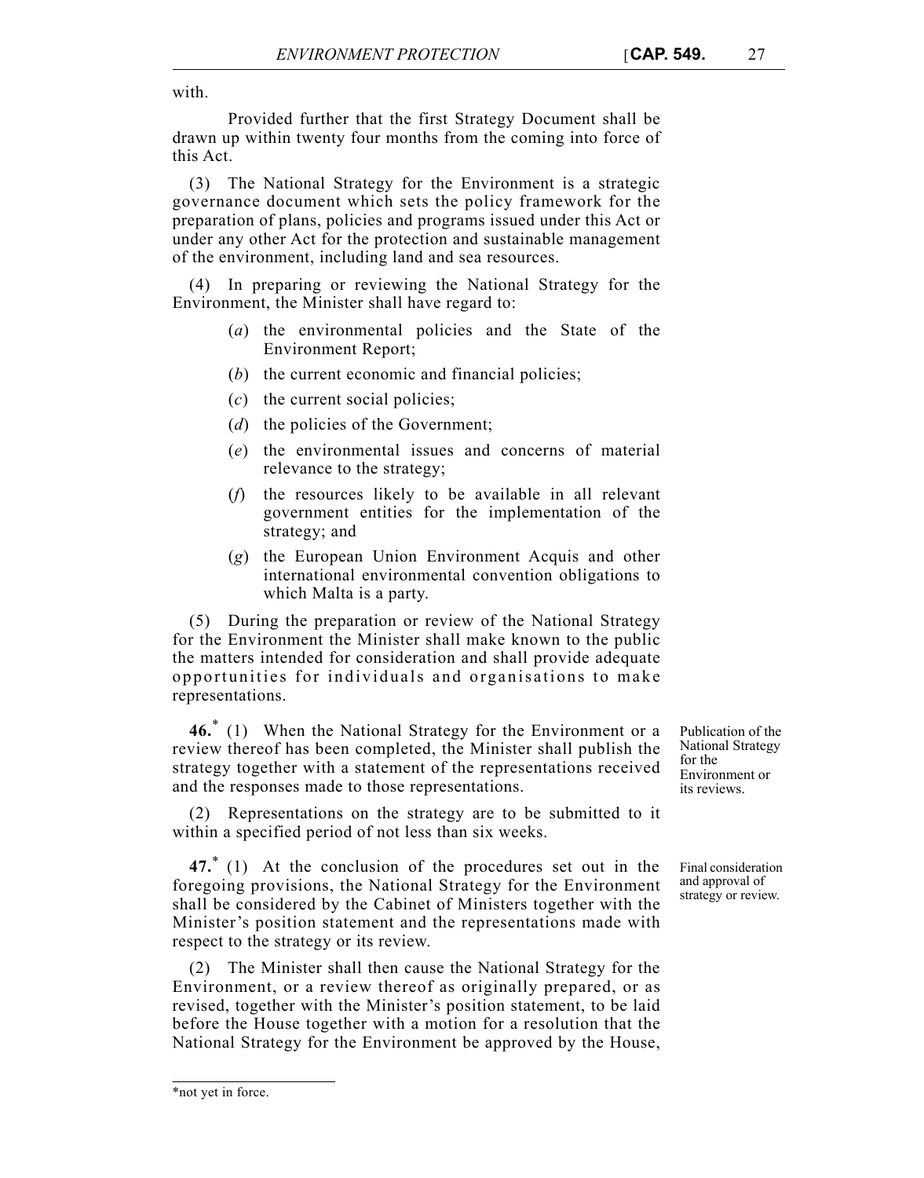with.

Provided further that the first Strategy Document shall be drawn up within twenty four months from the coming into force of this Act.

(3) The National Strategy for the Environment is a strategic governance document which sets the policy framework for the preparation of plans, policies and programs issued under this Act or under any other Act for the protection and sustainable management of the environment, including land and sea resources.

(4) In preparing or reviewing the National Strategy for the Environment, the Minister shall have regard to:

(*a*) the environmental policies and the State of the Environment Report;

(*b*) the current economic and financial policies;

(*c*) the current social policies;

(*d*) the policies of the Government;

(*e*) the environmental issues and concerns of material relevance to the strategy;

(*f*) the resources likely to be available in all relevant government entities for the implementation of the strategy; and

(*g*) the European Union Environment Acquis and other international environmental convention obligations to which Malta is a party.

(5) During the preparation or review of the National Strategy for the Environment the Minister shall make known to the public the matters intended for consideration and shall provide adequate opportunities for individuals and organisations to make representations.

*Publication of the National Strategy for the Environment or its reviews.*

**46.*** (1) When the National Strategy for the Environment or a review thereof has been completed, the Minister shall publish the strategy together with a statement of the representations received and the responses made to those representations.

(2) Representations on the strategy are to be submitted to it within a specified period of not less than six weeks.

*Final consideration and approval of strategy or review.*

**47.*** (1) At the conclusion of the procedures set out in the foregoing provisions, the National Strategy for the Environment shall be considered by the Cabinet of Ministers together with the Minister's position statement and the representations made with respect to the strategy or its review.

(2) The Minister shall then cause the National Strategy for the Environment, or a review thereof as originally prepared, or as revised, together with the Minister's position statement, to be laid before the House together with a motion for a resolution that the National Strategy for the Environment be approved by the House,

*not yet in force.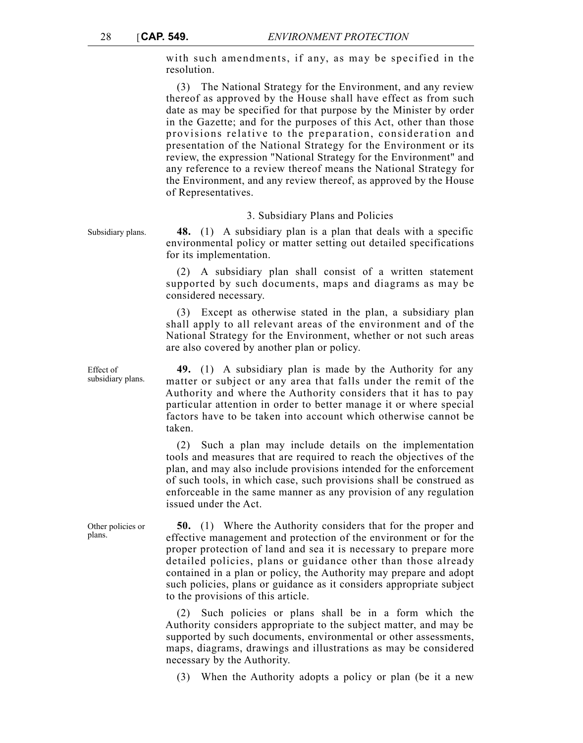with such amendments, if any, as may be specified in the resolution.

(3) The National Strategy for the Environment, and any review thereof as approved by the House shall have effect as from such date as may be specified for that purpose by the Minister by order in the Gazette; and for the purposes of this Act, other than those provisions relative to the preparation, consideration and presentation of the National Strategy for the Environment or its review, the expression "National Strategy for the Environment" and any reference to a review thereof means the National Strategy for the Environment, and any review thereof, as approved by the House of Representatives.

### 3. Subsidiary Plans and Policies

Subsidiary plans.

**48.** (1) A subsidiary plan is a plan that deals with a specific environmental policy or matter setting out detailed specifications for its implementation.

(2) A subsidiary plan shall consist of a written statement supported by such documents, maps and diagrams as may be considered necessary.

(3) Except as otherwise stated in the plan, a subsidiary plan shall apply to all relevant areas of the environment and of the National Strategy for the Environment, whether or not such areas are also covered by another plan or policy.

Effect of subsidiary plans.

**49.** (1) A subsidiary plan is made by the Authority for any matter or subject or any area that falls under the remit of the Authority and where the Authority considers that it has to pay particular attention in order to better manage it or where special factors have to be taken into account which otherwise cannot be taken.

(2) Such a plan may include details on the implementation tools and measures that are required to reach the objectives of the plan, and may also include provisions intended for the enforcement of such tools, in which case, such provisions shall be construed as enforceable in the same manner as any provision of any regulation issued under the Act.

Other policies or plans.

**50.** (1) Where the Authority considers that for the proper and effective management and protection of the environment or for the proper protection of land and sea it is necessary to prepare more detailed policies, plans or guidance other than those already contained in a plan or policy, the Authority may prepare and adopt such policies, plans or guidance as it considers appropriate subject to the provisions of this article.

(2) Such policies or plans shall be in a form which the Authority considers appropriate to the subject matter, and may be supported by such documents, environmental or other assessments, maps, diagrams, drawings and illustrations as may be considered necessary by the Authority.

(3) When the Authority adopts a policy or plan (be it a new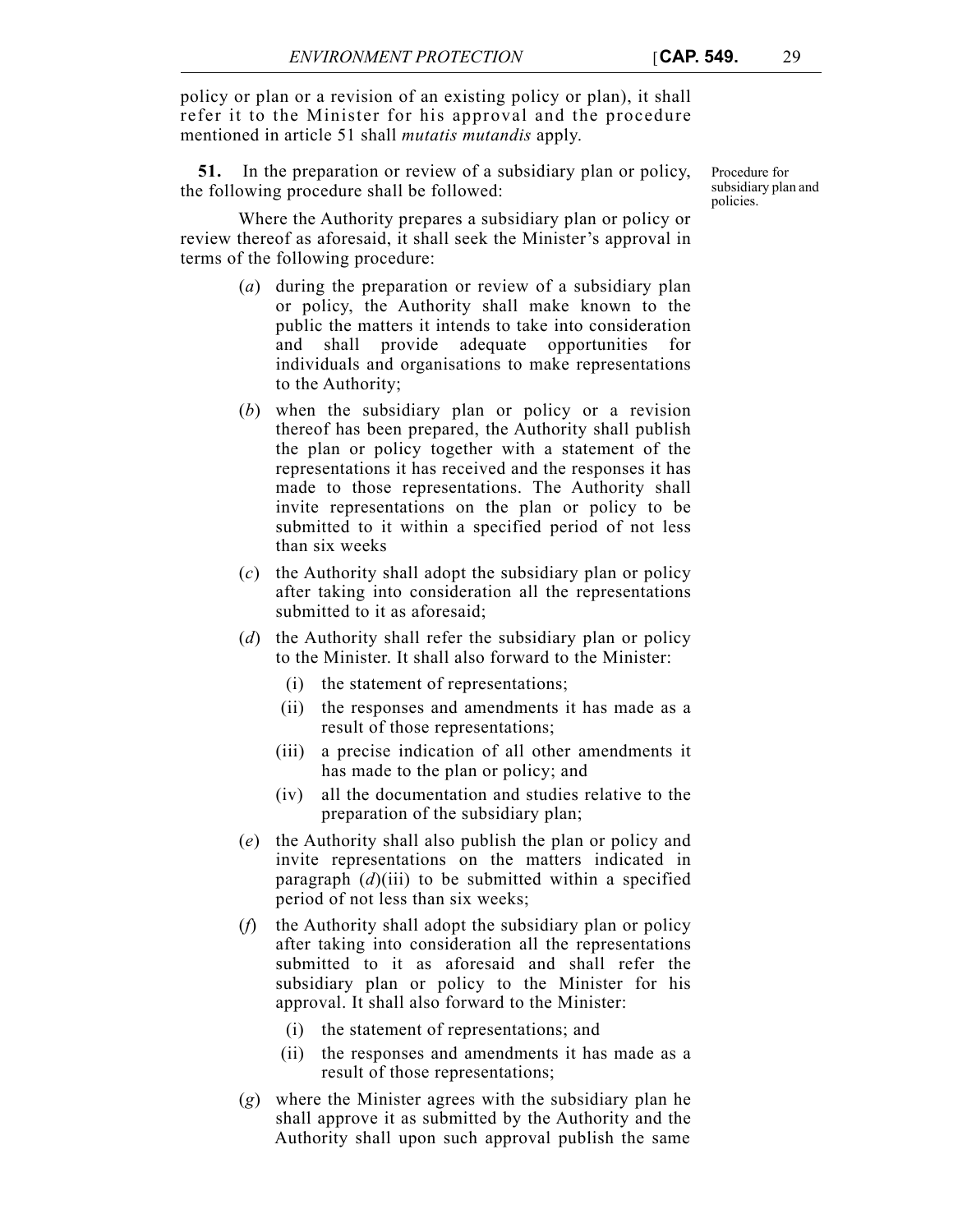policy or plan or a revision of an existing policy or plan), it shall refer it to the Minister for his approval and the procedure mentioned in article 51 shall *mutatis mutandis* apply.

Procedure for subsidiary plan and policies.

**51.** In the preparation or review of a subsidiary plan or policy, the following procedure shall be followed:

Where the Authority prepares a subsidiary plan or policy or review thereof as aforesaid, it shall seek the Minister's approval in terms of the following procedure:

(*a*) during the preparation or review of a subsidiary plan or policy, the Authority shall make known to the public the matters it intends to take into consideration and shall provide adequate opportunities for individuals and organisations to make representations to the Authority;

(*b*) when the subsidiary plan or policy or a revision thereof has been prepared, the Authority shall publish the plan or policy together with a statement of the representations it has received and the responses it has made to those representations. The Authority shall invite representations on the plan or policy to be submitted to it within a specified period of not less than six weeks

(*c*) the Authority shall adopt the subsidiary plan or policy after taking into consideration all the representations submitted to it as aforesaid;

(*d*) the Authority shall refer the subsidiary plan or policy to the Minister. It shall also forward to the Minister:

- (i) the statement of representations;
- (ii) the responses and amendments it has made as a result of those representations;
- (iii) a precise indication of all other amendments it has made to the plan or policy; and
- (iv) all the documentation and studies relative to the preparation of the subsidiary plan;

(*e*) the Authority shall also publish the plan or policy and invite representations on the matters indicated in paragraph (*d*)(iii) to be submitted within a specified period of not less than six weeks;

(*f*) the Authority shall adopt the subsidiary plan or policy after taking into consideration all the representations submitted to it as aforesaid and shall refer the subsidiary plan or policy to the Minister for his approval. It shall also forward to the Minister:

- (i) the statement of representations; and
- (ii) the responses and amendments it has made as a result of those representations;

(*g*) where the Minister agrees with the subsidiary plan he shall approve it as submitted by the Authority and the Authority shall upon such approval publish the same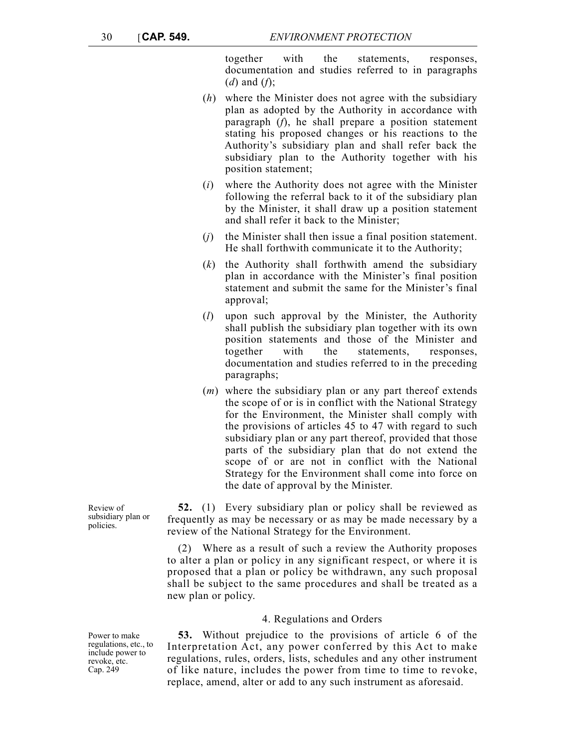together with the statements, responses, documentation and studies referred to in paragraphs (*d*) and (*f*);

(*h*) where the Minister does not agree with the subsidiary plan as adopted by the Authority in accordance with paragraph (*f*), he shall prepare a position statement stating his proposed changes or his reactions to the Authority's subsidiary plan and shall refer back the subsidiary plan to the Authority together with his position statement;

(*i*) where the Authority does not agree with the Minister following the referral back to it of the subsidiary plan by the Minister, it shall draw up a position statement and shall refer it back to the Minister;

(*j*) the Minister shall then issue a final position statement. He shall forthwith communicate it to the Authority;

(*k*) the Authority shall forthwith amend the subsidiary plan in accordance with the Minister's final position statement and submit the same for the Minister's final approval;

(*l*) upon such approval by the Minister, the Authority shall publish the subsidiary plan together with its own position statements and those of the Minister and together with the statements, responses, documentation and studies referred to in the preceding paragraphs;

(*m*) where the subsidiary plan or any part thereof extends the scope of or is in conflict with the National Strategy for the Environment, the Minister shall comply with the provisions of articles 45 to 47 with regard to such subsidiary plan or any part thereof, provided that those parts of the subsidiary plan that do not extend the scope of or are not in conflict with the National Strategy for the Environment shall come into force on the date of approval by the Minister.

Review of subsidiary plan or policies.

**52.** (1) Every subsidiary plan or policy shall be reviewed as frequently as may be necessary or as may be made necessary by a review of the National Strategy for the Environment.

(2) Where as a result of such a review the Authority proposes to alter a plan or policy in any significant respect, or where it is proposed that a plan or policy be withdrawn, any such proposal shall be subject to the same procedures and shall be treated as a new plan or policy.

### 4. Regulations and Orders

Power to make regulations, etc., to include power to revoke, etc. Cap. 249

**53.** Without prejudice to the provisions of article 6 of the Interpretation Act, any power conferred by this Act to make regulations, rules, orders, lists, schedules and any other instrument of like nature, includes the power from time to time to revoke, replace, amend, alter or add to any such instrument as aforesaid.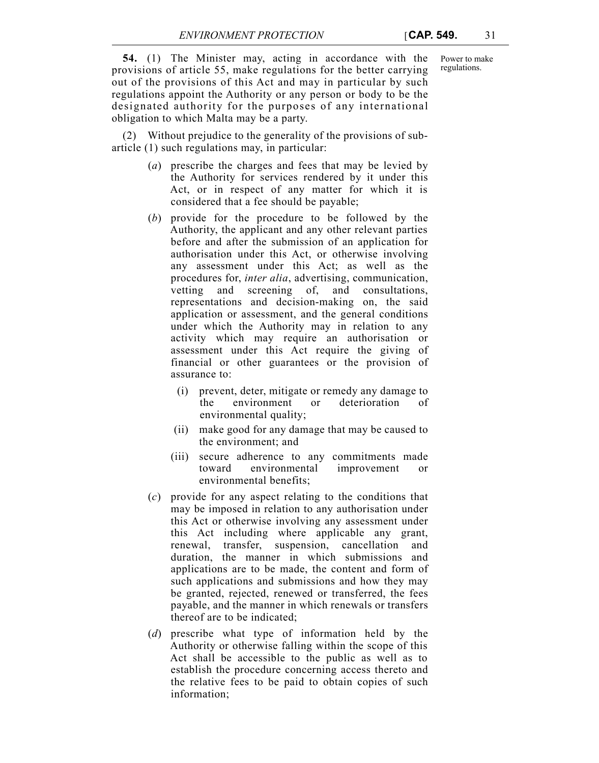**54.** (1) The Minister may, acting in accordance with the provisions of article 55, make regulations for the better carrying out of the provisions of this Act and may in particular by such regulations appoint the Authority or any person or body to be the designated authority for the purposes of any international obligation to which Malta may be a party.

Power to make regulations.

(2) Without prejudice to the generality of the provisions of sub-article (1) such regulations may, in particular:

(*a*) prescribe the charges and fees that may be levied by the Authority for services rendered by it under this Act, or in respect of any matter for which it is considered that a fee should be payable;

(*b*) provide for the procedure to be followed by the Authority, the applicant and any other relevant parties before and after the submission of an application for authorisation under this Act, or otherwise involving any assessment under this Act; as well as the procedures for, *inter alia*, advertising, communication, vetting and screening of, and consultations, representations and decision-making on, the said application or assessment, and the general conditions under which the Authority may in relation to any activity which may require an authorisation or assessment under this Act require the giving of financial or other guarantees or the provision of assurance to:

(i) prevent, deter, mitigate or remedy any damage to the environment or deterioration of environmental quality;

(ii) make good for any damage that may be caused to the environment; and

(iii) secure adherence to any commitments made toward environmental improvement or environmental benefits;

(*c*) provide for any aspect relating to the conditions that may be imposed in relation to any authorisation under this Act or otherwise involving any assessment under this Act including where applicable any grant, renewal, transfer, suspension, cancellation and duration, the manner in which submissions and applications are to be made, the content and form of such applications and submissions and how they may be granted, rejected, renewed or transferred, the fees payable, and the manner in which renewals or transfers thereof are to be indicated;

(*d*) prescribe what type of information held by the Authority or otherwise falling within the scope of this Act shall be accessible to the public as well as to establish the procedure concerning access thereto and the relative fees to be paid to obtain copies of such information;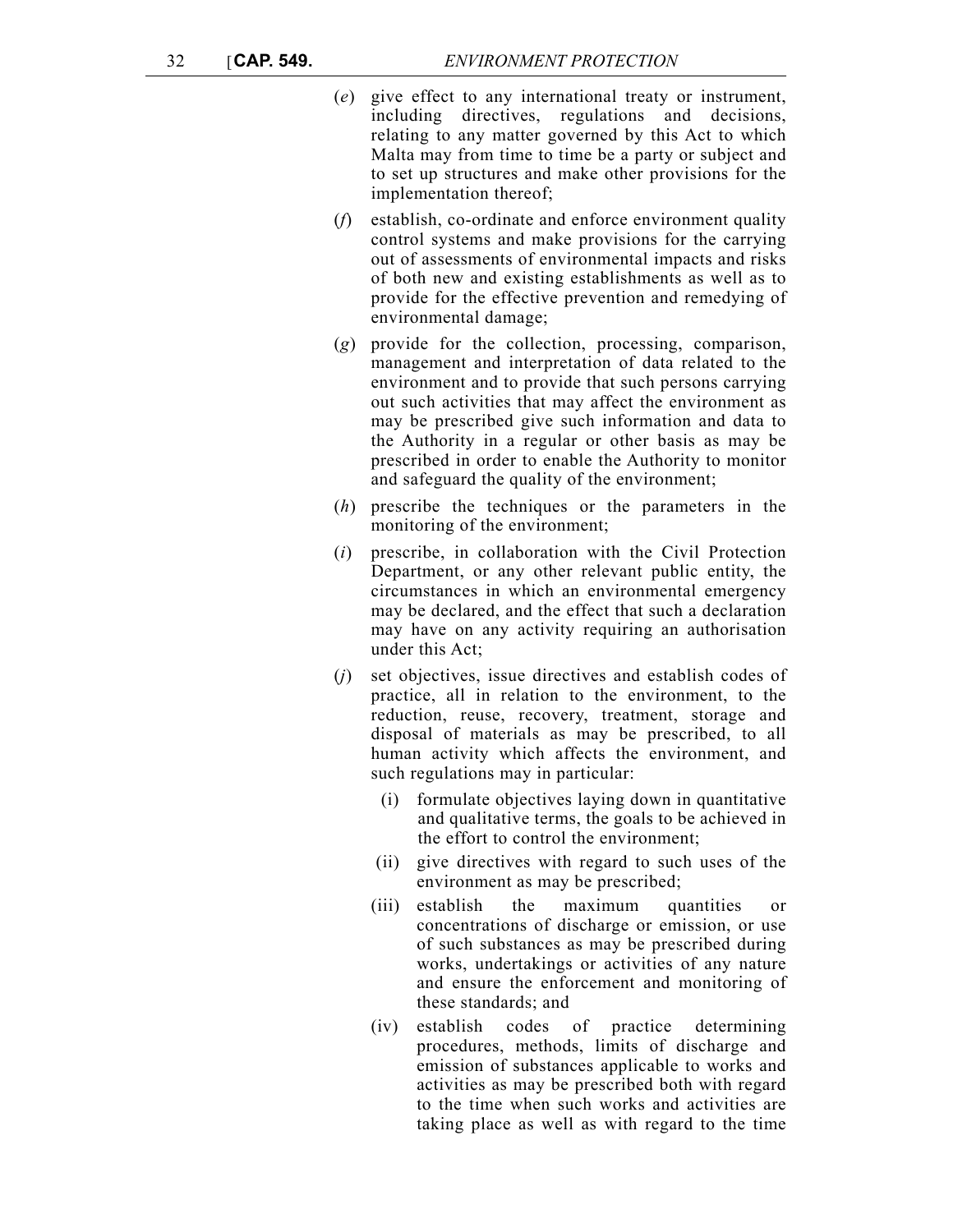(*e*) give effect to any international treaty or instrument, including directives, regulations and decisions, relating to any matter governed by this Act to which Malta may from time to time be a party or subject and to set up structures and make other provisions for the implementation thereof;

(*f*) establish, co-ordinate and enforce environment quality control systems and make provisions for the carrying out of assessments of environmental impacts and risks of both new and existing establishments as well as to provide for the effective prevention and remedying of environmental damage;

(*g*) provide for the collection, processing, comparison, management and interpretation of data related to the environment and to provide that such persons carrying out such activities that may affect the environment as may be prescribed give such information and data to the Authority in a regular or other basis as may be prescribed in order to enable the Authority to monitor and safeguard the quality of the environment;

(*h*) prescribe the techniques or the parameters in the monitoring of the environment;

(*i*) prescribe, in collaboration with the Civil Protection Department, or any other relevant public entity, the circumstances in which an environmental emergency may be declared, and the effect that such a declaration may have on any activity requiring an authorisation under this Act;

(*j*) set objectives, issue directives and establish codes of practice, all in relation to the environment, to the reduction, reuse, recovery, treatment, storage and disposal of materials as may be prescribed, to all human activity which affects the environment, and such regulations may in particular:

(i) formulate objectives laying down in quantitative and qualitative terms, the goals to be achieved in the effort to control the environment;

(ii) give directives with regard to such uses of the environment as may be prescribed;

(iii) establish the maximum quantities or concentrations of discharge or emission, or use of such substances as may be prescribed during works, undertakings or activities of any nature and ensure the enforcement and monitoring of these standards; and

(iv) establish codes of practice determining procedures, methods, limits of discharge and emission of substances applicable to works and activities as may be prescribed both with regard to the time when such works and activities are taking place as well as with regard to the time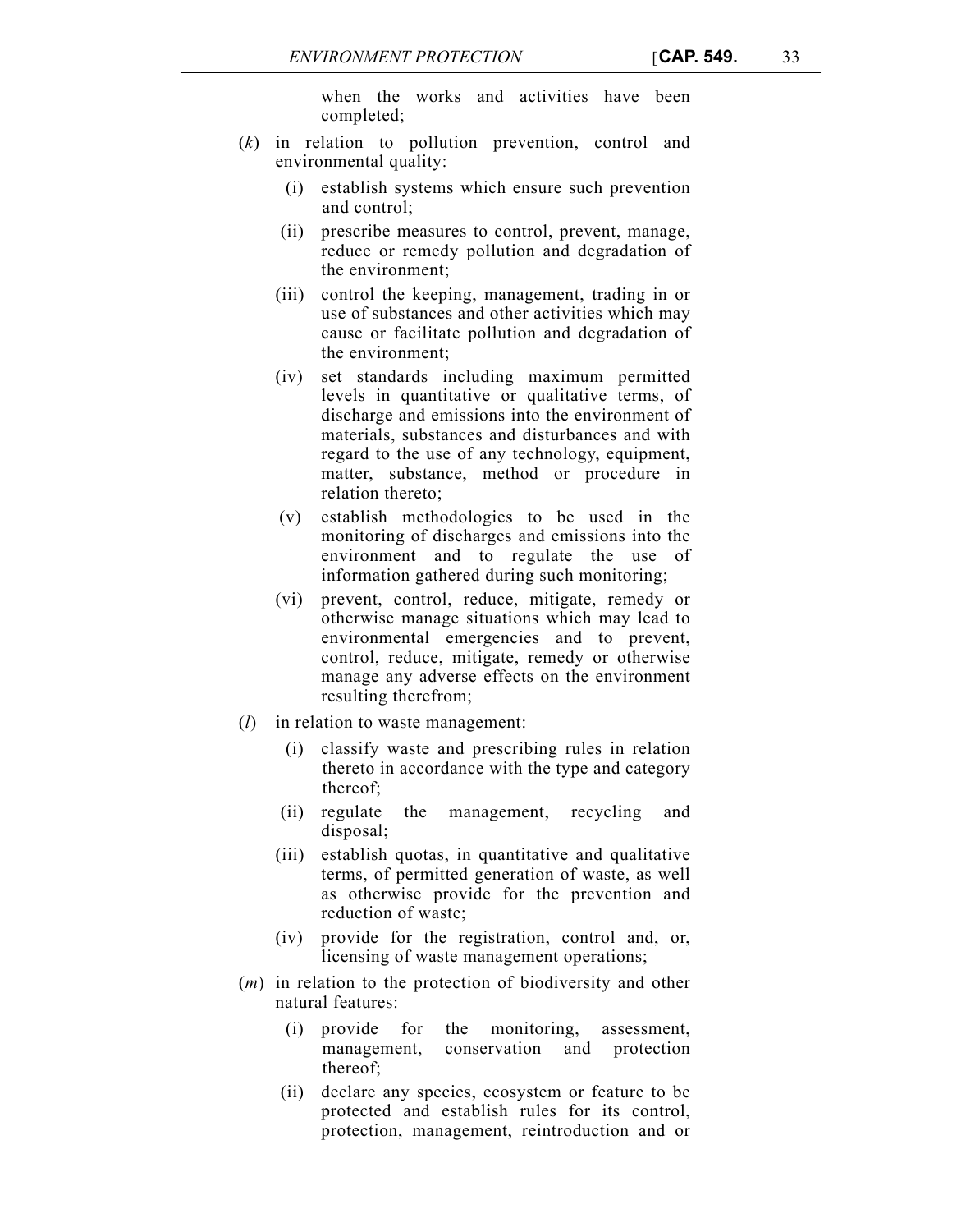when the works and activities have been completed;

(*k*) in relation to pollution prevention, control and environmental quality:

(i) establish systems which ensure such prevention and control;

(ii) prescribe measures to control, prevent, manage, reduce or remedy pollution and degradation of the environment;

(iii) control the keeping, management, trading in or use of substances and other activities which may cause or facilitate pollution and degradation of the environment;

(iv) set standards including maximum permitted levels in quantitative or qualitative terms, of discharge and emissions into the environment of materials, substances and disturbances and with regard to the use of any technology, equipment, matter, substance, method or procedure in relation thereto;

(v) establish methodologies to be used in the monitoring of discharges and emissions into the environment and to regulate the use of information gathered during such monitoring;

(vi) prevent, control, reduce, mitigate, remedy or otherwise manage situations which may lead to environmental emergencies and to prevent, control, reduce, mitigate, remedy or otherwise manage any adverse effects on the environment resulting therefrom;

(*l*) in relation to waste management:

(i) classify waste and prescribing rules in relation thereto in accordance with the type and category thereof;

(ii) regulate the management, recycling and disposal;

(iii) establish quotas, in quantitative and qualitative terms, of permitted generation of waste, as well as otherwise provide for the prevention and reduction of waste;

(iv) provide for the registration, control and, or, licensing of waste management operations;

(*m*) in relation to the protection of biodiversity and other natural features:

(i) provide for the monitoring, assessment, management, conservation and protection thereof;

(ii) declare any species, ecosystem or feature to be protected and establish rules for its control, protection, management, reintroduction and or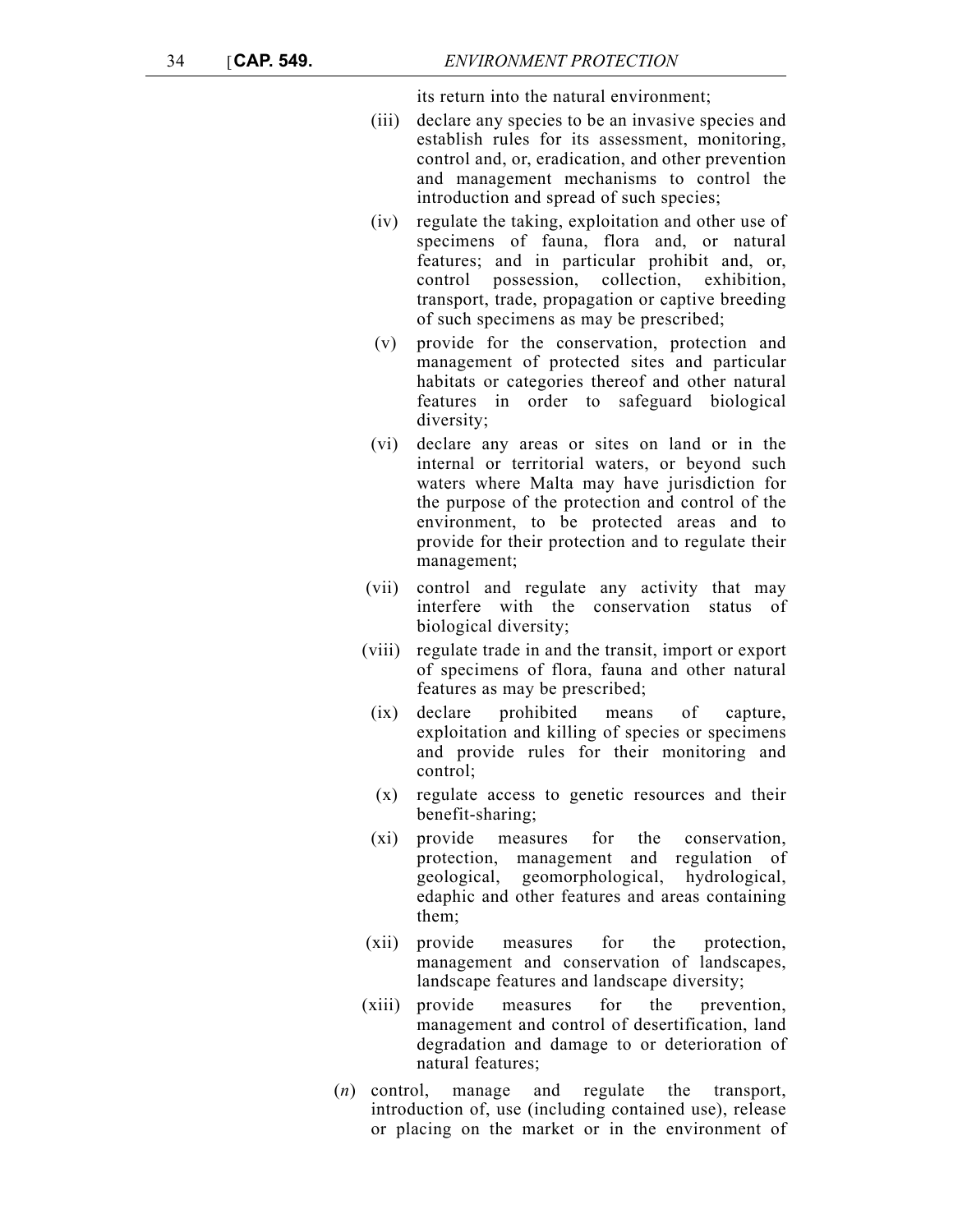its return into the natural environment;

(iii) declare any species to be an invasive species and establish rules for its assessment, monitoring, control and, or, eradication, and other prevention and management mechanisms to control the introduction and spread of such species;

(iv) regulate the taking, exploitation and other use of specimens of fauna, flora and, or natural features; and in particular prohibit and, or, control possession, collection, exhibition, transport, trade, propagation or captive breeding of such specimens as may be prescribed;

(v) provide for the conservation, protection and management of protected sites and particular habitats or categories thereof and other natural features in order to safeguard biological diversity;

(vi) declare any areas or sites on land or in the internal or territorial waters, or beyond such waters where Malta may have jurisdiction for the purpose of the protection and control of the environment, to be protected areas and to provide for their protection and to regulate their management;

(vii) control and regulate any activity that may interfere with the conservation status of biological diversity;

(viii) regulate trade in and the transit, import or export of specimens of flora, fauna and other natural features as may be prescribed;

(ix) declare prohibited means of capture, exploitation and killing of species or specimens and provide rules for their monitoring and control;

(x) regulate access to genetic resources and their benefit-sharing;

(xi) provide measures for the conservation, protection, management and regulation of geological, geomorphological, hydrological, edaphic and other features and areas containing them;

(xii) provide measures for the protection, management and conservation of landscapes, landscape features and landscape diversity;

(xiii) provide measures for the prevention, management and control of desertification, land degradation and damage to or deterioration of natural features;

(*n*) control, manage and regulate the transport, introduction of, use (including contained use), release or placing on the market or in the environment of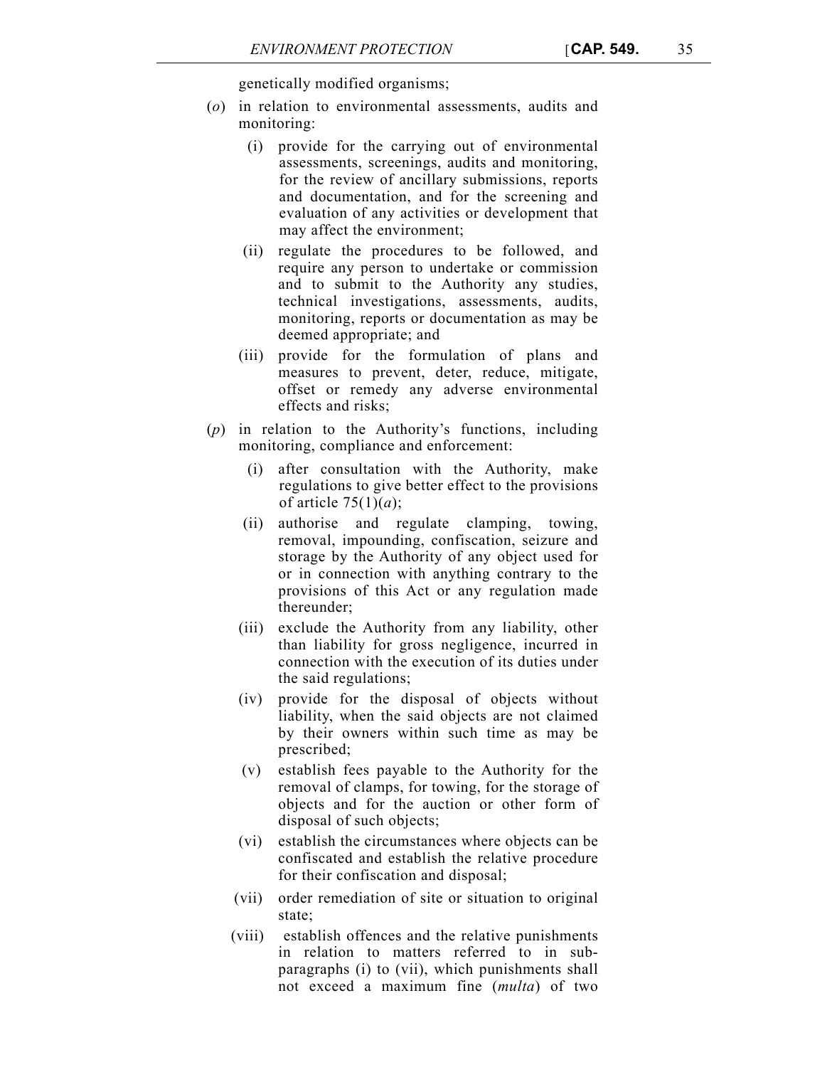genetically modified organisms;

(*o*) in relation to environmental assessments, audits and monitoring:

(i) provide for the carrying out of environmental assessments, screenings, audits and monitoring, for the review of ancillary submissions, reports and documentation, and for the screening and evaluation of any activities or development that may affect the environment;

(ii) regulate the procedures to be followed, and require any person to undertake or commission and to submit to the Authority any studies, technical investigations, assessments, audits, monitoring, reports or documentation as may be deemed appropriate; and

(iii) provide for the formulation of plans and measures to prevent, deter, reduce, mitigate, offset or remedy any adverse environmental effects and risks;

(*p*) in relation to the Authority's functions, including monitoring, compliance and enforcement:

(i) after consultation with the Authority, make regulations to give better effect to the provisions of article 75(1)(*a*);

(ii) authorise and regulate clamping, towing, removal, impounding, confiscation, seizure and storage by the Authority of any object used for or in connection with anything contrary to the provisions of this Act or any regulation made thereunder;

(iii) exclude the Authority from any liability, other than liability for gross negligence, incurred in connection with the execution of its duties under the said regulations;

(iv) provide for the disposal of objects without liability, when the said objects are not claimed by their owners within such time as may be prescribed;

(v) establish fees payable to the Authority for the removal of clamps, for towing, for the storage of objects and for the auction or other form of disposal of such objects;

(vi) establish the circumstances where objects can be confiscated and establish the relative procedure for their confiscation and disposal;

(vii) order remediation of site or situation to original state;

(viii) establish offences and the relative punishments in relation to matters referred to in sub-paragraphs (i) to (vii), which punishments shall not exceed a maximum fine (*multa*) of two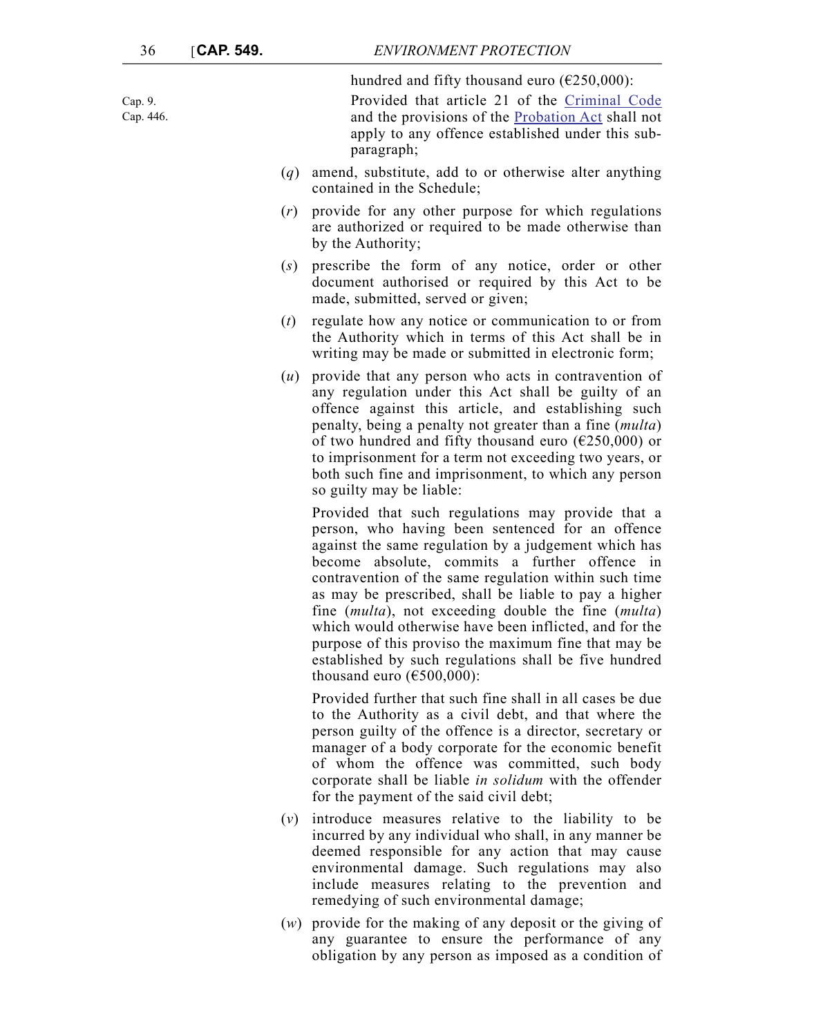hundred and fifty thousand euro (€250,000):

Cap. 9.
Cap. 446.

Provided that article 21 of the Criminal Code and the provisions of the Probation Act shall not apply to any offence established under this sub-paragraph;

(*q*) amend, substitute, add to or otherwise alter anything contained in the Schedule;

(*r*) provide for any other purpose for which regulations are authorized or required to be made otherwise than by the Authority;

(*s*) prescribe the form of any notice, order or other document authorised or required by this Act to be made, submitted, served or given;

(*t*) regulate how any notice or communication to or from the Authority which in terms of this Act shall be in writing may be made or submitted in electronic form;

(*u*) provide that any person who acts in contravention of any regulation under this Act shall be guilty of an offence against this article, and establishing such penalty, being a penalty not greater than a fine (*multa*) of two hundred and fifty thousand euro (€250,000) or to imprisonment for a term not exceeding two years, or both such fine and imprisonment, to which any person so guilty may be liable:

Provided that such regulations may provide that a person, who having been sentenced for an offence against the same regulation by a judgement which has become absolute, commits a further offence in contravention of the same regulation within such time as may be prescribed, shall be liable to pay a higher fine (*multa*), not exceeding double the fine (*multa*) which would otherwise have been inflicted, and for the purpose of this proviso the maximum fine that may be established by such regulations shall be five hundred thousand euro (€500,000):

Provided further that such fine shall in all cases be due to the Authority as a civil debt, and that where the person guilty of the offence is a director, secretary or manager of a body corporate for the economic benefit of whom the offence was committed, such body corporate shall be liable *in solidum* with the offender for the payment of the said civil debt;

(*v*) introduce measures relative to the liability to be incurred by any individual who shall, in any manner be deemed responsible for any action that may cause environmental damage. Such regulations may also include measures relating to the prevention and remedying of such environmental damage;

(*w*) provide for the making of any deposit or the giving of any guarantee to ensure the performance of any obligation by any person as imposed as a condition of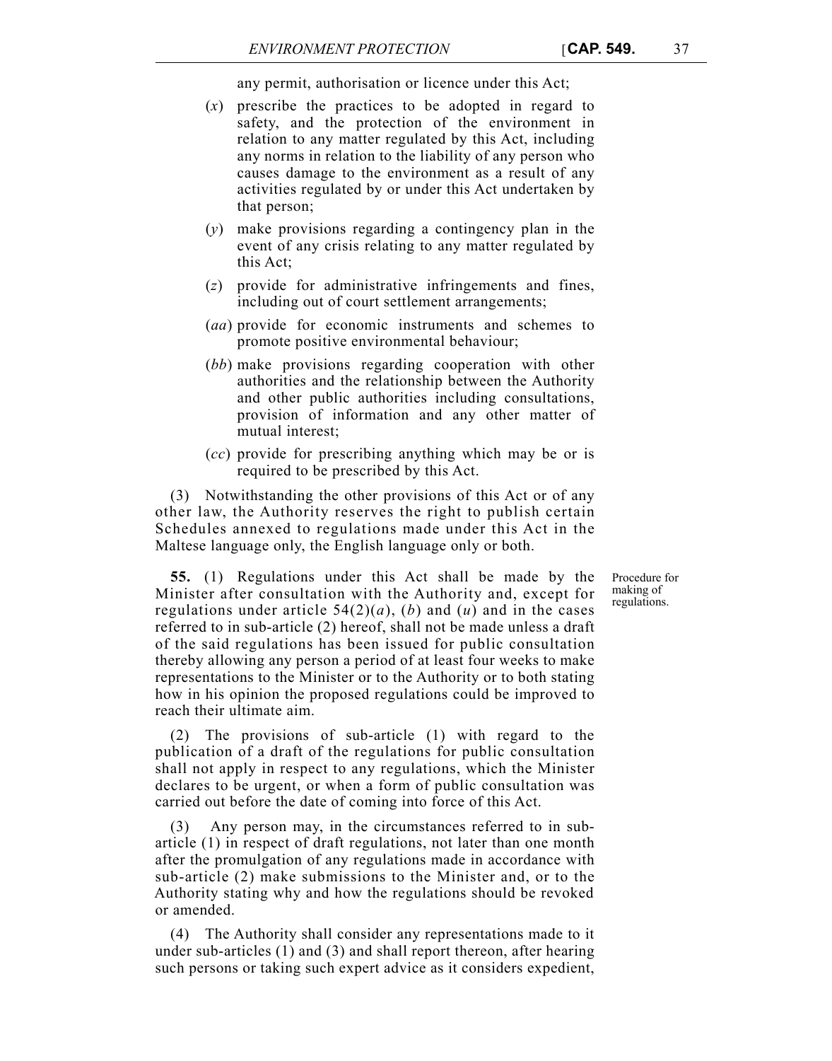any permit, authorisation or licence under this Act;

(*x*) prescribe the practices to be adopted in regard to safety, and the protection of the environment in relation to any matter regulated by this Act, including any norms in relation to the liability of any person who causes damage to the environment as a result of any activities regulated by or under this Act undertaken by that person;

(*y*) make provisions regarding a contingency plan in the event of any crisis relating to any matter regulated by this Act;

(*z*) provide for administrative infringements and fines, including out of court settlement arrangements;

(*aa*) provide for economic instruments and schemes to promote positive environmental behaviour;

(*bb*) make provisions regarding cooperation with other authorities and the relationship between the Authority and other public authorities including consultations, provision of information and any other matter of mutual interest;

(*cc*) provide for prescribing anything which may be or is required to be prescribed by this Act.

(3) Notwithstanding the other provisions of this Act or of any other law, the Authority reserves the right to publish certain Schedules annexed to regulations made under this Act in the Maltese language only, the English language only or both.

Procedure for making of regulations.

**55.** (1) Regulations under this Act shall be made by the Minister after consultation with the Authority and, except for regulations under article 54(2)(*a*), (*b*) and (*u*) and in the cases referred to in sub-article (2) hereof, shall not be made unless a draft of the said regulations has been issued for public consultation thereby allowing any person a period of at least four weeks to make representations to the Minister or to the Authority or to both stating how in his opinion the proposed regulations could be improved to reach their ultimate aim.

(2) The provisions of sub-article (1) with regard to the publication of a draft of the regulations for public consultation shall not apply in respect to any regulations, which the Minister declares to be urgent, or when a form of public consultation was carried out before the date of coming into force of this Act.

(3) Any person may, in the circumstances referred to in sub-article (1) in respect of draft regulations, not later than one month after the promulgation of any regulations made in accordance with sub-article (2) make submissions to the Minister and, or to the Authority stating why and how the regulations should be revoked or amended.

(4) The Authority shall consider any representations made to it under sub-articles (1) and (3) and shall report thereon, after hearing such persons or taking such expert advice as it considers expedient,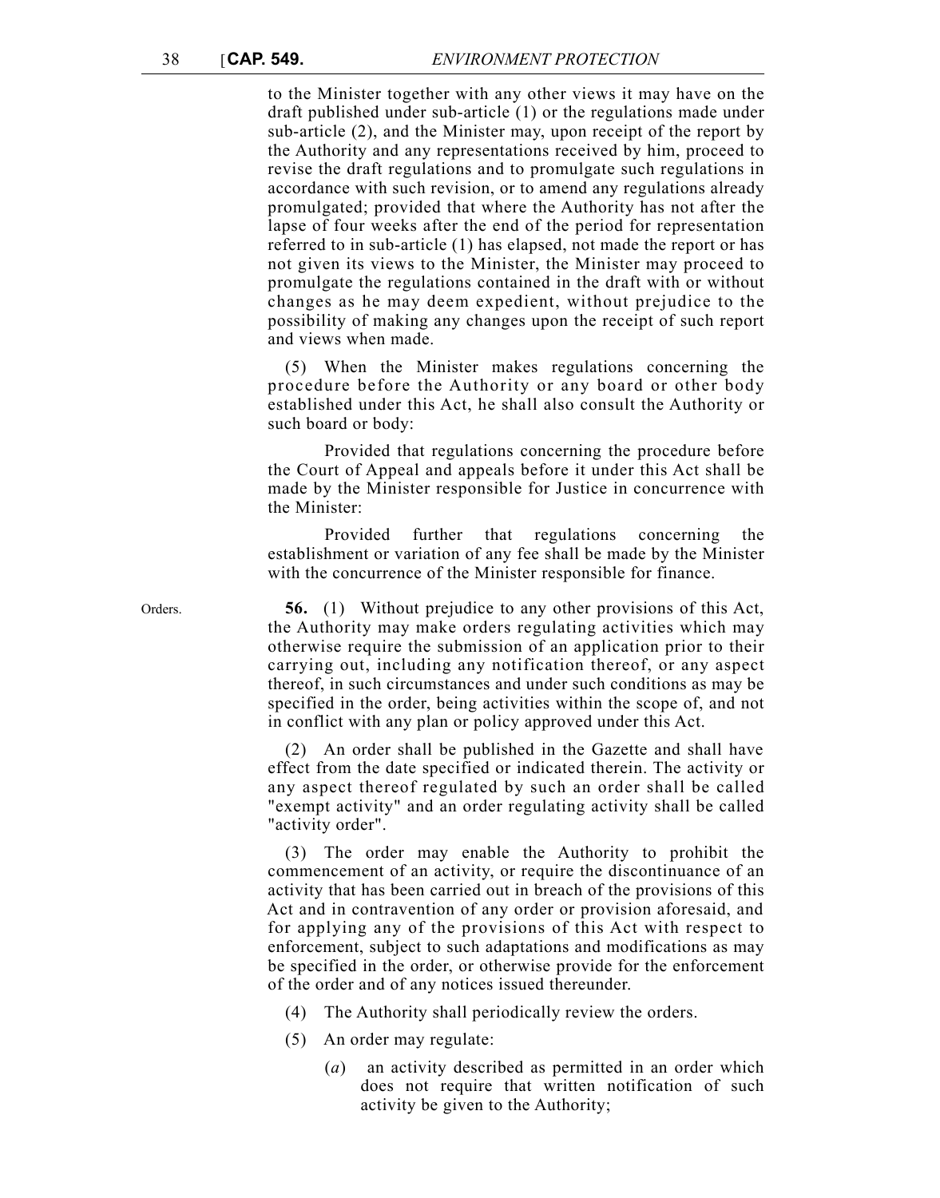to the Minister together with any other views it may have on the draft published under sub-article (1) or the regulations made under sub-article (2), and the Minister may, upon receipt of the report by the Authority and any representations received by him, proceed to revise the draft regulations and to promulgate such regulations in accordance with such revision, or to amend any regulations already promulgated; provided that where the Authority has not after the lapse of four weeks after the end of the period for representation referred to in sub-article (1) has elapsed, not made the report or has not given its views to the Minister, the Minister may proceed to promulgate the regulations contained in the draft with or without changes as he may deem expedient, without prejudice to the possibility of making any changes upon the receipt of such report and views when made.

(5) When the Minister makes regulations concerning the procedure before the Authority or any board or other body established under this Act, he shall also consult the Authority or such board or body:

Provided that regulations concerning the procedure before the Court of Appeal and appeals before it under this Act shall be made by the Minister responsible for Justice in concurrence with the Minister:

Provided further that regulations concerning the establishment or variation of any fee shall be made by the Minister with the concurrence of the Minister responsible for finance.

Orders.

**56.** (1) Without prejudice to any other provisions of this Act, the Authority may make orders regulating activities which may otherwise require the submission of an application prior to their carrying out, including any notification thereof, or any aspect thereof, in such circumstances and under such conditions as may be specified in the order, being activities within the scope of, and not in conflict with any plan or policy approved under this Act.

(2) An order shall be published in the Gazette and shall have effect from the date specified or indicated therein. The activity or any aspect thereof regulated by such an order shall be called "exempt activity" and an order regulating activity shall be called "activity order".

(3) The order may enable the Authority to prohibit the commencement of an activity, or require the discontinuance of an activity that has been carried out in breach of the provisions of this Act and in contravention of any order or provision aforesaid, and for applying any of the provisions of this Act with respect to enforcement, subject to such adaptations and modifications as may be specified in the order, or otherwise provide for the enforcement of the order and of any notices issued thereunder.

(4) The Authority shall periodically review the orders.

(5) An order may regulate:

(*a*) an activity described as permitted in an order which does not require that written notification of such activity be given to the Authority;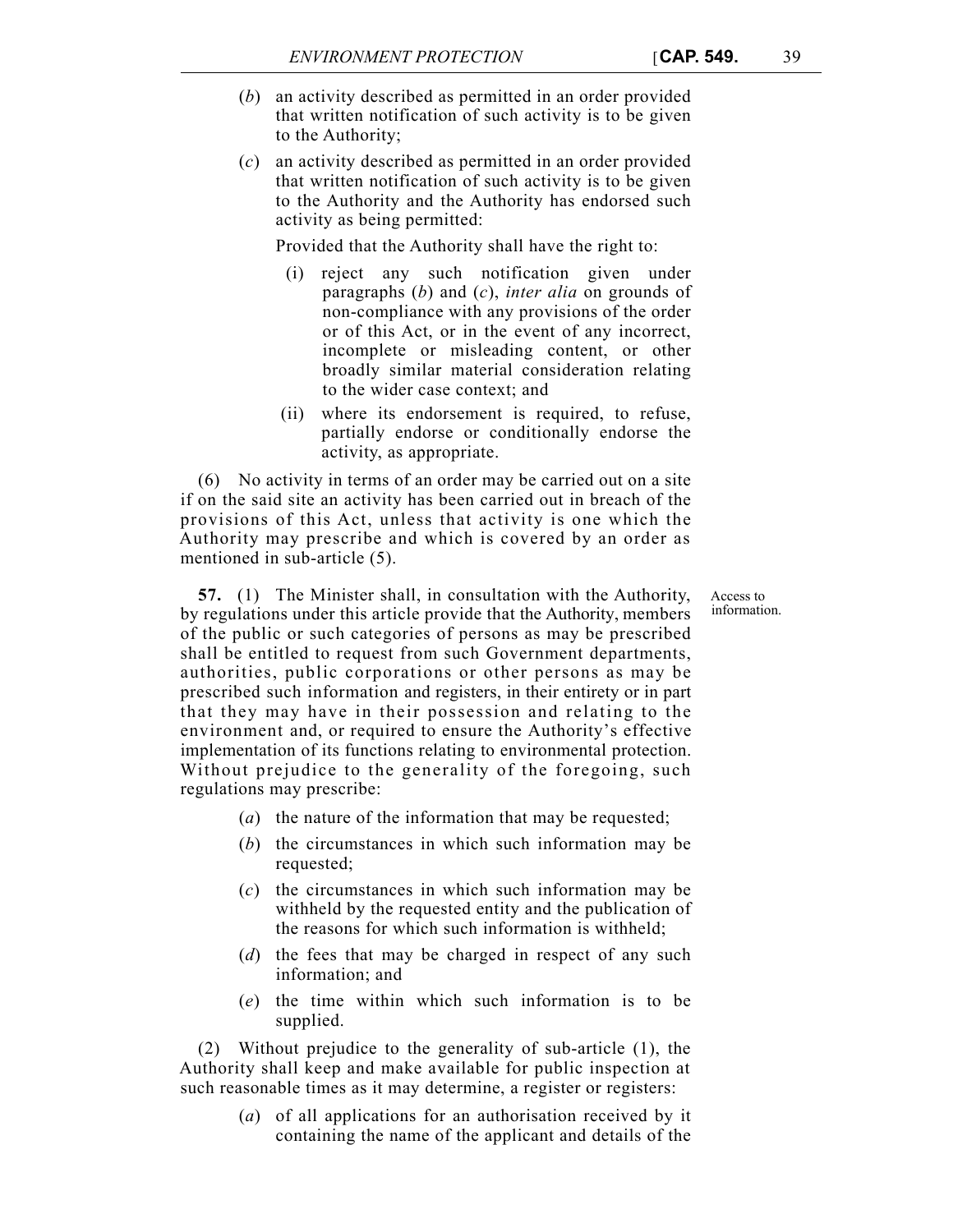(*b*) an activity described as permitted in an order provided that written notification of such activity is to be given to the Authority;

(*c*) an activity described as permitted in an order provided that written notification of such activity is to be given to the Authority and the Authority has endorsed such activity as being permitted:

Provided that the Authority shall have the right to:

(i) reject any such notification given under paragraphs (*b*) and (*c*), *inter alia* on grounds of non-compliance with any provisions of the order or of this Act, or in the event of any incorrect, incomplete or misleading content, or other broadly similar material consideration relating to the wider case context; and

(ii) where its endorsement is required, to refuse, partially endorse or conditionally endorse the activity, as appropriate.

(6) No activity in terms of an order may be carried out on a site if on the said site an activity has been carried out in breach of the provisions of this Act, unless that activity is one which the Authority may prescribe and which is covered by an order as mentioned in sub-article (5).

Access to information.

**57.** (1) The Minister shall, in consultation with the Authority, by regulations under this article provide that the Authority, members of the public or such categories of persons as may be prescribed shall be entitled to request from such Government departments, authorities, public corporations or other persons as may be prescribed such information and registers, in their entirety or in part that they may have in their possession and relating to the environment and, or required to ensure the Authority's effective implementation of its functions relating to environmental protection. Without prejudice to the generality of the foregoing, such regulations may prescribe:

(*a*) the nature of the information that may be requested;

(*b*) the circumstances in which such information may be requested;

(*c*) the circumstances in which such information may be withheld by the requested entity and the publication of the reasons for which such information is withheld;

(*d*) the fees that may be charged in respect of any such information; and

(*e*) the time within which such information is to be supplied.

(2) Without prejudice to the generality of sub-article (1), the Authority shall keep and make available for public inspection at such reasonable times as it may determine, a register or registers:

(*a*) of all applications for an authorisation received by it containing the name of the applicant and details of the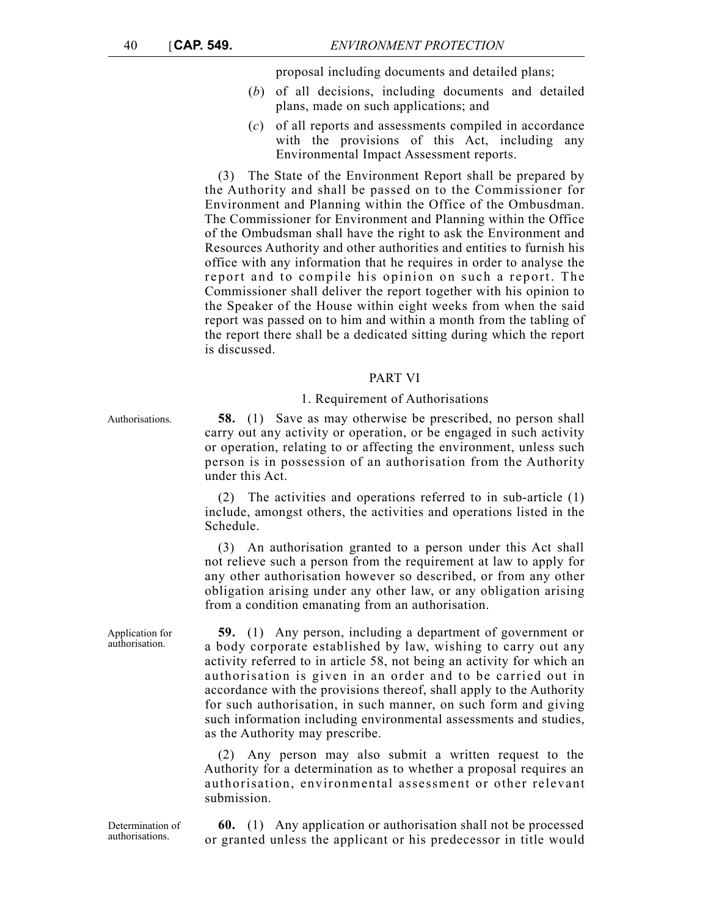proposal including documents and detailed plans;

(*b*) of all decisions, including documents and detailed plans, made on such applications; and

(*c*) of all reports and assessments compiled in accordance with the provisions of this Act, including any Environmental Impact Assessment reports.

(3) The State of the Environment Report shall be prepared by the Authority and shall be passed on to the Commissioner for Environment and Planning within the Office of the Ombudsman. The Commissioner for Environment and Planning within the Office of the Ombudsman shall have the right to ask the Environment and Resources Authority and other authorities and entities to furnish his office with any information that he requires in order to analyse the report and to compile his opinion on such a report. The Commissioner shall deliver the report together with his opinion to the Speaker of the House within eight weeks from when the said report was passed on to him and within a month from the tabling of the report there shall be a dedicated sitting during which the report is discussed.

## PART VI

### 1. Requirement of Authorisations

Authorisations.

**58.** (1) Save as may otherwise be prescribed, no person shall carry out any activity or operation, or be engaged in such activity or operation, relating to or affecting the environment, unless such person is in possession of an authorisation from the Authority under this Act.

(2) The activities and operations referred to in sub-article (1) include, amongst others, the activities and operations listed in the Schedule.

(3) An authorisation granted to a person under this Act shall not relieve such a person from the requirement at law to apply for any other authorisation however so described, or from any other obligation arising under any other law, or any obligation arising from a condition emanating from an authorisation.

Application for authorisation.

**59.** (1) Any person, including a department of government or a body corporate established by law, wishing to carry out any activity referred to in article 58, not being an activity for which an authorisation is given in an order and to be carried out in accordance with the provisions thereof, shall apply to the Authority for such authorisation, in such manner, on such form and giving such information including environmental assessments and studies, as the Authority may prescribe.

(2) Any person may also submit a written request to the Authority for a determination as to whether a proposal requires an authorisation, environmental assessment or other relevant submission.

Determination of authorisations.

**60.** (1) Any application or authorisation shall not be processed or granted unless the applicant or his predecessor in title would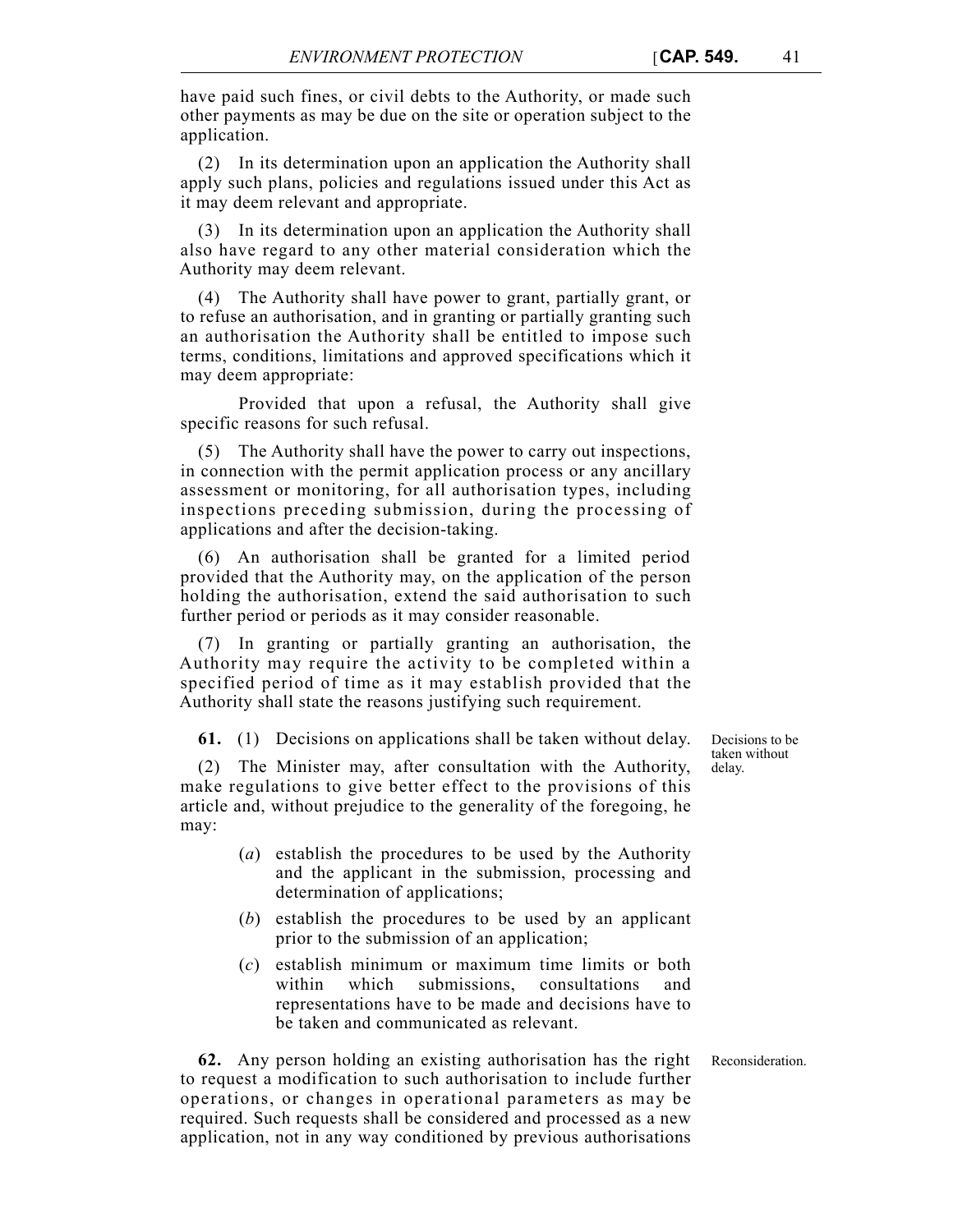have paid such fines, or civil debts to the Authority, or made such other payments as may be due on the site or operation subject to the application.

(2) In its determination upon an application the Authority shall apply such plans, policies and regulations issued under this Act as it may deem relevant and appropriate.

(3) In its determination upon an application the Authority shall also have regard to any other material consideration which the Authority may deem relevant.

(4) The Authority shall have power to grant, partially grant, or to refuse an authorisation, and in granting or partially granting such an authorisation the Authority shall be entitled to impose such terms, conditions, limitations and approved specifications which it may deem appropriate:

Provided that upon a refusal, the Authority shall give specific reasons for such refusal.

(5) The Authority shall have the power to carry out inspections, in connection with the permit application process or any ancillary assessment or monitoring, for all authorisation types, including inspections preceding submission, during the processing of applications and after the decision-taking.

(6) An authorisation shall be granted for a limited period provided that the Authority may, on the application of the person holding the authorisation, extend the said authorisation to such further period or periods as it may consider reasonable.

(7) In granting or partially granting an authorisation, the Authority may require the activity to be completed within a specified period of time as it may establish provided that the Authority shall state the reasons justifying such requirement.

Decisions to be taken without delay.

**61.** (1) Decisions on applications shall be taken without delay.

(2) The Minister may, after consultation with the Authority, make regulations to give better effect to the provisions of this article and, without prejudice to the generality of the foregoing, he may:

(*a*) establish the procedures to be used by the Authority and the applicant in the submission, processing and determination of applications;

(*b*) establish the procedures to be used by an applicant prior to the submission of an application;

(*c*) establish minimum or maximum time limits or both within which submissions, consultations and representations have to be made and decisions have to be taken and communicated as relevant.

Reconsideration.

**62.** Any person holding an existing authorisation has the right to request a modification to such authorisation to include further operations, or changes in operational parameters as may be required. Such requests shall be considered and processed as a new application, not in any way conditioned by previous authorisations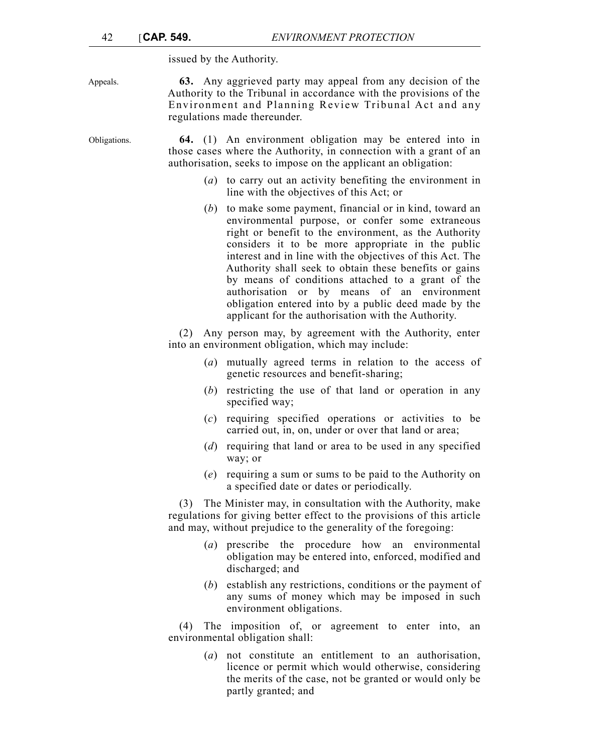issued by the Authority.

Appeals.

**63.** Any aggrieved party may appeal from any decision of the Authority to the Tribunal in accordance with the provisions of the Environment and Planning Review Tribunal Act and any regulations made thereunder.

Obligations.

**64.** (1) An environment obligation may be entered into in those cases where the Authority, in connection with a grant of an authorisation, seeks to impose on the applicant an obligation:

(*a*) to carry out an activity benefiting the environment in line with the objectives of this Act; or

(*b*) to make some payment, financial or in kind, toward an environmental purpose, or confer some extraneous right or benefit to the environment, as the Authority considers it to be more appropriate in the public interest and in line with the objectives of this Act. The Authority shall seek to obtain these benefits or gains by means of conditions attached to a grant of the authorisation or by means of an environment obligation entered into by a public deed made by the applicant for the authorisation with the Authority.

(2) Any person may, by agreement with the Authority, enter into an environment obligation, which may include:

(*a*) mutually agreed terms in relation to the access of genetic resources and benefit-sharing;

(*b*) restricting the use of that land or operation in any specified way;

(*c*) requiring specified operations or activities to be carried out, in, on, under or over that land or area;

(*d*) requiring that land or area to be used in any specified way; or

(*e*) requiring a sum or sums to be paid to the Authority on a specified date or dates or periodically.

(3) The Minister may, in consultation with the Authority, make regulations for giving better effect to the provisions of this article and may, without prejudice to the generality of the foregoing:

(*a*) prescribe the procedure how an environmental obligation may be entered into, enforced, modified and discharged; and

(*b*) establish any restrictions, conditions or the payment of any sums of money which may be imposed in such environment obligations.

(4) The imposition of, or agreement to enter into, an environmental obligation shall:

(*a*) not constitute an entitlement to an authorisation, licence or permit which would otherwise, considering the merits of the case, not be granted or would only be partly granted; and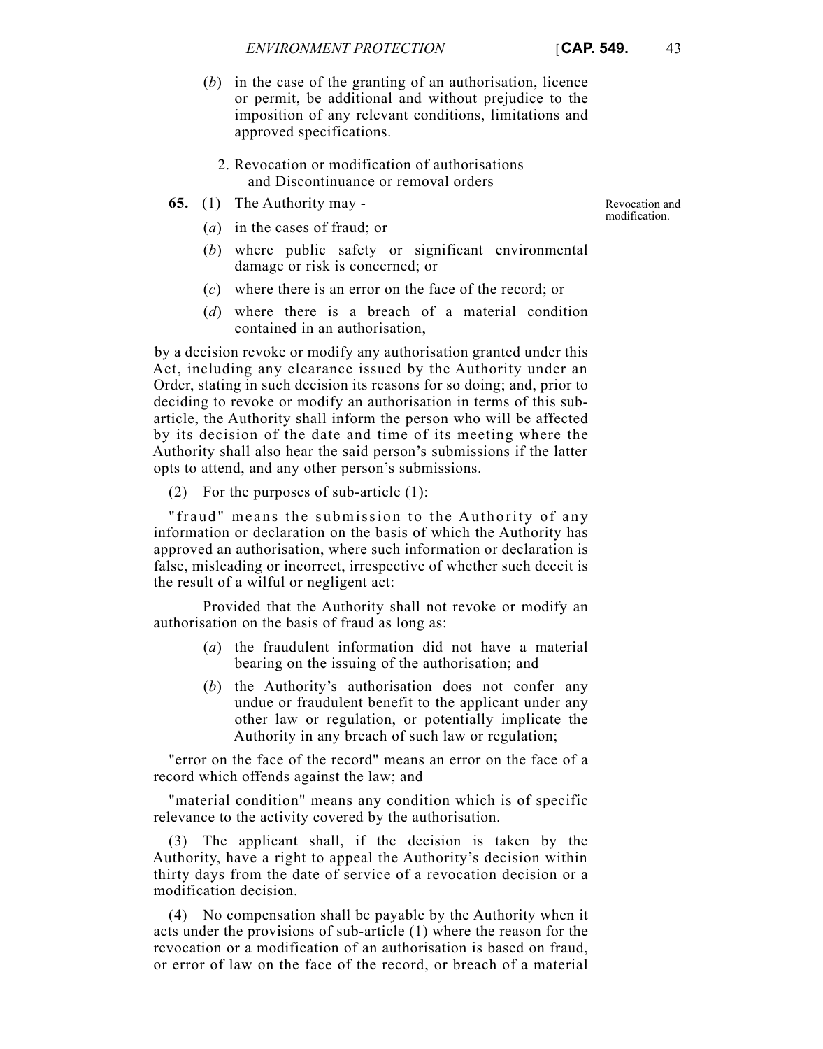(*b*) in the case of the granting of an authorisation, licence or permit, be additional and without prejudice to the imposition of any relevant conditions, limitations and approved specifications.

2. Revocation or modification of authorisations and Discontinuance or removal orders

Revocation and modification.

**65.** (1) The Authority may -

(*a*) in the cases of fraud; or

(*b*) where public safety or significant environmental damage or risk is concerned; or

(*c*) where there is an error on the face of the record; or

(*d*) where there is a breach of a material condition contained in an authorisation,

by a decision revoke or modify any authorisation granted under this Act, including any clearance issued by the Authority under an Order, stating in such decision its reasons for so doing; and, prior to deciding to revoke or modify an authorisation in terms of this sub-article, the Authority shall inform the person who will be affected by its decision of the date and time of its meeting where the Authority shall also hear the said person's submissions if the latter opts to attend, and any other person's submissions.

(2) For the purposes of sub-article (1):

"fraud" means the submission to the Authority of any information or declaration on the basis of which the Authority has approved an authorisation, where such information or declaration is false, misleading or incorrect, irrespective of whether such deceit is the result of a wilful or negligent act:

Provided that the Authority shall not revoke or modify an authorisation on the basis of fraud as long as:

(*a*) the fraudulent information did not have a material bearing on the issuing of the authorisation; and

(*b*) the Authority's authorisation does not confer any undue or fraudulent benefit to the applicant under any other law or regulation, or potentially implicate the Authority in any breach of such law or regulation;

"error on the face of the record" means an error on the face of a record which offends against the law; and

"material condition" means any condition which is of specific relevance to the activity covered by the authorisation.

(3) The applicant shall, if the decision is taken by the Authority, have a right to appeal the Authority's decision within thirty days from the date of service of a revocation decision or a modification decision.

(4) No compensation shall be payable by the Authority when it acts under the provisions of sub-article (1) where the reason for the revocation or a modification of an authorisation is based on fraud, or error of law on the face of the record, or breach of a material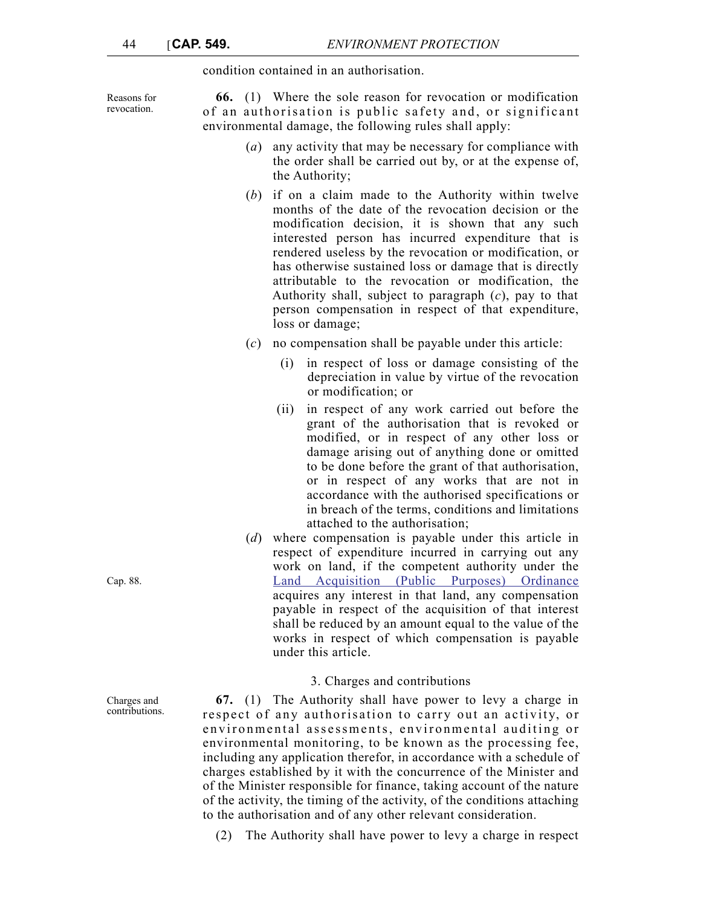condition contained in an authorisation.

Reasons for revocation.

**66.** (1) Where the sole reason for revocation or modification of an authorisation is public safety and, or significant environmental damage, the following rules shall apply:

(*a*) any activity that may be necessary for compliance with the order shall be carried out by, or at the expense of, the Authority;

(*b*) if on a claim made to the Authority within twelve months of the date of the revocation decision or the modification decision, it is shown that any such interested person has incurred expenditure that is rendered useless by the revocation or modification, or has otherwise sustained loss or damage that is directly attributable to the revocation or modification, the Authority shall, subject to paragraph (*c*), pay to that person compensation in respect of that expenditure, loss or damage;

(*c*) no compensation shall be payable under this article:

(i) in respect of loss or damage consisting of the depreciation in value by virtue of the revocation or modification; or

(ii) in respect of any work carried out before the grant of the authorisation that is revoked or modified, or in respect of any other loss or damage arising out of anything done or omitted to be done before the grant of that authorisation, or in respect of any works that are not in accordance with the authorised specifications or in breach of the terms, conditions and limitations attached to the authorisation;

Cap. 88.

(*d*) where compensation is payable under this article in respect of expenditure incurred in carrying out any work on land, if the competent authority under the Land Acquisition (Public Purposes) Ordinance acquires any interest in that land, any compensation payable in respect of the acquisition of that interest shall be reduced by an amount equal to the value of the works in respect of which compensation is payable under this article.

3. Charges and contributions

Charges and contributions.

**67.** (1) The Authority shall have power to levy a charge in respect of any authorisation to carry out an activity, or environmental assessments, environmental auditing or environmental monitoring, to be known as the processing fee, including any application therefor, in accordance with a schedule of charges established by it with the concurrence of the Minister and of the Minister responsible for finance, taking account of the nature of the activity, the timing of the activity, of the conditions attaching to the authorisation and of any other relevant consideration.

(2) The Authority shall have power to levy a charge in respect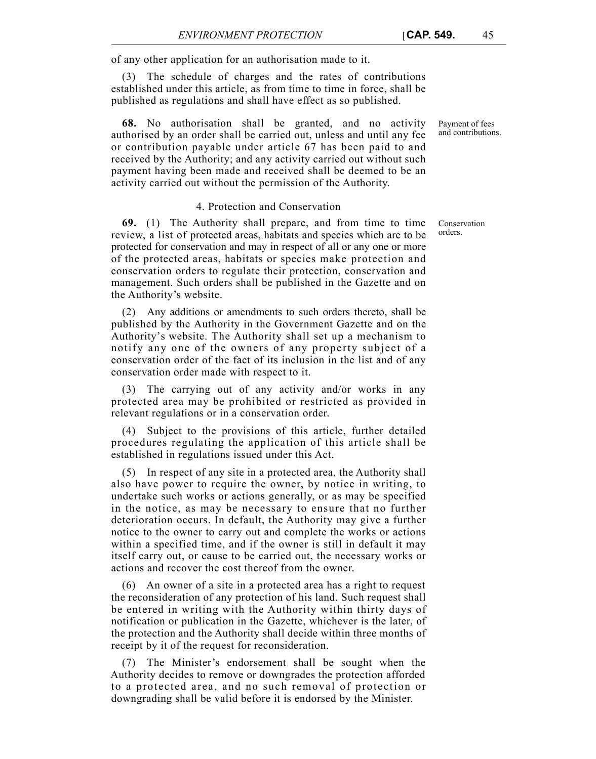of any other application for an authorisation made to it.

(3) The schedule of charges and the rates of contributions established under this article, as from time to time in force, shall be published as regulations and shall have effect as so published.

Payment of fees and contributions.

**68.** No authorisation shall be granted, and no activity authorised by an order shall be carried out, unless and until any fee or contribution payable under article 67 has been paid to and received by the Authority; and any activity carried out without such payment having been made and received shall be deemed to be an activity carried out without the permission of the Authority.

### 4. Protection and Conservation

Conservation orders.

**69.** (1) The Authority shall prepare, and from time to time review, a list of protected areas, habitats and species which are to be protected for conservation and may in respect of all or any one or more of the protected areas, habitats or species make protection and conservation orders to regulate their protection, conservation and management. Such orders shall be published in the Gazette and on the Authority's website.

(2) Any additions or amendments to such orders thereto, shall be published by the Authority in the Government Gazette and on the Authority's website. The Authority shall set up a mechanism to notify any one of the owners of any property subject of a conservation order of the fact of its inclusion in the list and of any conservation order made with respect to it.

(3) The carrying out of any activity and/or works in any protected area may be prohibited or restricted as provided in relevant regulations or in a conservation order.

(4) Subject to the provisions of this article, further detailed procedures regulating the application of this article shall be established in regulations issued under this Act.

(5) In respect of any site in a protected area, the Authority shall also have power to require the owner, by notice in writing, to undertake such works or actions generally, or as may be specified in the notice, as may be necessary to ensure that no further deterioration occurs. In default, the Authority may give a further notice to the owner to carry out and complete the works or actions within a specified time, and if the owner is still in default it may itself carry out, or cause to be carried out, the necessary works or actions and recover the cost thereof from the owner.

(6) An owner of a site in a protected area has a right to request the reconsideration of any protection of his land. Such request shall be entered in writing with the Authority within thirty days of notification or publication in the Gazette, whichever is the later, of the protection and the Authority shall decide within three months of receipt by it of the request for reconsideration.

(7) The Minister's endorsement shall be sought when the Authority decides to remove or downgrades the protection afforded to a protected area, and no such removal of protection or downgrading shall be valid before it is endorsed by the Minister.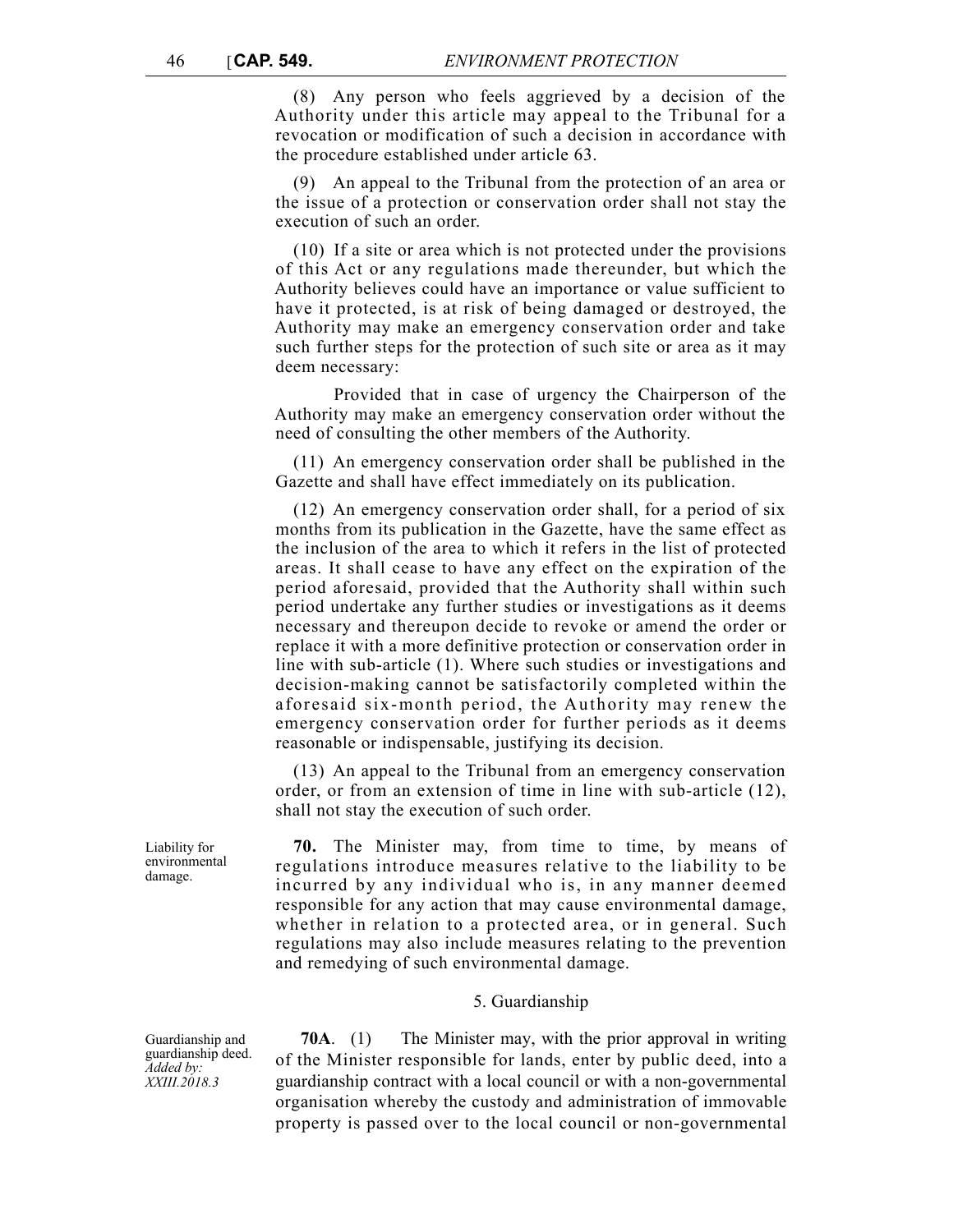(8) Any person who feels aggrieved by a decision of the Authority under this article may appeal to the Tribunal for a revocation or modification of such a decision in accordance with the procedure established under article 63.

(9) An appeal to the Tribunal from the protection of an area or the issue of a protection or conservation order shall not stay the execution of such an order.

(10) If a site or area which is not protected under the provisions of this Act or any regulations made thereunder, but which the Authority believes could have an importance or value sufficient to have it protected, is at risk of being damaged or destroyed, the Authority may make an emergency conservation order and take such further steps for the protection of such site or area as it may deem necessary:

Provided that in case of urgency the Chairperson of the Authority may make an emergency conservation order without the need of consulting the other members of the Authority.

(11) An emergency conservation order shall be published in the Gazette and shall have effect immediately on its publication.

(12) An emergency conservation order shall, for a period of six months from its publication in the Gazette, have the same effect as the inclusion of the area to which it refers in the list of protected areas. It shall cease to have any effect on the expiration of the period aforesaid, provided that the Authority shall within such period undertake any further studies or investigations as it deems necessary and thereupon decide to revoke or amend the order or replace it with a more definitive protection or conservation order in line with sub-article (1). Where such studies or investigations and decision-making cannot be satisfactorily completed within the aforesaid six-month period, the Authority may renew the emergency conservation order for further periods as it deems reasonable or indispensable, justifying its decision.

(13) An appeal to the Tribunal from an emergency conservation order, or from an extension of time in line with sub-article (12), shall not stay the execution of such order.

Liability for environmental damage.

**70.** The Minister may, from time to time, by means of regulations introduce measures relative to the liability to be incurred by any individual who is, in any manner deemed responsible for any action that may cause environmental damage, whether in relation to a protected area, or in general. Such regulations may also include measures relating to the prevention and remedying of such environmental damage.

## 5. Guardianship

Guardianship and guardianship deed. *Added by: XXIII.2018.3*

**70A**. (1) The Minister may, with the prior approval in writing of the Minister responsible for lands, enter by public deed, into a guardianship contract with a local council or with a non-governmental organisation whereby the custody and administration of immovable property is passed over to the local council or non-governmental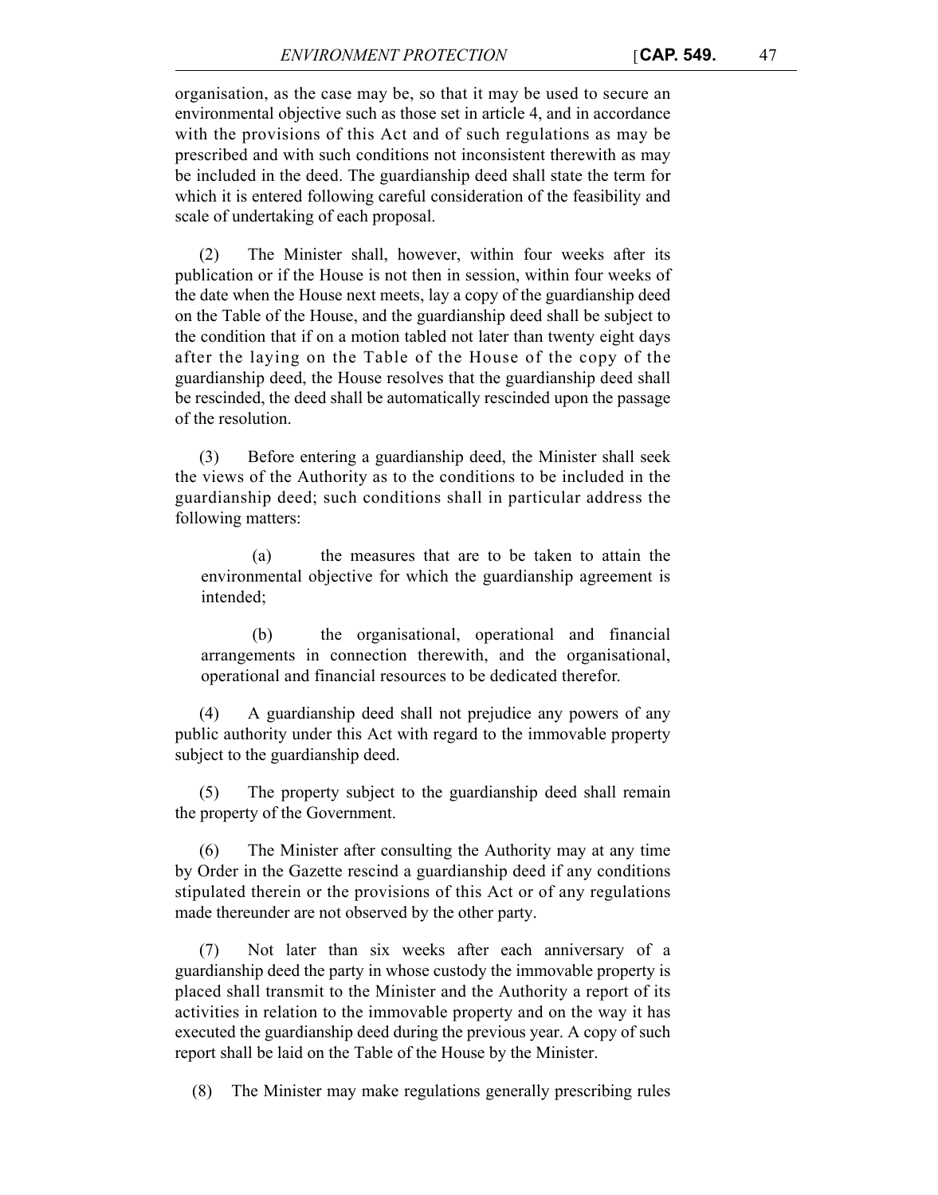organisation, as the case may be, so that it may be used to secure an environmental objective such as those set in article 4, and in accordance with the provisions of this Act and of such regulations as may be prescribed and with such conditions not inconsistent therewith as may be included in the deed. The guardianship deed shall state the term for which it is entered following careful consideration of the feasibility and scale of undertaking of each proposal.

(2) The Minister shall, however, within four weeks after its publication or if the House is not then in session, within four weeks of the date when the House next meets, lay a copy of the guardianship deed on the Table of the House, and the guardianship deed shall be subject to the condition that if on a motion tabled not later than twenty eight days after the laying on the Table of the House of the copy of the guardianship deed, the House resolves that the guardianship deed shall be rescinded, the deed shall be automatically rescinded upon the passage of the resolution.

(3) Before entering a guardianship deed, the Minister shall seek the views of the Authority as to the conditions to be included in the guardianship deed; such conditions shall in particular address the following matters:

(a) the measures that are to be taken to attain the environmental objective for which the guardianship agreement is intended;

(b) the organisational, operational and financial arrangements in connection therewith, and the organisational, operational and financial resources to be dedicated therefor.

(4) A guardianship deed shall not prejudice any powers of any public authority under this Act with regard to the immovable property subject to the guardianship deed.

(5) The property subject to the guardianship deed shall remain the property of the Government.

(6) The Minister after consulting the Authority may at any time by Order in the Gazette rescind a guardianship deed if any conditions stipulated therein or the provisions of this Act or of any regulations made thereunder are not observed by the other party.

(7) Not later than six weeks after each anniversary of a guardianship deed the party in whose custody the immovable property is placed shall transmit to the Minister and the Authority a report of its activities in relation to the immovable property and on the way it has executed the guardianship deed during the previous year. A copy of such report shall be laid on the Table of the House by the Minister.

(8) The Minister may make regulations generally prescribing rules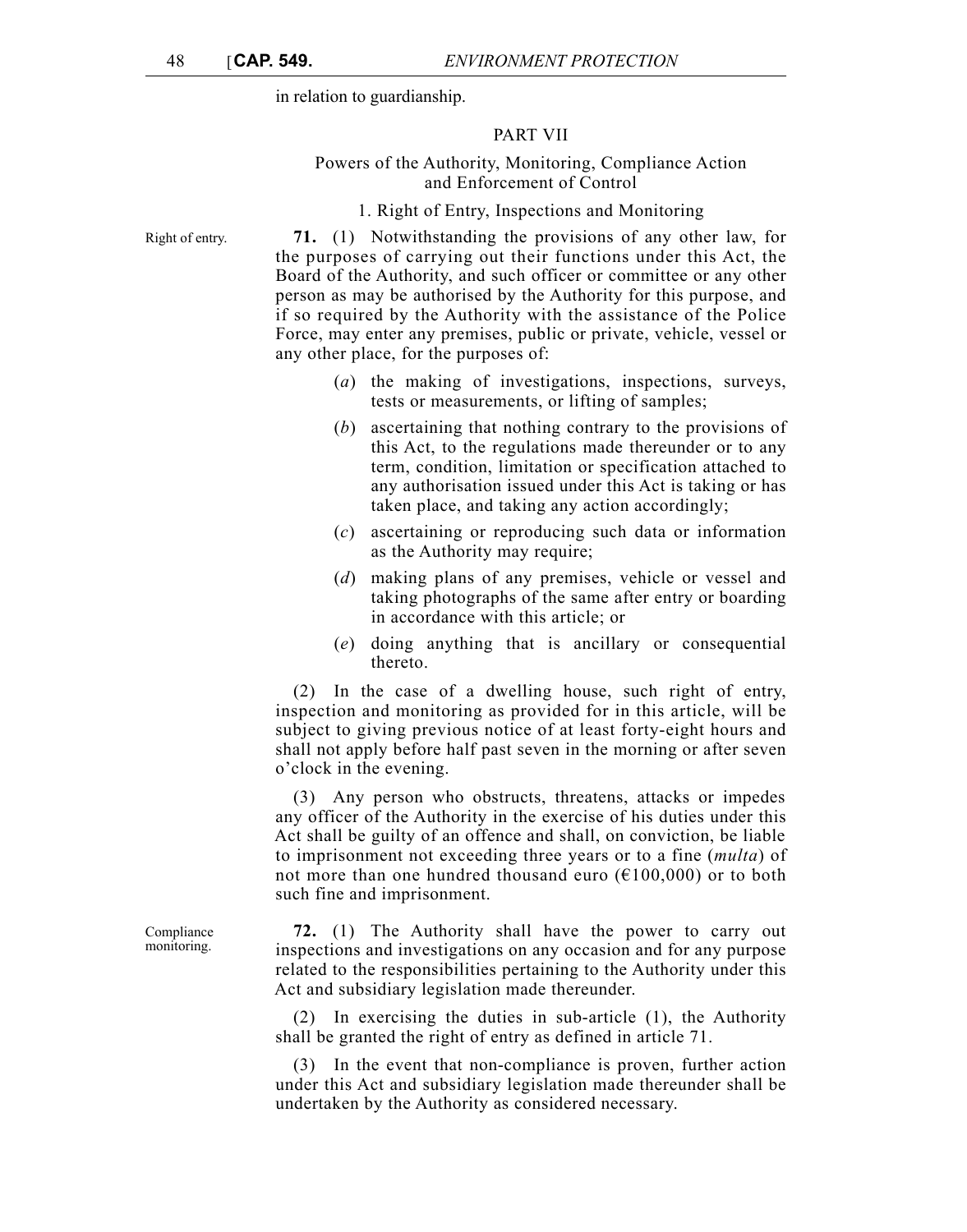in relation to guardianship.

## PART VII

### Powers of the Authority, Monitoring, Compliance Action and Enforcement of Control

#### 1. Right of Entry, Inspections and Monitoring

Right of entry.

**71.** (1) Notwithstanding the provisions of any other law, for the purposes of carrying out their functions under this Act, the Board of the Authority, and such officer or committee or any other person as may be authorised by the Authority for this purpose, and if so required by the Authority with the assistance of the Police Force, may enter any premises, public or private, vehicle, vessel or any other place, for the purposes of:

(*a*) the making of investigations, inspections, surveys, tests or measurements, or lifting of samples;

(*b*) ascertaining that nothing contrary to the provisions of this Act, to the regulations made thereunder or to any term, condition, limitation or specification attached to any authorisation issued under this Act is taking or has taken place, and taking any action accordingly;

(*c*) ascertaining or reproducing such data or information as the Authority may require;

(*d*) making plans of any premises, vehicle or vessel and taking photographs of the same after entry or boarding in accordance with this article; or

(*e*) doing anything that is ancillary or consequential thereto.

(2) In the case of a dwelling house, such right of entry, inspection and monitoring as provided for in this article, will be subject to giving previous notice of at least forty-eight hours and shall not apply before half past seven in the morning or after seven o'clock in the evening.

(3) Any person who obstructs, threatens, attacks or impedes any officer of the Authority in the exercise of his duties under this Act shall be guilty of an offence and shall, on conviction, be liable to imprisonment not exceeding three years or to a fine (*multa*) of not more than one hundred thousand euro (€100,000) or to both such fine and imprisonment.

Compliance monitoring.

**72.** (1) The Authority shall have the power to carry out inspections and investigations on any occasion and for any purpose related to the responsibilities pertaining to the Authority under this Act and subsidiary legislation made thereunder.

(2) In exercising the duties in sub-article (1), the Authority shall be granted the right of entry as defined in article 71.

(3) In the event that non-compliance is proven, further action under this Act and subsidiary legislation made thereunder shall be undertaken by the Authority as considered necessary.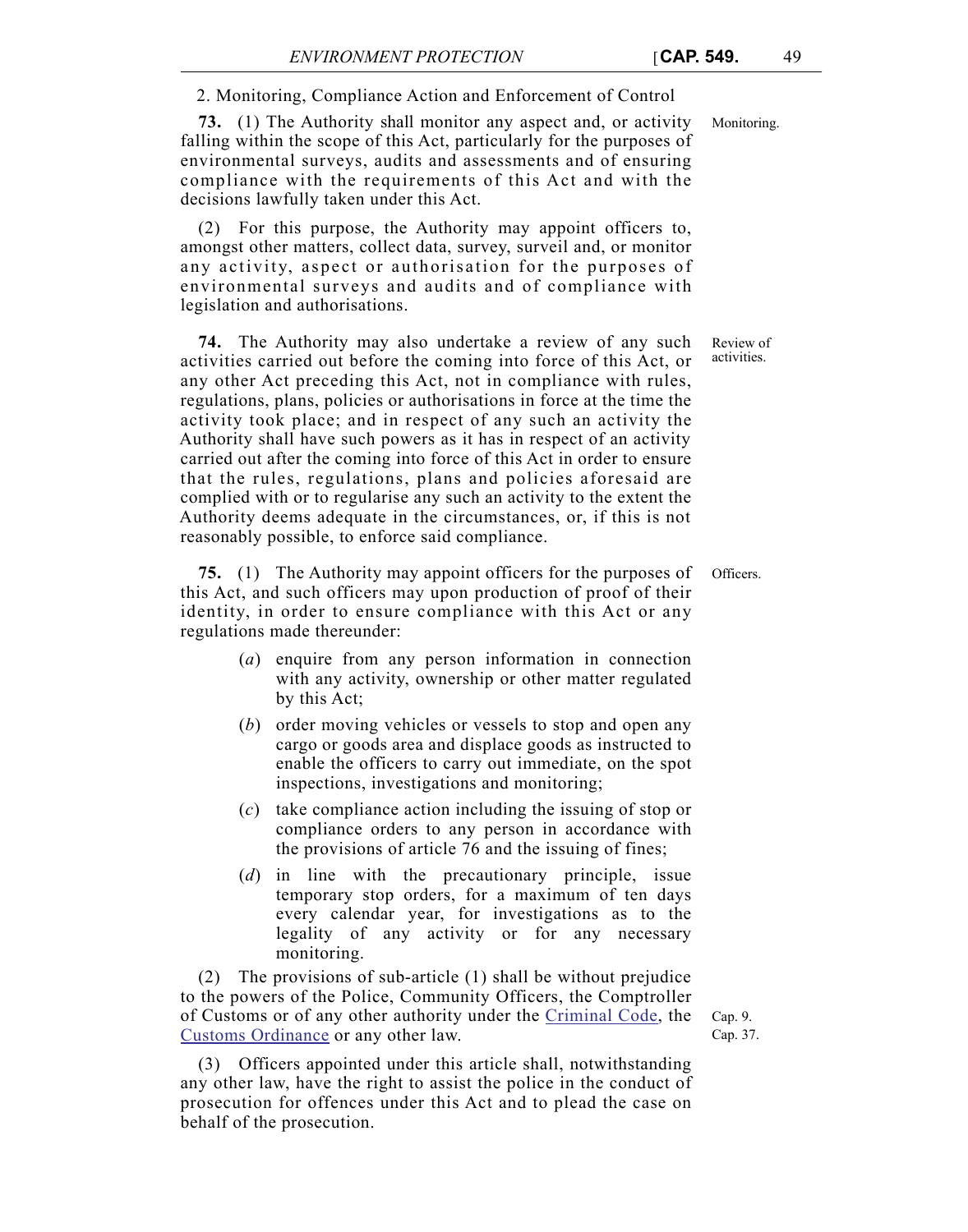## 2. Monitoring, Compliance Action and Enforcement of Control

Monitoring.

**73.** (1) The Authority shall monitor any aspect and, or activity falling within the scope of this Act, particularly for the purposes of environmental surveys, audits and assessments and of ensuring compliance with the requirements of this Act and with the decisions lawfully taken under this Act.

(2) For this purpose, the Authority may appoint officers to, amongst other matters, collect data, survey, surveil and, or monitor any activity, aspect or authorisation for the purposes of environmental surveys and audits and of compliance with legislation and authorisations.

Review of activities.

**74.** The Authority may also undertake a review of any such activities carried out before the coming into force of this Act, or any other Act preceding this Act, not in compliance with rules, regulations, plans, policies or authorisations in force at the time the activity took place; and in respect of any such an activity the Authority shall have such powers as it has in respect of an activity carried out after the coming into force of this Act in order to ensure that the rules, regulations, plans and policies aforesaid are complied with or to regularise any such an activity to the extent the Authority deems adequate in the circumstances, or, if this is not reasonably possible, to enforce said compliance.

Officers.

**75.** (1) The Authority may appoint officers for the purposes of this Act, and such officers may upon production of proof of their identity, in order to ensure compliance with this Act or any regulations made thereunder:

(*a*) enquire from any person information in connection with any activity, ownership or other matter regulated by this Act;

(*b*) order moving vehicles or vessels to stop and open any cargo or goods area and displace goods as instructed to enable the officers to carry out immediate, on the spot inspections, investigations and monitoring;

(*c*) take compliance action including the issuing of stop or compliance orders to any person in accordance with the provisions of article 76 and the issuing of fines;

(*d*) in line with the precautionary principle, issue temporary stop orders, for a maximum of ten days every calendar year, for investigations as to the legality of any activity or for any necessary monitoring.

(2) The provisions of sub-article (1) shall be without prejudice to the powers of the Police, Community Officers, the Comptroller of Customs or of any other authority under the Criminal Code, the Customs Ordinance or any other law.

Cap. 9.
Cap. 37.

(3) Officers appointed under this article shall, notwithstanding any other law, have the right to assist the police in the conduct of prosecution for offences under this Act and to plead the case on behalf of the prosecution.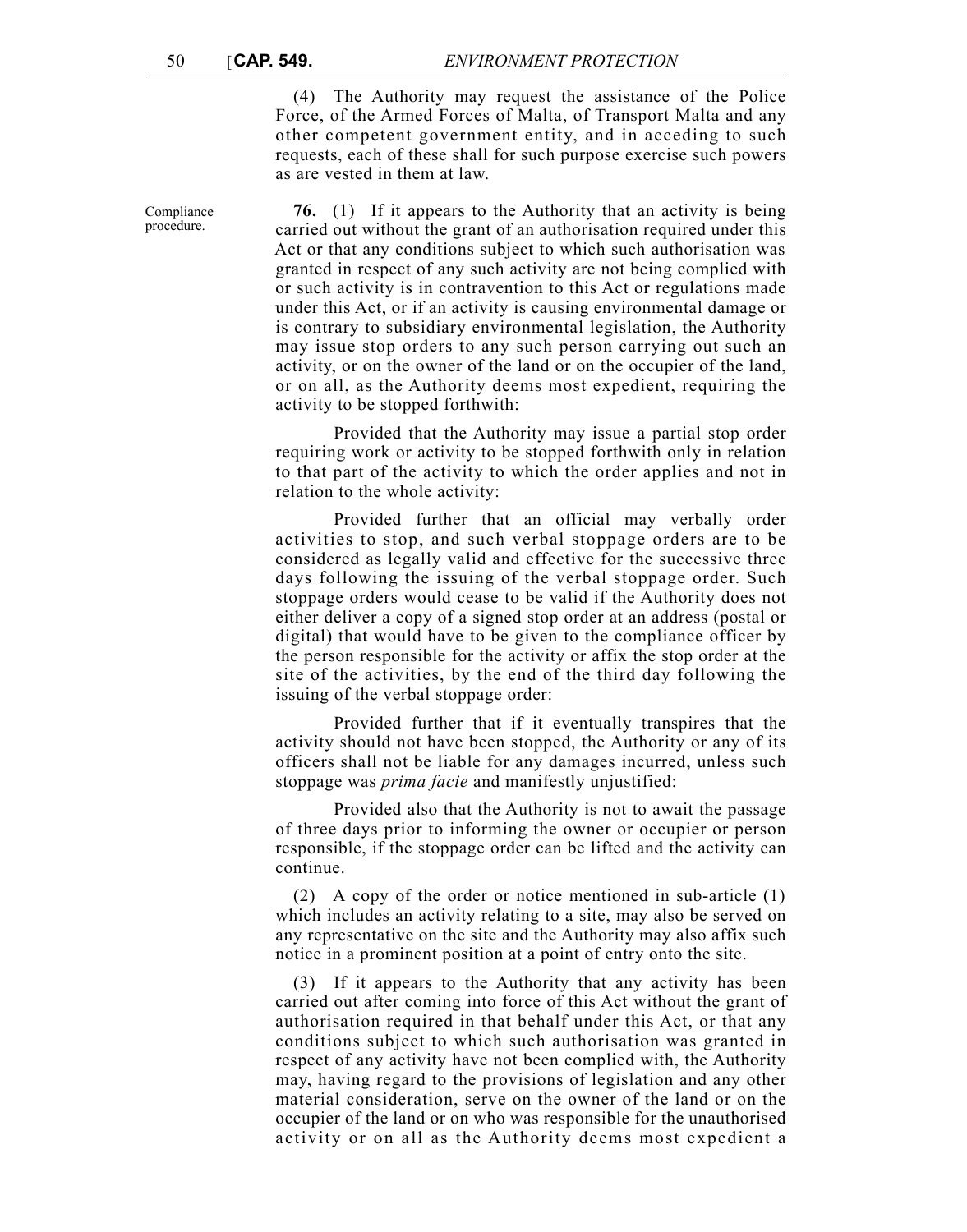(4) The Authority may request the assistance of the Police Force, of the Armed Forces of Malta, of Transport Malta and any other competent government entity, and in acceding to such requests, each of these shall for such purpose exercise such powers as are vested in them at law.

Compliance procedure.

**76.** (1) If it appears to the Authority that an activity is being carried out without the grant of an authorisation required under this Act or that any conditions subject to which such authorisation was granted in respect of any such activity are not being complied with or such activity is in contravention to this Act or regulations made under this Act, or if an activity is causing environmental damage or is contrary to subsidiary environmental legislation, the Authority may issue stop orders to any such person carrying out such an activity, or on the owner of the land or on the occupier of the land, or on all, as the Authority deems most expedient, requiring the activity to be stopped forthwith:

Provided that the Authority may issue a partial stop order requiring work or activity to be stopped forthwith only in relation to that part of the activity to which the order applies and not in relation to the whole activity:

Provided further that an official may verbally order activities to stop, and such verbal stoppage orders are to be considered as legally valid and effective for the successive three days following the issuing of the verbal stoppage order. Such stoppage orders would cease to be valid if the Authority does not either deliver a copy of a signed stop order at an address (postal or digital) that would have to be given to the compliance officer by the person responsible for the activity or affix the stop order at the site of the activities, by the end of the third day following the issuing of the verbal stoppage order:

Provided further that if it eventually transpires that the activity should not have been stopped, the Authority or any of its officers shall not be liable for any damages incurred, unless such stoppage was *prima facie* and manifestly unjustified:

Provided also that the Authority is not to await the passage of three days prior to informing the owner or occupier or person responsible, if the stoppage order can be lifted and the activity can continue.

(2) A copy of the order or notice mentioned in sub-article (1) which includes an activity relating to a site, may also be served on any representative on the site and the Authority may also affix such notice in a prominent position at a point of entry onto the site.

(3) If it appears to the Authority that any activity has been carried out after coming into force of this Act without the grant of authorisation required in that behalf under this Act, or that any conditions subject to which such authorisation was granted in respect of any activity have not been complied with, the Authority may, having regard to the provisions of legislation and any other material consideration, serve on the owner of the land or on the occupier of the land or on who was responsible for the unauthorised activity or on all as the Authority deems most expedient a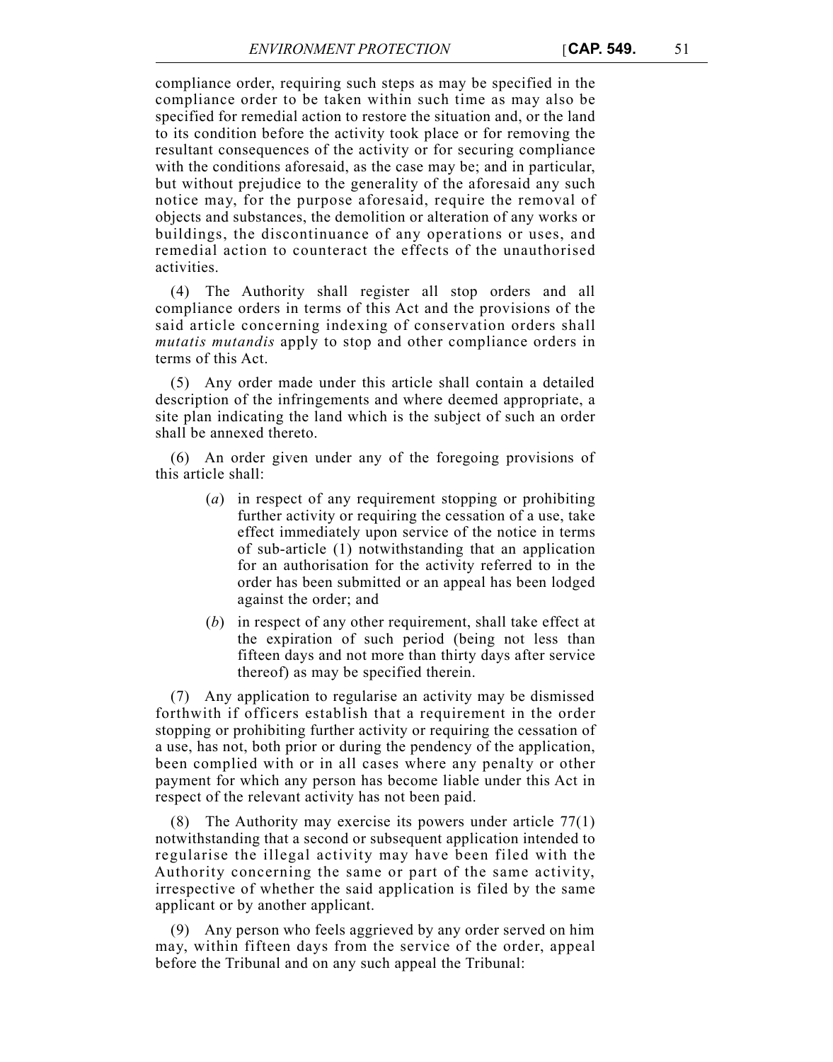compliance order, requiring such steps as may be specified in the compliance order to be taken within such time as may also be specified for remedial action to restore the situation and, or the land to its condition before the activity took place or for removing the resultant consequences of the activity or for securing compliance with the conditions aforesaid, as the case may be; and in particular, but without prejudice to the generality of the aforesaid any such notice may, for the purpose aforesaid, require the removal of objects and substances, the demolition or alteration of any works or buildings, the discontinuance of any operations or uses, and remedial action to counteract the effects of the unauthorised activities.

(4) The Authority shall register all stop orders and all compliance orders in terms of this Act and the provisions of the said article concerning indexing of conservation orders shall *mutatis mutandis* apply to stop and other compliance orders in terms of this Act.

(5) Any order made under this article shall contain a detailed description of the infringements and where deemed appropriate, a site plan indicating the land which is the subject of such an order shall be annexed thereto.

(6) An order given under any of the foregoing provisions of this article shall:

(*a*) in respect of any requirement stopping or prohibiting further activity or requiring the cessation of a use, take effect immediately upon service of the notice in terms of sub-article (1) notwithstanding that an application for an authorisation for the activity referred to in the order has been submitted or an appeal has been lodged against the order; and

(*b*) in respect of any other requirement, shall take effect at the expiration of such period (being not less than fifteen days and not more than thirty days after service thereof) as may be specified therein.

(7) Any application to regularise an activity may be dismissed forthwith if officers establish that a requirement in the order stopping or prohibiting further activity or requiring the cessation of a use, has not, both prior or during the pendency of the application, been complied with or in all cases where any penalty or other payment for which any person has become liable under this Act in respect of the relevant activity has not been paid.

(8) The Authority may exercise its powers under article 77(1) notwithstanding that a second or subsequent application intended to regularise the illegal activity may have been filed with the Authority concerning the same or part of the same activity, irrespective of whether the said application is filed by the same applicant or by another applicant.

(9) Any person who feels aggrieved by any order served on him may, within fifteen days from the service of the order, appeal before the Tribunal and on any such appeal the Tribunal: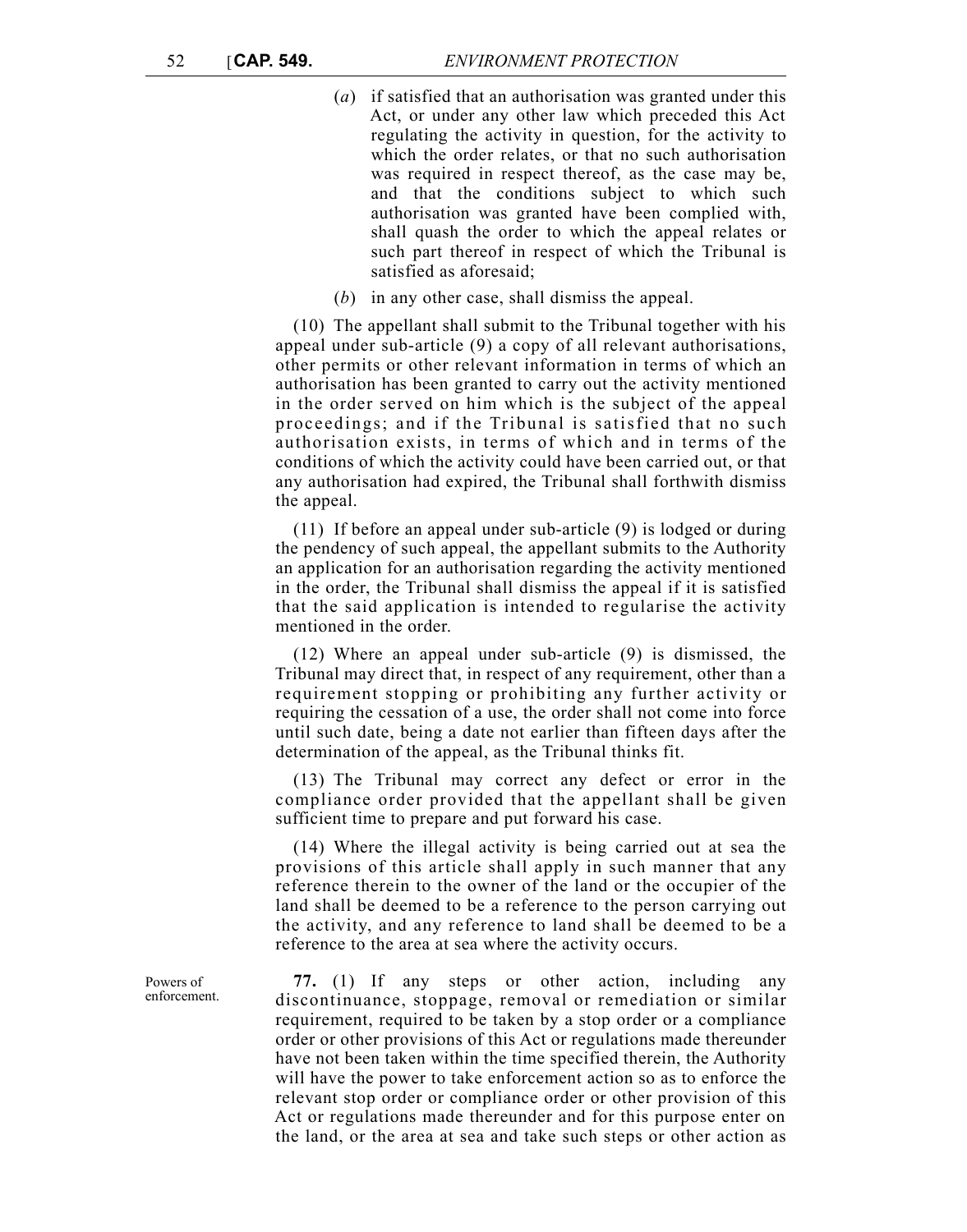(*a*) if satisfied that an authorisation was granted under this Act, or under any other law which preceded this Act regulating the activity in question, for the activity to which the order relates, or that no such authorisation was required in respect thereof, as the case may be, and that the conditions subject to which such authorisation was granted have been complied with, shall quash the order to which the appeal relates or such part thereof in respect of which the Tribunal is satisfied as aforesaid;

(*b*) in any other case, shall dismiss the appeal.

(10) The appellant shall submit to the Tribunal together with his appeal under sub-article (9) a copy of all relevant authorisations, other permits or other relevant information in terms of which an authorisation has been granted to carry out the activity mentioned in the order served on him which is the subject of the appeal proceedings; and if the Tribunal is satisfied that no such authorisation exists, in terms of which and in terms of the conditions of which the activity could have been carried out, or that any authorisation had expired, the Tribunal shall forthwith dismiss the appeal.

(11) If before an appeal under sub-article (9) is lodged or during the pendency of such appeal, the appellant submits to the Authority an application for an authorisation regarding the activity mentioned in the order, the Tribunal shall dismiss the appeal if it is satisfied that the said application is intended to regularise the activity mentioned in the order.

(12) Where an appeal under sub-article (9) is dismissed, the Tribunal may direct that, in respect of any requirement, other than a requirement stopping or prohibiting any further activity or requiring the cessation of a use, the order shall not come into force until such date, being a date not earlier than fifteen days after the determination of the appeal, as the Tribunal thinks fit.

(13) The Tribunal may correct any defect or error in the compliance order provided that the appellant shall be given sufficient time to prepare and put forward his case.

(14) Where the illegal activity is being carried out at sea the provisions of this article shall apply in such manner that any reference therein to the owner of the land or the occupier of the land shall be deemed to be a reference to the person carrying out the activity, and any reference to land shall be deemed to be a reference to the area at sea where the activity occurs.

Powers of enforcement.

**77.** (1) If any steps or other action, including any discontinuance, stoppage, removal or remediation or similar requirement, required to be taken by a stop order or a compliance order or other provisions of this Act or regulations made thereunder have not been taken within the time specified therein, the Authority will have the power to take enforcement action so as to enforce the relevant stop order or compliance order or other provision of this Act or regulations made thereunder and for this purpose enter on the land, or the area at sea and take such steps or other action as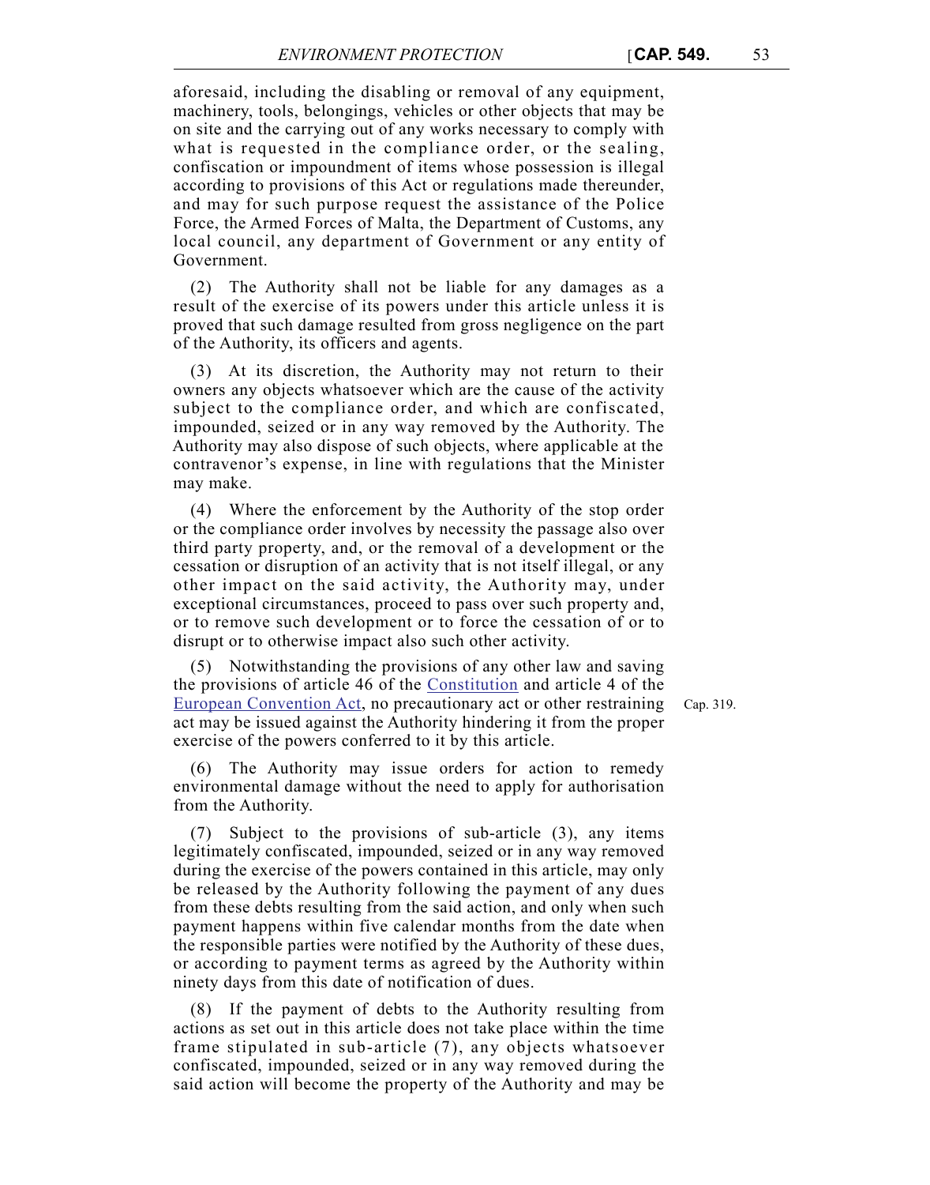aforesaid, including the disabling or removal of any equipment, machinery, tools, belongings, vehicles or other objects that may be on site and the carrying out of any works necessary to comply with what is requested in the compliance order, or the sealing, confiscation or impoundment of items whose possession is illegal according to provisions of this Act or regulations made thereunder, and may for such purpose request the assistance of the Police Force, the Armed Forces of Malta, the Department of Customs, any local council, any department of Government or any entity of Government.

(2) The Authority shall not be liable for any damages as a result of the exercise of its powers under this article unless it is proved that such damage resulted from gross negligence on the part of the Authority, its officers and agents.

(3) At its discretion, the Authority may not return to their owners any objects whatsoever which are the cause of the activity subject to the compliance order, and which are confiscated, impounded, seized or in any way removed by the Authority. The Authority may also dispose of such objects, where applicable at the contravenor's expense, in line with regulations that the Minister may make.

(4) Where the enforcement by the Authority of the stop order or the compliance order involves by necessity the passage also over third party property, and, or the removal of a development or the cessation or disruption of an activity that is not itself illegal, or any other impact on the said activity, the Authority may, under exceptional circumstances, proceed to pass over such property and, or to remove such development or to force the cessation of or to disrupt or to otherwise impact also such other activity.

(5) Notwithstanding the provisions of any other law and saving the provisions of article 46 of the Constitution and article 4 of the European Convention Act, no precautionary act or other restraining act may be issued against the Authority hindering it from the proper exercise of the powers conferred to it by this article.

Cap. 319.

(6) The Authority may issue orders for action to remedy environmental damage without the need to apply for authorisation from the Authority.

(7) Subject to the provisions of sub-article (3), any items legitimately confiscated, impounded, seized or in any way removed during the exercise of the powers contained in this article, may only be released by the Authority following the payment of any dues from these debts resulting from the said action, and only when such payment happens within five calendar months from the date when the responsible parties were notified by the Authority of these dues, or according to payment terms as agreed by the Authority within ninety days from this date of notification of dues.

(8) If the payment of debts to the Authority resulting from actions as set out in this article does not take place within the time frame stipulated in sub-article (7), any objects whatsoever confiscated, impounded, seized or in any way removed during the said action will become the property of the Authority and may be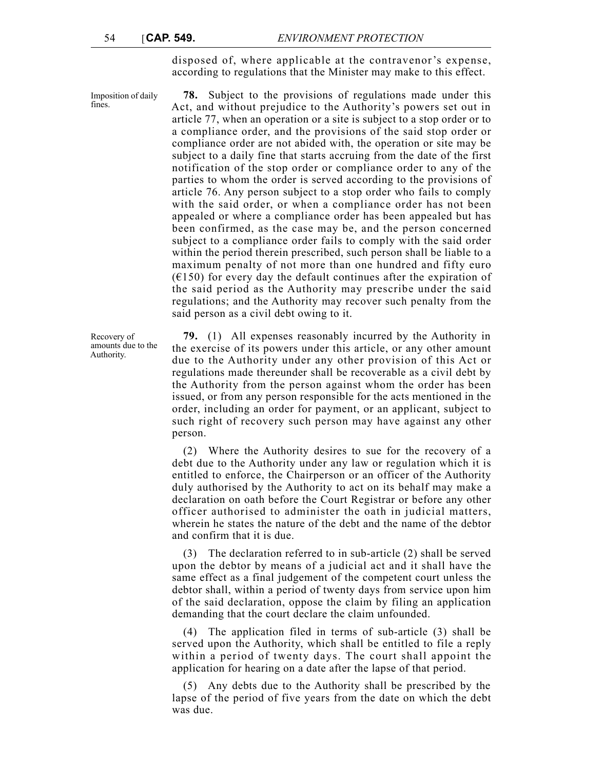disposed of, where applicable at the contravenor's expense, according to regulations that the Minister may make to this effect.

*Imposition of daily fines.*

**78.** Subject to the provisions of regulations made under this Act, and without prejudice to the Authority's powers set out in article 77, when an operation or a site is subject to a stop order or to a compliance order, and the provisions of the said stop order or compliance order are not abided with, the operation or site may be subject to a daily fine that starts accruing from the date of the first notification of the stop order or compliance order to any of the parties to whom the order is served according to the provisions of article 76. Any person subject to a stop order who fails to comply with the said order, or when a compliance order has not been appealed or where a compliance order has been appealed but has been confirmed, as the case may be, and the person concerned subject to a compliance order fails to comply with the said order within the period therein prescribed, such person shall be liable to a maximum penalty of not more than one hundred and fifty euro (€150) for every day the default continues after the expiration of the said period as the Authority may prescribe under the said regulations; and the Authority may recover such penalty from the said person as a civil debt owing to it.

*Recovery of amounts due to the Authority.*

**79.** (1) All expenses reasonably incurred by the Authority in the exercise of its powers under this article, or any other amount due to the Authority under any other provision of this Act or regulations made thereunder shall be recoverable as a civil debt by the Authority from the person against whom the order has been issued, or from any person responsible for the acts mentioned in the order, including an order for payment, or an applicant, subject to such right of recovery such person may have against any other person.

(2) Where the Authority desires to sue for the recovery of a debt due to the Authority under any law or regulation which it is entitled to enforce, the Chairperson or an officer of the Authority duly authorised by the Authority to act on its behalf may make a declaration on oath before the Court Registrar or before any other officer authorised to administer the oath in judicial matters, wherein he states the nature of the debt and the name of the debtor and confirm that it is due.

(3) The declaration referred to in sub-article (2) shall be served upon the debtor by means of a judicial act and it shall have the same effect as a final judgement of the competent court unless the debtor shall, within a period of twenty days from service upon him of the said declaration, oppose the claim by filing an application demanding that the court declare the claim unfounded.

(4) The application filed in terms of sub-article (3) shall be served upon the Authority, which shall be entitled to file a reply within a period of twenty days. The court shall appoint the application for hearing on a date after the lapse of that period.

(5) Any debts due to the Authority shall be prescribed by the lapse of the period of five years from the date on which the debt was due.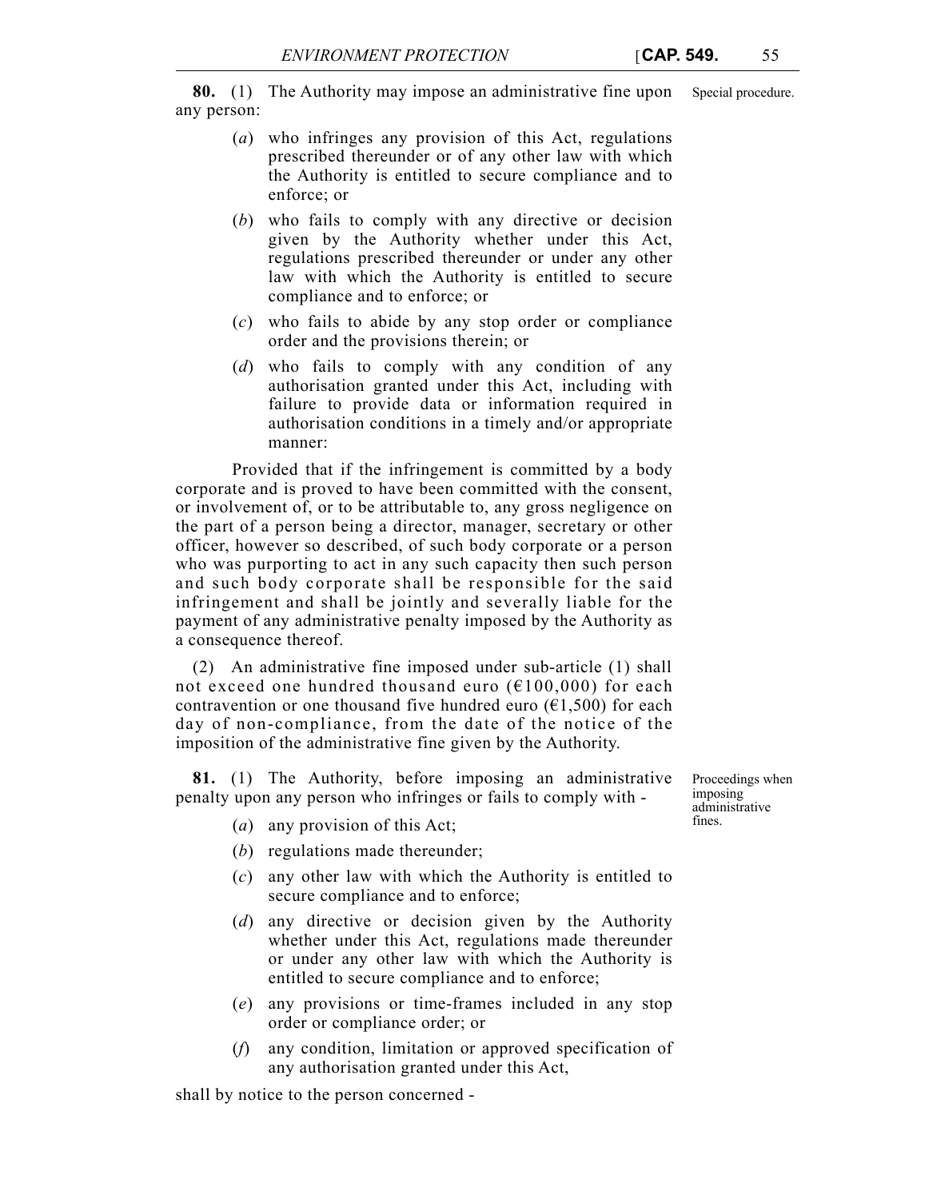**80.** (1) The Authority may impose an administrative fine upon any person:

Special procedure.

(*a*) who infringes any provision of this Act, regulations prescribed thereunder or of any other law with which the Authority is entitled to secure compliance and to enforce; or

(*b*) who fails to comply with any directive or decision given by the Authority whether under this Act, regulations prescribed thereunder or under any other law with which the Authority is entitled to secure compliance and to enforce; or

(*c*) who fails to abide by any stop order or compliance order and the provisions therein; or

(*d*) who fails to comply with any condition of any authorisation granted under this Act, including with failure to provide data or information required in authorisation conditions in a timely and/or appropriate manner:

Provided that if the infringement is committed by a body corporate and is proved to have been committed with the consent, or involvement of, or to be attributable to, any gross negligence on the part of a person being a director, manager, secretary or other officer, however so described, of such body corporate or a person who was purporting to act in any such capacity then such person and such body corporate shall be responsible for the said infringement and shall be jointly and severally liable for the payment of any administrative penalty imposed by the Authority as a consequence thereof.

(2) An administrative fine imposed under sub-article (1) shall not exceed one hundred thousand euro (€100,000) for each contravention or one thousand five hundred euro (€1,500) for each day of non-compliance, from the date of the notice of the imposition of the administrative fine given by the Authority.

**81.** (1) The Authority, before imposing an administrative penalty upon any person who infringes or fails to comply with -

Proceedings when imposing administrative fines.

(*a*) any provision of this Act;

(*b*) regulations made thereunder;

(*c*) any other law with which the Authority is entitled to secure compliance and to enforce;

(*d*) any directive or decision given by the Authority whether under this Act, regulations made thereunder or under any other law with which the Authority is entitled to secure compliance and to enforce;

(*e*) any provisions or time-frames included in any stop order or compliance order; or

(*f*) any condition, limitation or approved specification of any authorisation granted under this Act,

shall by notice to the person concerned -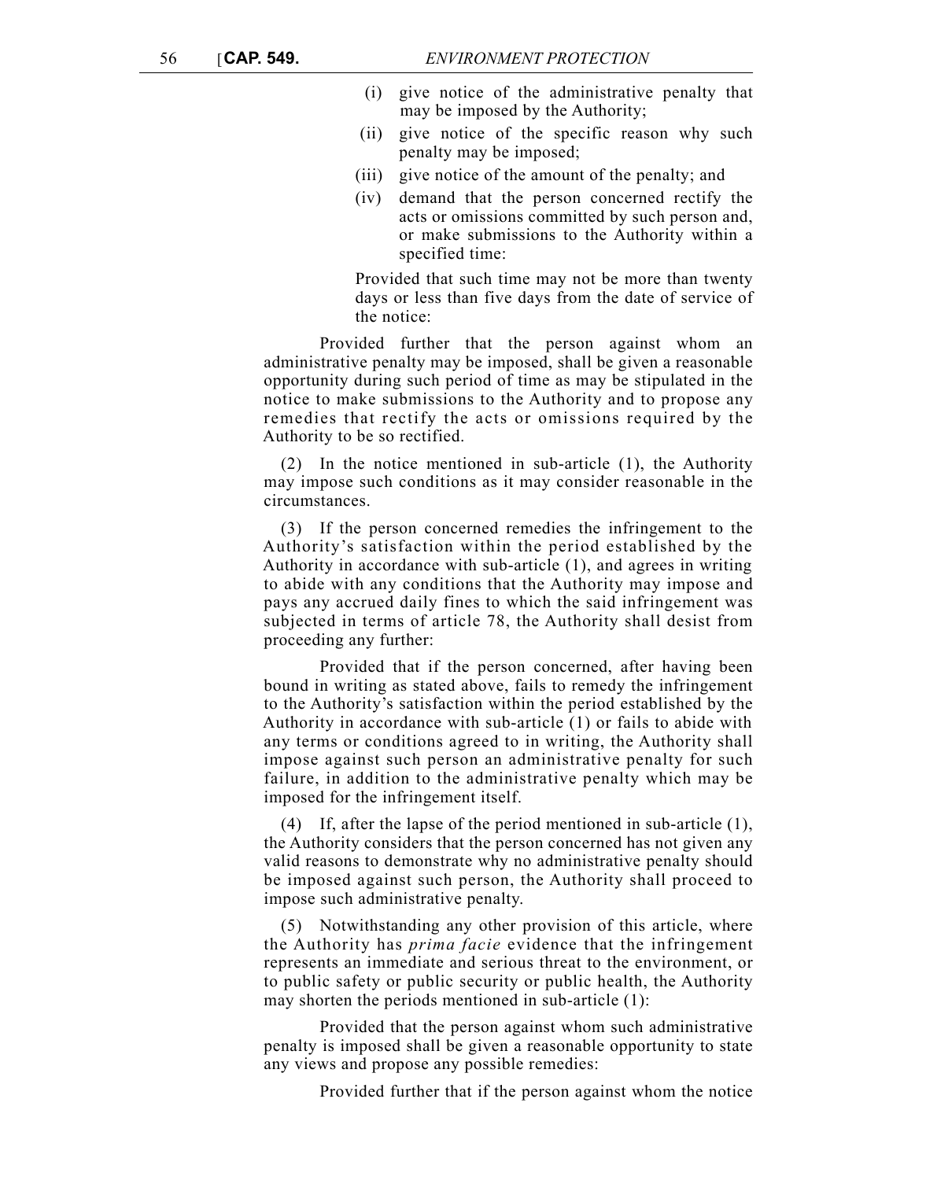(i) give notice of the administrative penalty that may be imposed by the Authority;

(ii) give notice of the specific reason why such penalty may be imposed;

(iii) give notice of the amount of the penalty; and

(iv) demand that the person concerned rectify the acts or omissions committed by such person and, or make submissions to the Authority within a specified time:

Provided that such time may not be more than twenty days or less than five days from the date of service of the notice:

Provided further that the person against whom an administrative penalty may be imposed, shall be given a reasonable opportunity during such period of time as may be stipulated in the notice to make submissions to the Authority and to propose any remedies that rectify the acts or omissions required by the Authority to be so rectified.

(2) In the notice mentioned in sub-article (1), the Authority may impose such conditions as it may consider reasonable in the circumstances.

(3) If the person concerned remedies the infringement to the Authority's satisfaction within the period established by the Authority in accordance with sub-article (1), and agrees in writing to abide with any conditions that the Authority may impose and pays any accrued daily fines to which the said infringement was subjected in terms of article 78, the Authority shall desist from proceeding any further:

Provided that if the person concerned, after having been bound in writing as stated above, fails to remedy the infringement to the Authority's satisfaction within the period established by the Authority in accordance with sub-article (1) or fails to abide with any terms or conditions agreed to in writing, the Authority shall impose against such person an administrative penalty for such failure, in addition to the administrative penalty which may be imposed for the infringement itself.

(4) If, after the lapse of the period mentioned in sub-article (1), the Authority considers that the person concerned has not given any valid reasons to demonstrate why no administrative penalty should be imposed against such person, the Authority shall proceed to impose such administrative penalty.

(5) Notwithstanding any other provision of this article, where the Authority has *prima facie* evidence that the infringement represents an immediate and serious threat to the environment, or to public safety or public security or public health, the Authority may shorten the periods mentioned in sub-article (1):

Provided that the person against whom such administrative penalty is imposed shall be given a reasonable opportunity to state any views and propose any possible remedies:

Provided further that if the person against whom the notice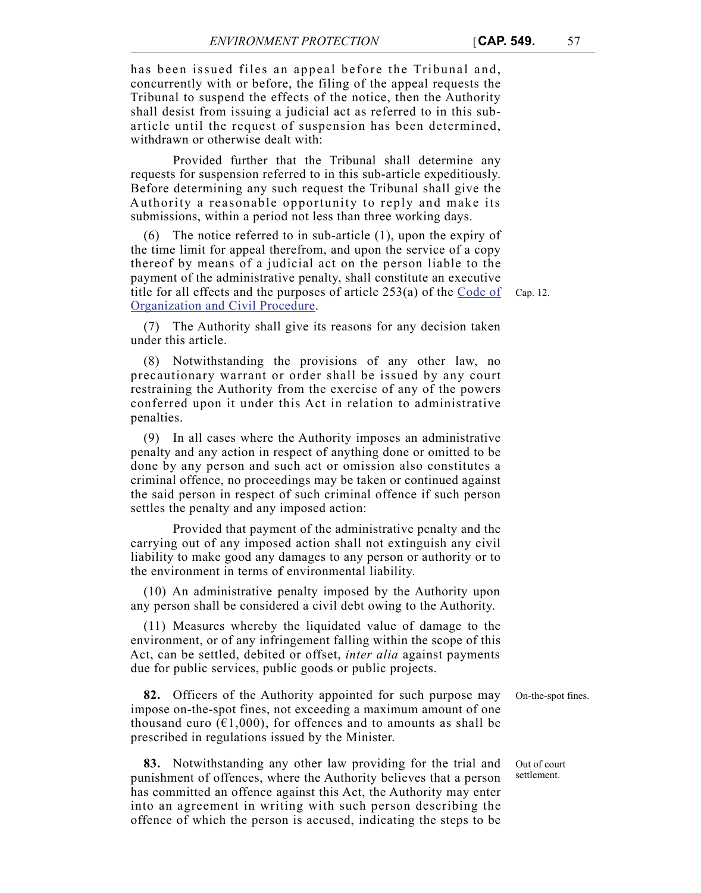has been issued files an appeal before the Tribunal and, concurrently with or before, the filing of the appeal requests the Tribunal to suspend the effects of the notice, then the Authority shall desist from issuing a judicial act as referred to in this sub-article until the request of suspension has been determined, withdrawn or otherwise dealt with:

Provided further that the Tribunal shall determine any requests for suspension referred to in this sub-article expeditiously. Before determining any such request the Tribunal shall give the Authority a reasonable opportunity to reply and make its submissions, within a period not less than three working days.

(6) The notice referred to in sub-article (1), upon the expiry of the time limit for appeal therefrom, and upon the service of a copy thereof by means of a judicial act on the person liable to the payment of the administrative penalty, shall constitute an executive title for all effects and the purposes of article 253(a) of the Code of Organization and Civil Procedure.

Cap. 12.

(7) The Authority shall give its reasons for any decision taken under this article.

(8) Notwithstanding the provisions of any other law, no precautionary warrant or order shall be issued by any court restraining the Authority from the exercise of any of the powers conferred upon it under this Act in relation to administrative penalties.

(9) In all cases where the Authority imposes an administrative penalty and any action in respect of anything done or omitted to be done by any person and such act or omission also constitutes a criminal offence, no proceedings may be taken or continued against the said person in respect of such criminal offence if such person settles the penalty and any imposed action:

Provided that payment of the administrative penalty and the carrying out of any imposed action shall not extinguish any civil liability to make good any damages to any person or authority or to the environment in terms of environmental liability.

(10) An administrative penalty imposed by the Authority upon any person shall be considered a civil debt owing to the Authority.

(11) Measures whereby the liquidated value of damage to the environment, or of any infringement falling within the scope of this Act, can be settled, debited or offset, *inter alia* against payments due for public services, public goods or public projects.

On-the-spot fines.

**82.** Officers of the Authority appointed for such purpose may impose on-the-spot fines, not exceeding a maximum amount of one thousand euro (€1,000), for offences and to amounts as shall be prescribed in regulations issued by the Minister.

Out of court settlement.

**83.** Notwithstanding any other law providing for the trial and punishment of offences, where the Authority believes that a person has committed an offence against this Act, the Authority may enter into an agreement in writing with such person describing the offence of which the person is accused, indicating the steps to be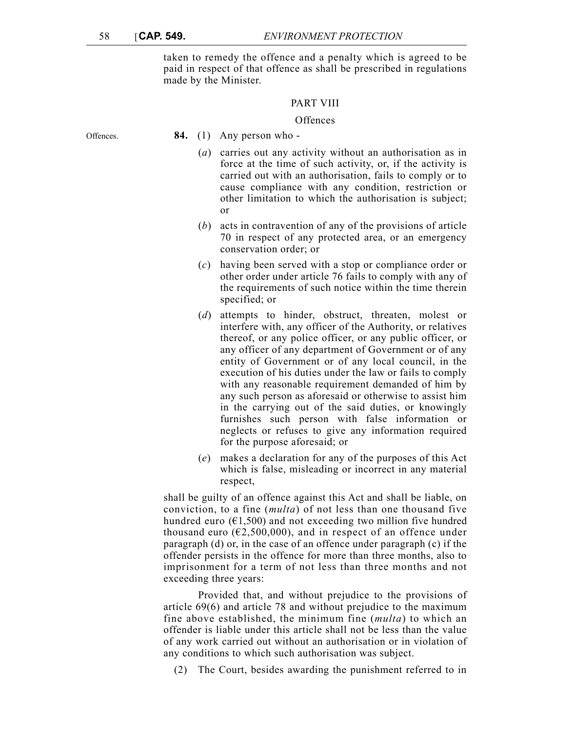taken to remedy the offence and a penalty which is agreed to be paid in respect of that offence as shall be prescribed in regulations made by the Minister.

## PART VIII

### Offences

Offences.

**84.** (1) Any person who -

(*a*) carries out any activity without an authorisation as in force at the time of such activity, or, if the activity is carried out with an authorisation, fails to comply or to cause compliance with any condition, restriction or other limitation to which the authorisation is subject; or

(*b*) acts in contravention of any of the provisions of article 70 in respect of any protected area, or an emergency conservation order; or

(*c*) having been served with a stop or compliance order or other order under article 76 fails to comply with any of the requirements of such notice within the time therein specified; or

(*d*) attempts to hinder, obstruct, threaten, molest or interfere with, any officer of the Authority, or relatives thereof, or any police officer, or any public officer, or any officer of any department of Government or of any entity of Government or of any local council, in the execution of his duties under the law or fails to comply with any reasonable requirement demanded of him by any such person as aforesaid or otherwise to assist him in the carrying out of the said duties, or knowingly furnishes such person with false information or neglects or refuses to give any information required for the purpose aforesaid; or

(*e*) makes a declaration for any of the purposes of this Act which is false, misleading or incorrect in any material respect,

shall be guilty of an offence against this Act and shall be liable, on conviction, to a fine (*multa*) of not less than one thousand five hundred euro (€1,500) and not exceeding two million five hundred thousand euro (€2,500,000), and in respect of an offence under paragraph (d) or, in the case of an offence under paragraph (c) if the offender persists in the offence for more than three months, also to imprisonment for a term of not less than three months and not exceeding three years:

Provided that, and without prejudice to the provisions of article 69(6) and article 78 and without prejudice to the maximum fine above established, the minimum fine (*multa*) to which an offender is liable under this article shall not be less than the value of any work carried out without an authorisation or in violation of any conditions to which such authorisation was subject.

(2) The Court, besides awarding the punishment referred to in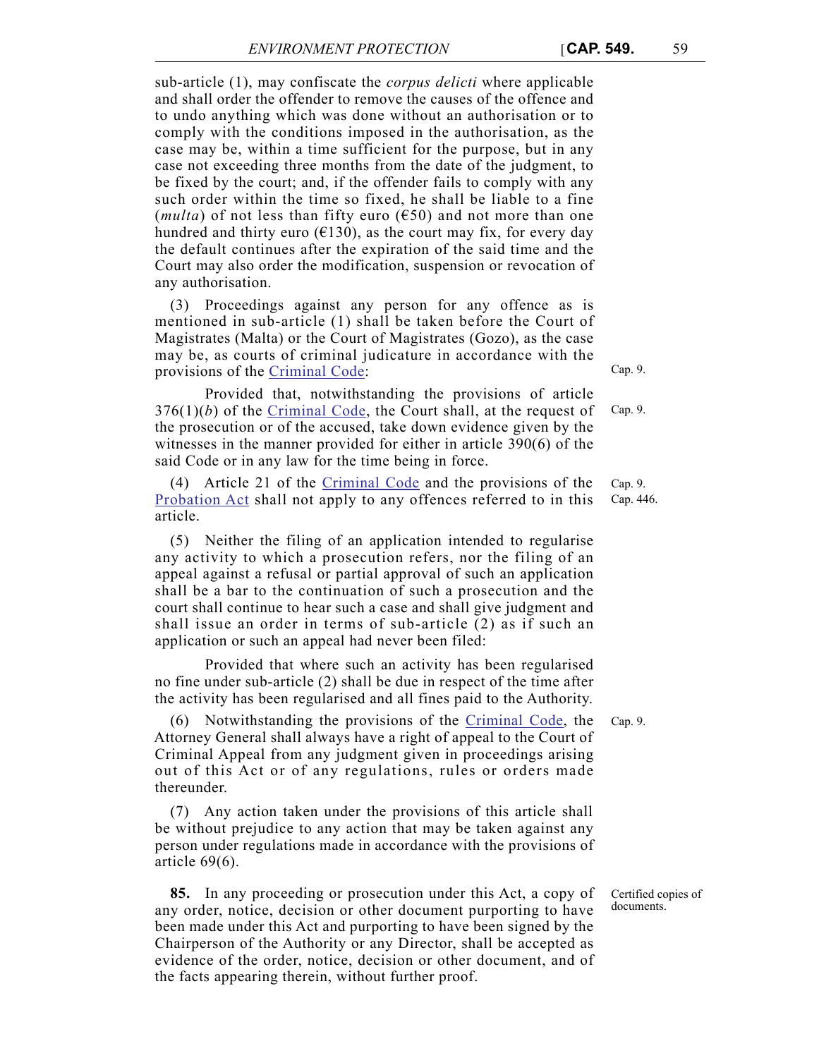sub-article (1), may confiscate the *corpus delicti* where applicable and shall order the offender to remove the causes of the offence and to undo anything which was done without an authorisation or to comply with the conditions imposed in the authorisation, as the case may be, within a time sufficient for the purpose, but in any case not exceeding three months from the date of the judgment, to be fixed by the court; and, if the offender fails to comply with any such order within the time so fixed, he shall be liable to a fine (*multa*) of not less than fifty euro (€50) and not more than one hundred and thirty euro (€130), as the court may fix, for every day the default continues after the expiration of the said time and the Court may also order the modification, suspension or revocation of any authorisation.

(3) Proceedings against any person for any offence as is mentioned in sub-article (1) shall be taken before the Court of Magistrates (Malta) or the Court of Magistrates (Gozo), as the case may be, as courts of criminal judicature in accordance with the provisions of the Criminal Code: *Cap. 9.*

Provided that, notwithstanding the provisions of article 376(1)(*b*) of the Criminal Code, the Court shall, at the request of the prosecution or of the accused, take down evidence given by the witnesses in the manner provided for either in article 390(6) of the said Code or in any law for the time being in force. *Cap. 9.*

(4) Article 21 of the Criminal Code and the provisions of the Probation Act shall not apply to any offences referred to in this article. *Cap. 9. Cap. 446.*

(5) Neither the filing of an application intended to regularise any activity to which a prosecution refers, nor the filing of an appeal against a refusal or partial approval of such an application shall be a bar to the continuation of such a prosecution and the court shall continue to hear such a case and shall give judgment and shall issue an order in terms of sub-article (2) as if such an application or such an appeal had never been filed:

Provided that where such an activity has been regularised no fine under sub-article (2) shall be due in respect of the time after the activity has been regularised and all fines paid to the Authority.

(6) Notwithstanding the provisions of the Criminal Code, the Attorney General shall always have a right of appeal to the Court of Criminal Appeal from any judgment given in proceedings arising out of this Act or of any regulations, rules or orders made thereunder. *Cap. 9.*

(7) Any action taken under the provisions of this article shall be without prejudice to any action that may be taken against any person under regulations made in accordance with the provisions of article 69(6).

*Certified copies of documents.*

**85.** In any proceeding or prosecution under this Act, a copy of any order, notice, decision or other document purporting to have been made under this Act and purporting to have been signed by the Chairperson of the Authority or any Director, shall be accepted as evidence of the order, notice, decision or other document, and of the facts appearing therein, without further proof.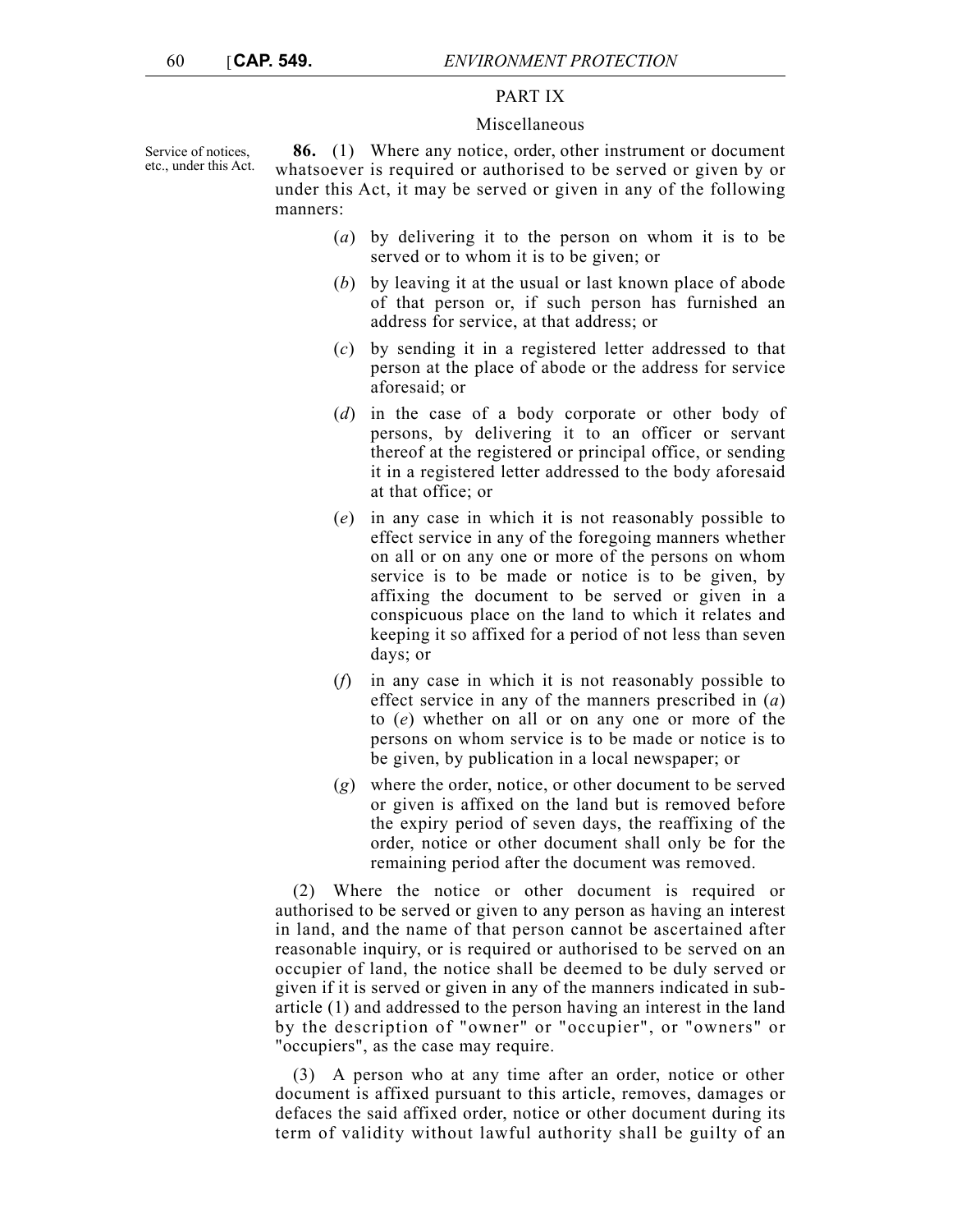## PART IX

### Miscellaneous

Service of notices, etc., under this Act.

**86.** (1) Where any notice, order, other instrument or document whatsoever is required or authorised to be served or given by or under this Act, it may be served or given in any of the following manners:

(*a*) by delivering it to the person on whom it is to be served or to whom it is to be given; or

(*b*) by leaving it at the usual or last known place of abode of that person or, if such person has furnished an address for service, at that address; or

(*c*) by sending it in a registered letter addressed to that person at the place of abode or the address for service aforesaid; or

(*d*) in the case of a body corporate or other body of persons, by delivering it to an officer or servant thereof at the registered or principal office, or sending it in a registered letter addressed to the body aforesaid at that office; or

(*e*) in any case in which it is not reasonably possible to effect service in any of the foregoing manners whether on all or on any one or more of the persons on whom service is to be made or notice is to be given, by affixing the document to be served or given in a conspicuous place on the land to which it relates and keeping it so affixed for a period of not less than seven days; or

(*f*) in any case in which it is not reasonably possible to effect service in any of the manners prescribed in (*a*) to (*e*) whether on all or on any one or more of the persons on whom service is to be made or notice is to be given, by publication in a local newspaper; or

(*g*) where the order, notice, or other document to be served or given is affixed on the land but is removed before the expiry period of seven days, the reaffixing of the order, notice or other document shall only be for the remaining period after the document was removed.

(2) Where the notice or other document is required or authorised to be served or given to any person as having an interest in land, and the name of that person cannot be ascertained after reasonable inquiry, or is required or authorised to be served on an occupier of land, the notice shall be deemed to be duly served or given if it is served or given in any of the manners indicated in sub-article (1) and addressed to the person having an interest in the land by the description of "owner" or "occupier", or "owners" or "occupiers", as the case may require.

(3) A person who at any time after an order, notice or other document is affixed pursuant to this article, removes, damages or defaces the said affixed order, notice or other document during its term of validity without lawful authority shall be guilty of an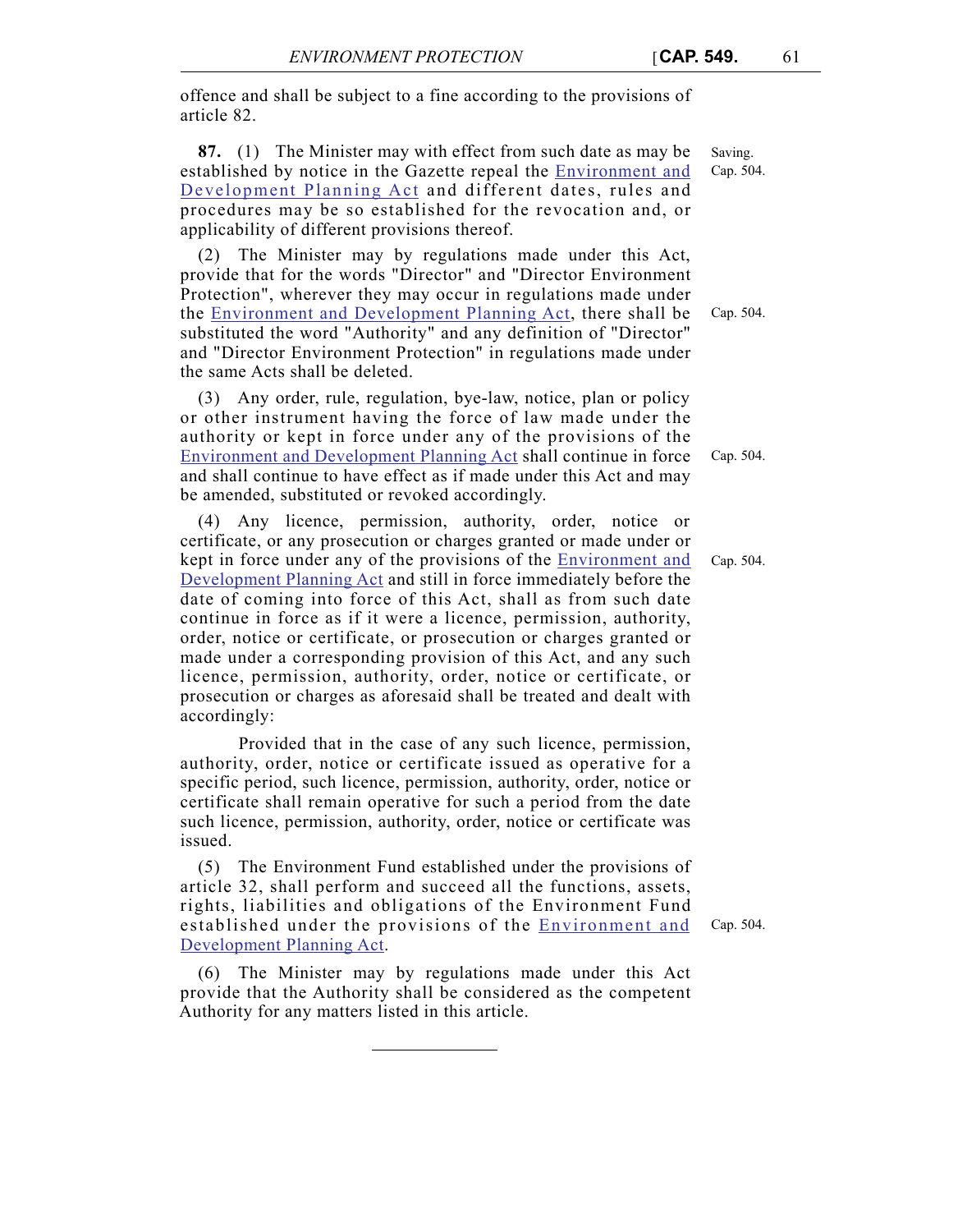offence and shall be subject to a fine according to the provisions of article 82.

Saving. Cap. 504.

**87.** (1) The Minister may with effect from such date as may be established by notice in the Gazette repeal the Environment and Development Planning Act and different dates, rules and procedures may be so established for the revocation and, or applicability of different provisions thereof.

Cap. 504.

(2) The Minister may by regulations made under this Act, provide that for the words "Director" and "Director Environment Protection", wherever they may occur in regulations made under the Environment and Development Planning Act, there shall be substituted the word "Authority" and any definition of "Director" and "Director Environment Protection" in regulations made under the same Acts shall be deleted.

Cap. 504.

(3) Any order, rule, regulation, bye-law, notice, plan or policy or other instrument having the force of law made under the authority or kept in force under any of the provisions of the Environment and Development Planning Act shall continue in force and shall continue to have effect as if made under this Act and may be amended, substituted or revoked accordingly.

Cap. 504.

(4) Any licence, permission, authority, order, notice or certificate, or any prosecution or charges granted or made under or kept in force under any of the provisions of the Environment and Development Planning Act and still in force immediately before the date of coming into force of this Act, shall as from such date continue in force as if it were a licence, permission, authority, order, notice or certificate, or prosecution or charges granted or made under a corresponding provision of this Act, and any such licence, permission, authority, order, notice or certificate, or prosecution or charges as aforesaid shall be treated and dealt with accordingly:

Provided that in the case of any such licence, permission, authority, order, notice or certificate issued as operative for a specific period, such licence, permission, authority, order, notice or certificate shall remain operative for such a period from the date such licence, permission, authority, order, notice or certificate was issued.

Cap. 504.

(5) The Environment Fund established under the provisions of article 32, shall perform and succeed all the functions, assets, rights, liabilities and obligations of the Environment Fund established under the provisions of the Environment and Development Planning Act.

(6) The Minister may by regulations made under this Act provide that the Authority shall be considered as the competent Authority for any matters listed in this article.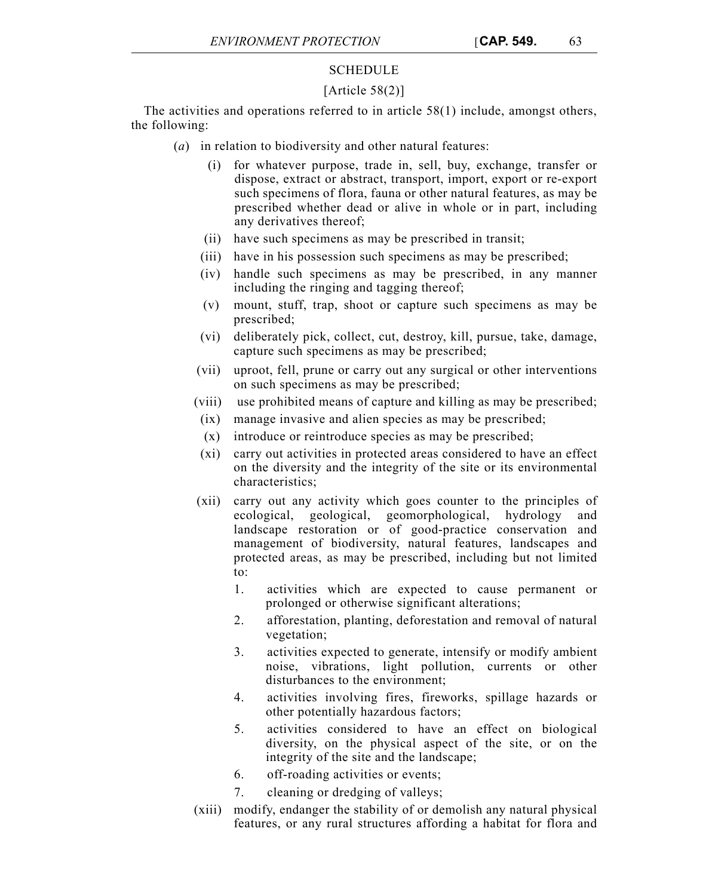SCHEDULE

[Article 58(2)]

The activities and operations referred to in article 58(1) include, amongst others, the following:

(*a*) in relation to biodiversity and other natural features:

(i) for whatever purpose, trade in, sell, buy, exchange, transfer or dispose, extract or abstract, transport, import, export or re-export such specimens of flora, fauna or other natural features, as may be prescribed whether dead or alive in whole or in part, including any derivatives thereof;

(ii) have such specimens as may be prescribed in transit;

(iii) have in his possession such specimens as may be prescribed;

(iv) handle such specimens as may be prescribed, in any manner including the ringing and tagging thereof;

(v) mount, stuff, trap, shoot or capture such specimens as may be prescribed;

(vi) deliberately pick, collect, cut, destroy, kill, pursue, take, damage, capture such specimens as may be prescribed;

(vii) uproot, fell, prune or carry out any surgical or other interventions on such specimens as may be prescribed;

(viii) use prohibited means of capture and killing as may be prescribed;

(ix) manage invasive and alien species as may be prescribed;

(x) introduce or reintroduce species as may be prescribed;

(xi) carry out activities in protected areas considered to have an effect on the diversity and the integrity of the site or its environmental characteristics;

(xii) carry out any activity which goes counter to the principles of ecological, geological, geomorphological, hydrology and landscape restoration or of good-practice conservation and management of biodiversity, natural features, landscapes and protected areas, as may be prescribed, including but not limited to:

1. activities which are expected to cause permanent or prolonged or otherwise significant alterations;

2. afforestation, planting, deforestation and removal of natural vegetation;

3. activities expected to generate, intensify or modify ambient noise, vibrations, light pollution, currents or other disturbances to the environment;

4. activities involving fires, fireworks, spillage hazards or other potentially hazardous factors;

5. activities considered to have an effect on biological diversity, on the physical aspect of the site, or on the integrity of the site and the landscape;

6. off-roading activities or events;

7. cleaning or dredging of valleys;

(xiii) modify, endanger the stability of or demolish any natural physical features, or any rural structures affording a habitat for flora and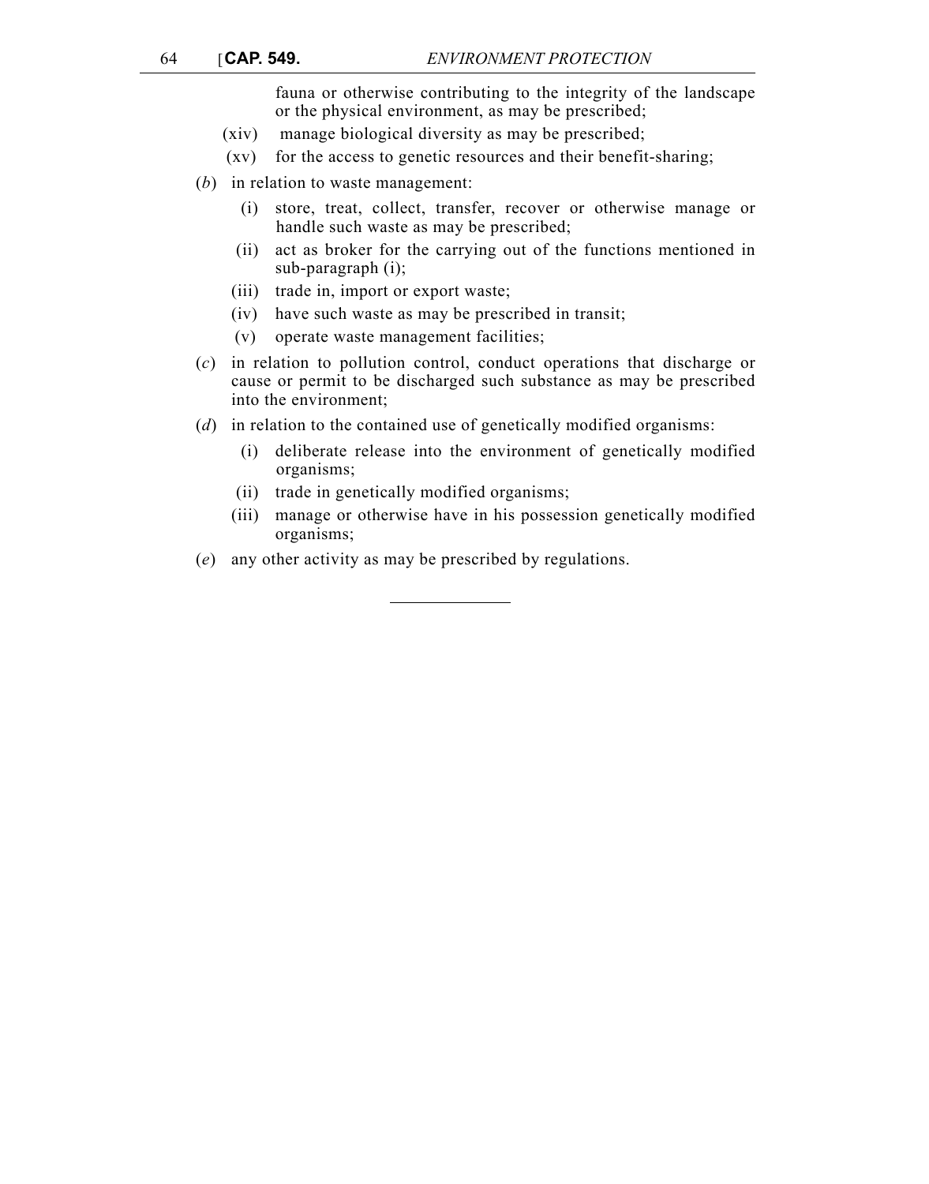fauna or otherwise contributing to the integrity of the landscape or the physical environment, as may be prescribed;

(xiv) manage biological diversity as may be prescribed;

(xv) for the access to genetic resources and their benefit-sharing;

(*b*) in relation to waste management:

(i) store, treat, collect, transfer, recover or otherwise manage or handle such waste as may be prescribed;

(ii) act as broker for the carrying out of the functions mentioned in sub-paragraph (i);

(iii) trade in, import or export waste;

(iv) have such waste as may be prescribed in transit;

(v) operate waste management facilities;

(*c*) in relation to pollution control, conduct operations that discharge or cause or permit to be discharged such substance as may be prescribed into the environment;

(*d*) in relation to the contained use of genetically modified organisms:

(i) deliberate release into the environment of genetically modified organisms;

(ii) trade in genetically modified organisms;

(iii) manage or otherwise have in his possession genetically modified organisms;

(*e*) any other activity as may be prescribed by regulations.